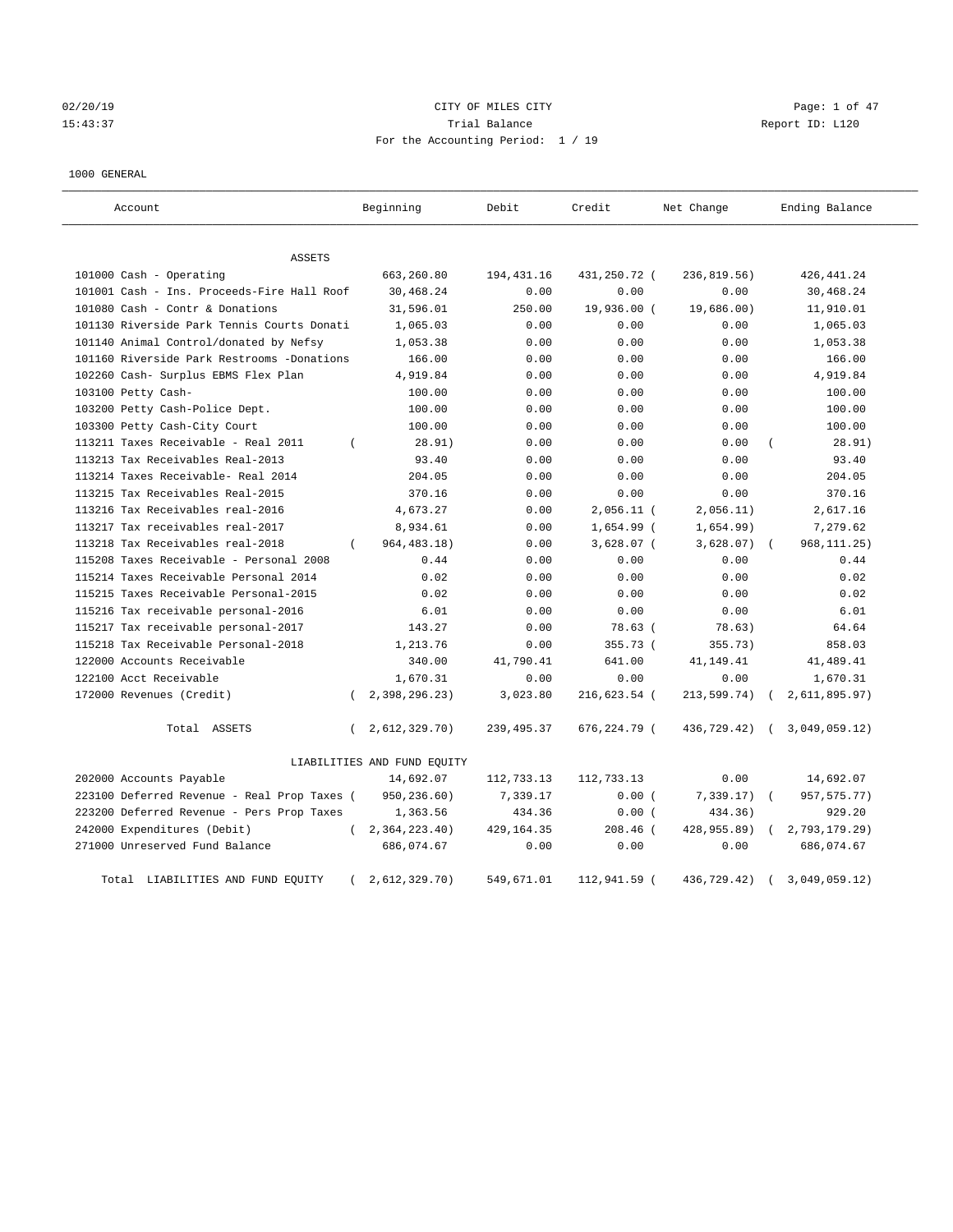02/20/19 CITY OF MILES CITY
15:43:37 Trial Balance Report ID: L120
For the Accounting Period: 1 / 19

1000 GENERAL

| Account | Beginning | Debit | Credit | Net Change | Ending Balance |
|---|---|---|---|---|---|
| ASSETS | | | | | |
| 101000 Cash - Operating | 663,260.80 | 194,431.16 | 431,250.72 | ( 236,819.56) | 426,441.24 |
| 101001 Cash - Ins. Proceeds-Fire Hall Roof | 30,468.24 | 0.00 | 0.00 | 0.00 | 30,468.24 |
| 101080 Cash - Contr & Donations | 31,596.01 | 250.00 | 19,936.00 | ( 19,686.00) | 11,910.01 |
| 101130 Riverside Park Tennis Courts Donati | 1,065.03 | 0.00 | 0.00 | 0.00 | 1,065.03 |
| 101140 Animal Control/donated by Nefsy | 1,053.38 | 0.00 | 0.00 | 0.00 | 1,053.38 |
| 101160 Riverside Park Restrooms -Donations | 166.00 | 0.00 | 0.00 | 0.00 | 166.00 |
| 102260 Cash- Surplus EBMS Flex Plan | 4,919.84 | 0.00 | 0.00 | 0.00 | 4,919.84 |
| 103100 Petty Cash- | 100.00 | 0.00 | 0.00 | 0.00 | 100.00 |
| 103200 Petty Cash-Police Dept. | 100.00 | 0.00 | 0.00 | 0.00 | 100.00 |
| 103300 Petty Cash-City Court | 100.00 | 0.00 | 0.00 | 0.00 | 100.00 |
| 113211 Taxes Receivable - Real 2011 | ( 28.91) | 0.00 | 0.00 | 0.00 | ( 28.91) |
| 113213 Tax Receivables Real-2013 | 93.40 | 0.00 | 0.00 | 0.00 | 93.40 |
| 113214 Taxes Receivable- Real 2014 | 204.05 | 0.00 | 0.00 | 0.00 | 204.05 |
| 113215 Tax Receivables Real-2015 | 370.16 | 0.00 | 0.00 | 0.00 | 370.16 |
| 113216 Tax Receivables real-2016 | 4,673.27 | 0.00 | 2,056.11 | ( 2,056.11) | 2,617.16 |
| 113217 Tax receivables real-2017 | 8,934.61 | 0.00 | 1,654.99 | ( 1,654.99) | 7,279.62 |
| 113218 Tax Receivables real-2018 | ( 964,483.18) | 0.00 | 3,628.07 | ( 3,628.07) | ( 968,111.25) |
| 115208 Taxes Receivable - Personal 2008 | 0.44 | 0.00 | 0.00 | 0.00 | 0.44 |
| 115214 Taxes Receivable Personal 2014 | 0.02 | 0.00 | 0.00 | 0.00 | 0.02 |
| 115215 Taxes Receivable Personal-2015 | 0.02 | 0.00 | 0.00 | 0.00 | 0.02 |
| 115216 Tax receivable personal-2016 | 6.01 | 0.00 | 0.00 | 0.00 | 6.01 |
| 115217 Tax receivable personal-2017 | 143.27 | 0.00 | 78.63 | ( 78.63) | 64.64 |
| 115218 Tax Receivable Personal-2018 | 1,213.76 | 0.00 | 355.73 | ( 355.73) | 858.03 |
| 122000 Accounts Receivable | 340.00 | 41,790.41 | 641.00 | 41,149.41 | 41,489.41 |
| 122100 Acct Receivable | 1,670.31 | 0.00 | 0.00 | 0.00 | 1,670.31 |
| 172000 Revenues (Credit) | ( 2,398,296.23) | 3,023.80 | 216,623.54 | ( 213,599.74) | ( 2,611,895.97) |
| Total ASSETS | ( 2,612,329.70) | 239,495.37 | 676,224.79 | ( 436,729.42) | ( 3,049,059.12) |
| LIABILITIES AND FUND EQUITY | | | | | |
| 202000 Accounts Payable | 14,692.07 | 112,733.13 | 112,733.13 | 0.00 | 14,692.07 |
| 223100 Deferred Revenue - Real Prop Taxes | ( 950,236.60) | 7,339.17 | 0.00 | ( 7,339.17) | ( 957,575.77) |
| 223200 Deferred Revenue - Pers Prop Taxes | 1,363.56 | 434.36 | 0.00 | ( 434.36) | 929.20 |
| 242000 Expenditures (Debit) | ( 2,364,223.40) | 429,164.35 | 208.46 | ( 428,955.89) | ( 2,793,179.29) |
| 271000 Unreserved Fund Balance | 686,074.67 | 0.00 | 0.00 | 0.00 | 686,074.67 |
| Total LIABILITIES AND FUND EQUITY | ( 2,612,329.70) | 549,671.01 | 112,941.59 | ( 436,729.42) | ( 3,049,059.12) |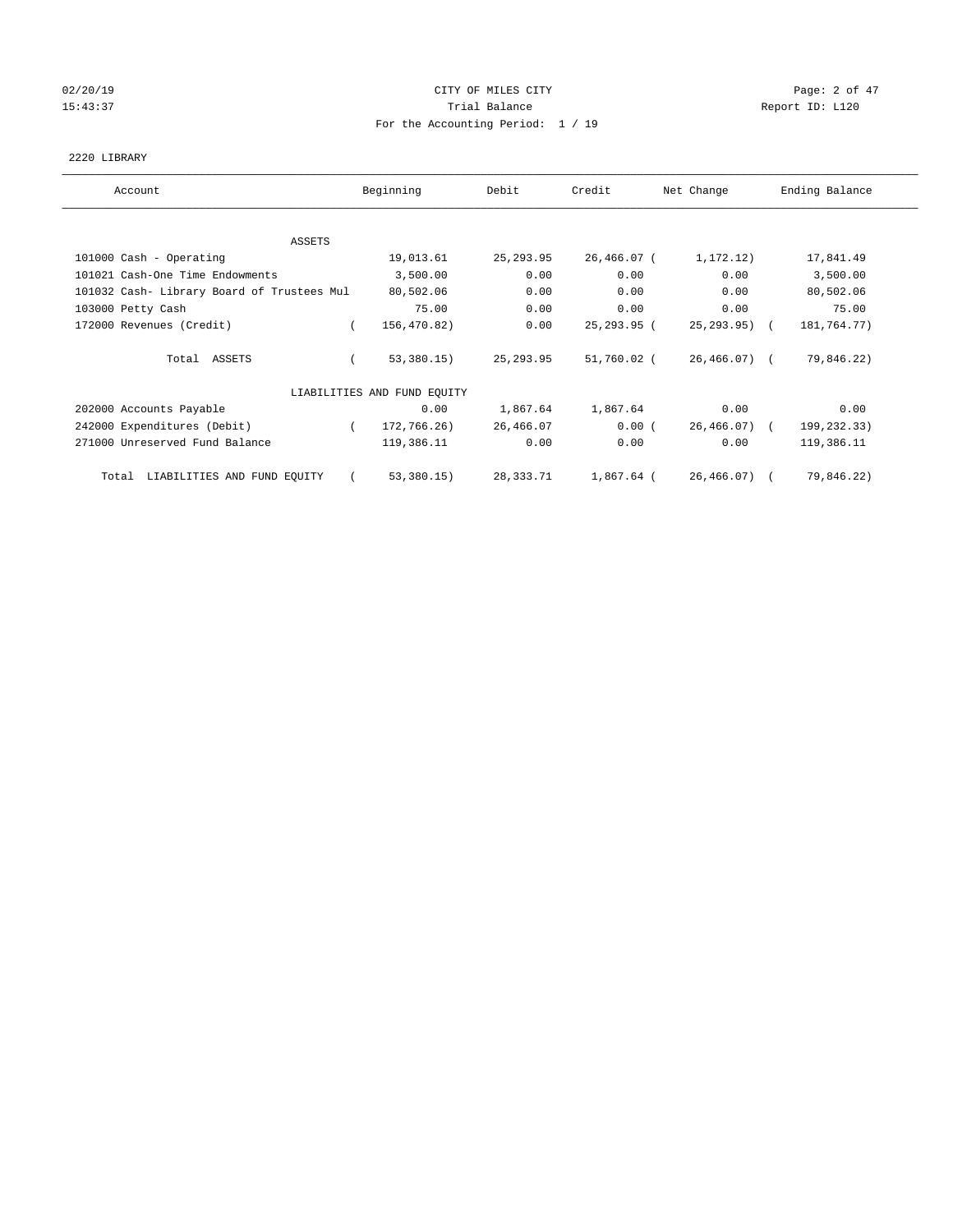CITY OF MILES CITY
Trial Balance
For the Accounting Period: 1 / 19

2220 LIBRARY

| Account | Beginning | Debit | Credit | Net Change | Ending Balance |
|---|---|---|---|---|---|
| ASSETS | | | | | |
| 101000 Cash - Operating | 19,013.61 | 25,293.95 | 26,466.07 | ( 1,172.12) | 17,841.49 |
| 101021 Cash-One Time Endowments | 3,500.00 | 0.00 | 0.00 | 0.00 | 3,500.00 |
| 101032 Cash- Library Board of Trustees Mul | 80,502.06 | 0.00 | 0.00 | 0.00 | 80,502.06 |
| 103000 Petty Cash | 75.00 | 0.00 | 0.00 | 0.00 | 75.00 |
| 172000 Revenues (Credit) | ( 156,470.82) | 0.00 | 25,293.95 | ( 25,293.95) | ( 181,764.77) |
| Total ASSETS | ( 53,380.15) | 25,293.95 | 51,760.02 | ( 26,466.07) | ( 79,846.22) |
| LIABILITIES AND FUND EQUITY | | | | | |
| 202000 Accounts Payable | 0.00 | 1,867.64 | 1,867.64 | 0.00 | 0.00 |
| 242000 Expenditures (Debit) | ( 172,766.26) | 26,466.07 | 0.00 | ( 26,466.07) | ( 199,232.33) |
| 271000 Unreserved Fund Balance | 119,386.11 | 0.00 | 0.00 | 0.00 | 119,386.11 |
| Total LIABILITIES AND FUND EQUITY | ( 53,380.15) | 28,333.71 | 1,867.64 | ( 26,466.07) | ( 79,846.22) |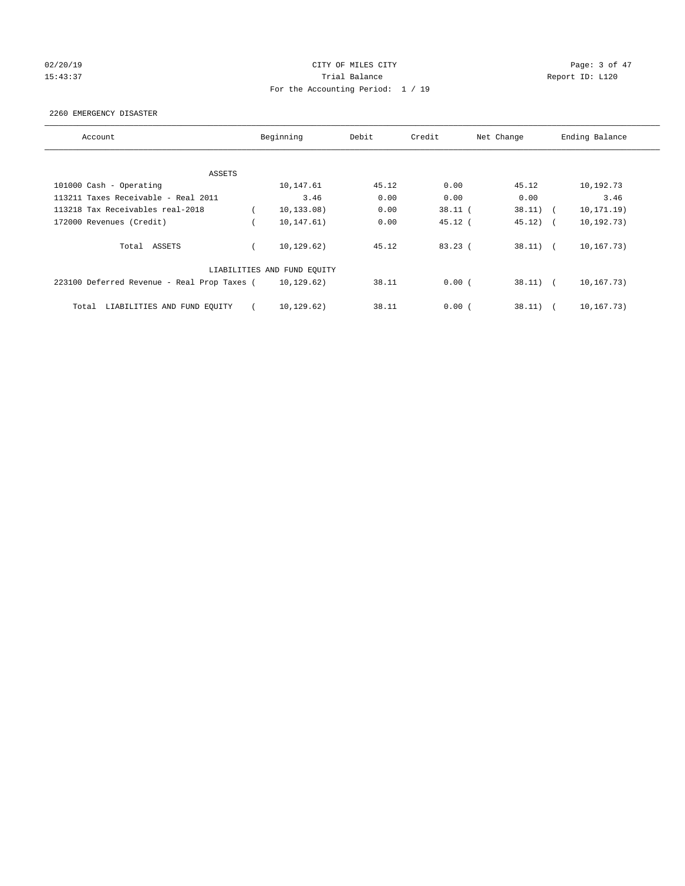CITY OF MILES CITY

Trial Balance

For the Accounting Period: 1 / 19

02/20/19
15:43:37

Report ID: L120

2260 EMERGENCY DISASTER

| Account | Beginning | Debit | Credit | Net Change | Ending Balance |
|---|---|---|---|---|---|
| **ASSETS** | | | | | |
| 101000 Cash - Operating | 10,147.61 | 45.12 | 0.00 | 45.12 | 10,192.73 |
| 113211 Taxes Receivable - Real 2011 | 3.46 | 0.00 | 0.00 | 0.00 | 3.46 |
| 113218 Tax Receivables real-2018 | ( 10,133.08) | 0.00 | 38.11 | ( 38.11) | ( 10,171.19) |
| 172000 Revenues (Credit) | ( 10,147.61) | 0.00 | 45.12 | ( 45.12) | ( 10,192.73) |
| Total ASSETS | ( 10,129.62) | 45.12 | 83.23 | ( 38.11) | ( 10,167.73) |
| **LIABILITIES AND FUND EQUITY** | | | | | |
| 223100 Deferred Revenue - Real Prop Taxes | ( 10,129.62) | 38.11 | 0.00 | ( 38.11) | ( 10,167.73) |
| Total LIABILITIES AND FUND EQUITY | ( 10,129.62) | 38.11 | 0.00 | ( 38.11) | ( 10,167.73) |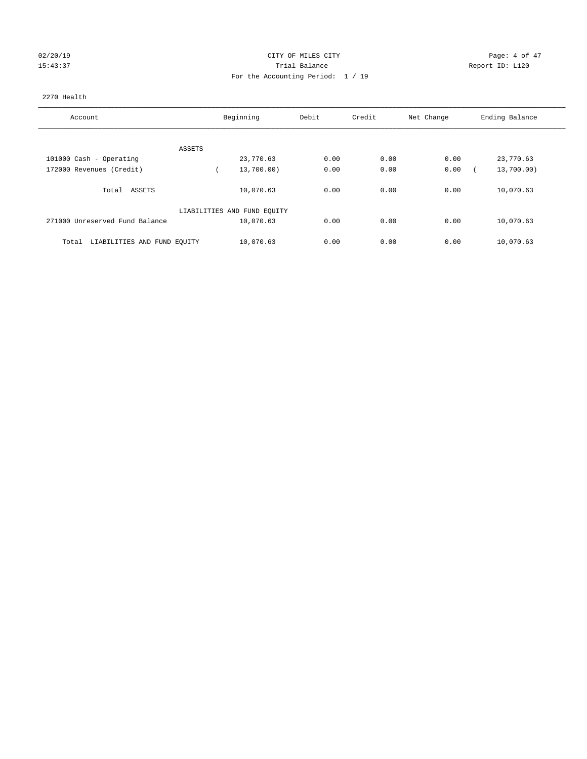CITY OF MILES CITY

Trial Balance

For the Accounting Period: 1 / 19

02/20/19 15:43:37 — Report ID: L120

2270 Health

| Account | Beginning | Debit | Credit | Net Change | Ending Balance |
|---|---|---|---|---|---|
| ASSETS | | | | | |
| 101000 Cash - Operating | 23,770.63 | 0.00 | 0.00 | 0.00 | 23,770.63 |
| 172000 Revenues (Credit) | ( 13,700.00) | 0.00 | 0.00 | 0.00 | ( 13,700.00) |
| Total ASSETS | 10,070.63 | 0.00 | 0.00 | 0.00 | 10,070.63 |
| LIABILITIES AND FUND EQUITY | | | | | |
| 271000 Unreserved Fund Balance | 10,070.63 | 0.00 | 0.00 | 0.00 | 10,070.63 |
| Total LIABILITIES AND FUND EQUITY | 10,070.63 | 0.00 | 0.00 | 0.00 | 10,070.63 |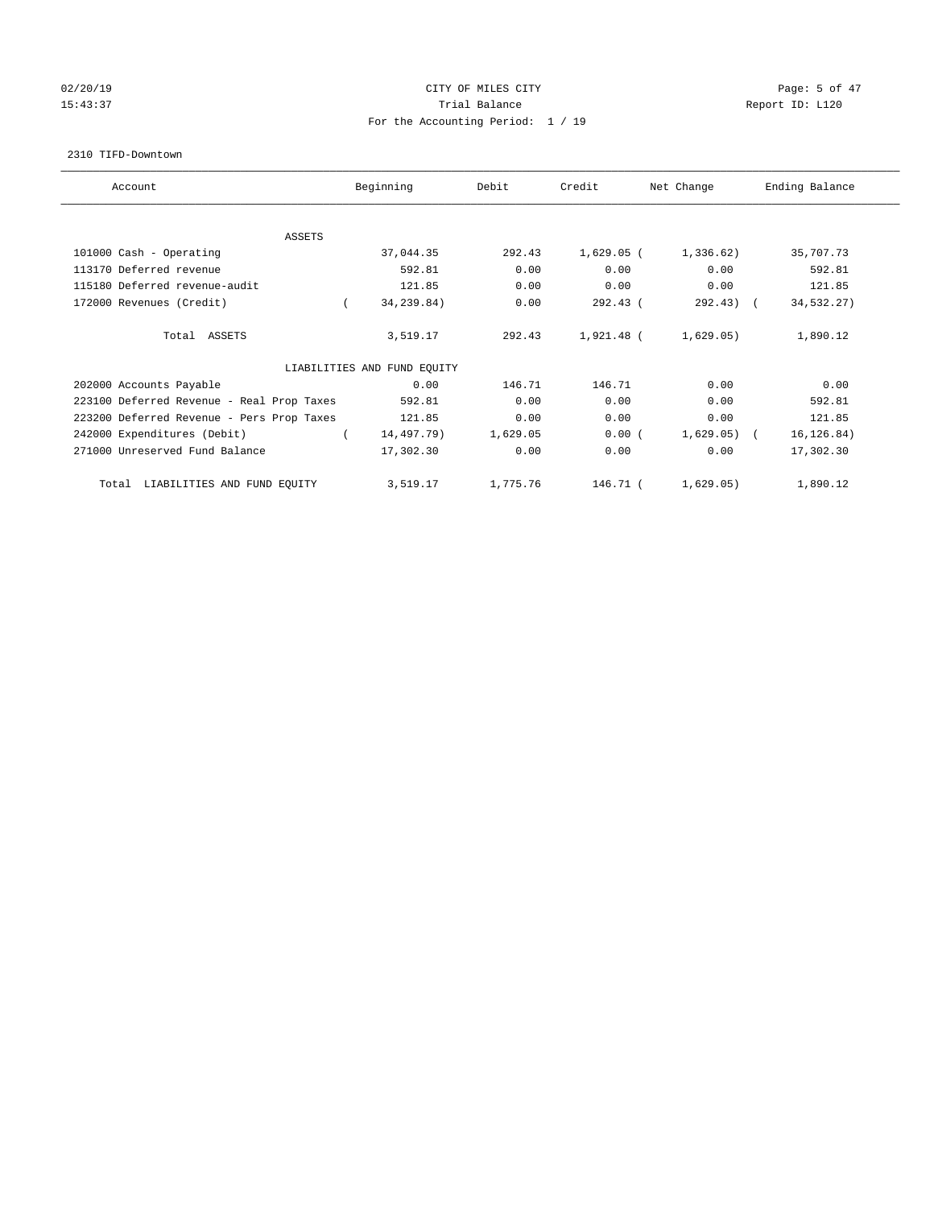CITY OF MILES CITY

Trial Balance

For the Accounting Period: 1 / 19

02/20/19 15:43:37 Report ID: L120

2310 TIFD-Downtown

| Account | Beginning | Debit | Credit | Net Change | Ending Balance |
|---|---|---|---|---|---|
| ASSETS | | | | | |
| 101000 Cash - Operating | 37,044.35 | 292.43 | 1,629.05 | (1,336.62) | 35,707.73 |
| 113170 Deferred revenue | 592.81 | 0.00 | 0.00 | 0.00 | 592.81 |
| 115180 Deferred revenue-audit | 121.85 | 0.00 | 0.00 | 0.00 | 121.85 |
| 172000 Revenues (Credit) | (34,239.84) | 0.00 | 292.43 | (292.43) | (34,532.27) |
| Total ASSETS | 3,519.17 | 292.43 | 1,921.48 | (1,629.05) | 1,890.12 |
| LIABILITIES AND FUND EQUITY | | | | | |
| 202000 Accounts Payable | 0.00 | 146.71 | 146.71 | 0.00 | 0.00 |
| 223100 Deferred Revenue - Real Prop Taxes | 592.81 | 0.00 | 0.00 | 0.00 | 592.81 |
| 223200 Deferred Revenue - Pers Prop Taxes | 121.85 | 0.00 | 0.00 | 0.00 | 121.85 |
| 242000 Expenditures (Debit) | (14,497.79) | 1,629.05 | 0.00 | (1,629.05) | (16,126.84) |
| 271000 Unreserved Fund Balance | 17,302.30 | 0.00 | 0.00 | 0.00 | 17,302.30 |
| Total LIABILITIES AND FUND EQUITY | 3,519.17 | 1,775.76 | 146.71 | (1,629.05) | 1,890.12 |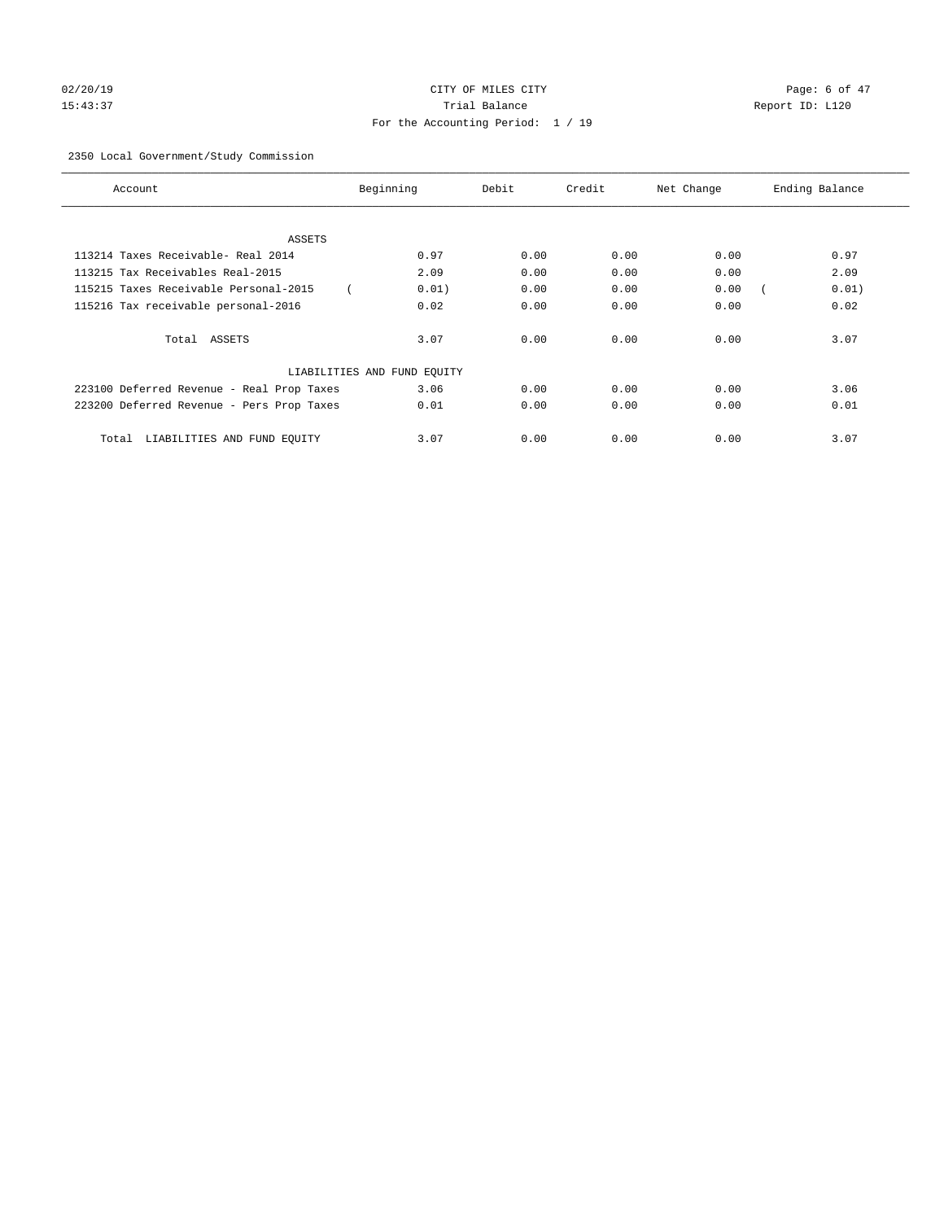CITY OF MILES CITY
Trial Balance
For the Accounting Period: 1 / 19

02/20/19
15:43:37

Report ID: L120

2350 Local Government/Study Commission

| Account | Beginning | Debit | Credit | Net Change | Ending Balance |
|---|---|---|---|---|---|
| ASSETS | | | | | |
| 113214 Taxes Receivable- Real 2014 | 0.97 | 0.00 | 0.00 | 0.00 | 0.97 |
| 113215 Tax Receivables Real-2015 | 2.09 | 0.00 | 0.00 | 0.00 | 2.09 |
| 115215 Taxes Receivable Personal-2015 | ( 0.01) | 0.00 | 0.00 | 0.00 | ( 0.01) |
| 115216 Tax receivable personal-2016 | 0.02 | 0.00 | 0.00 | 0.00 | 0.02 |
| Total ASSETS | 3.07 | 0.00 | 0.00 | 0.00 | 3.07 |
| LIABILITIES AND FUND EQUITY | | | | | |
| 223100 Deferred Revenue - Real Prop Taxes | 3.06 | 0.00 | 0.00 | 0.00 | 3.06 |
| 223200 Deferred Revenue - Pers Prop Taxes | 0.01 | 0.00 | 0.00 | 0.00 | 0.01 |
| Total LIABILITIES AND FUND EQUITY | 3.07 | 0.00 | 0.00 | 0.00 | 3.07 |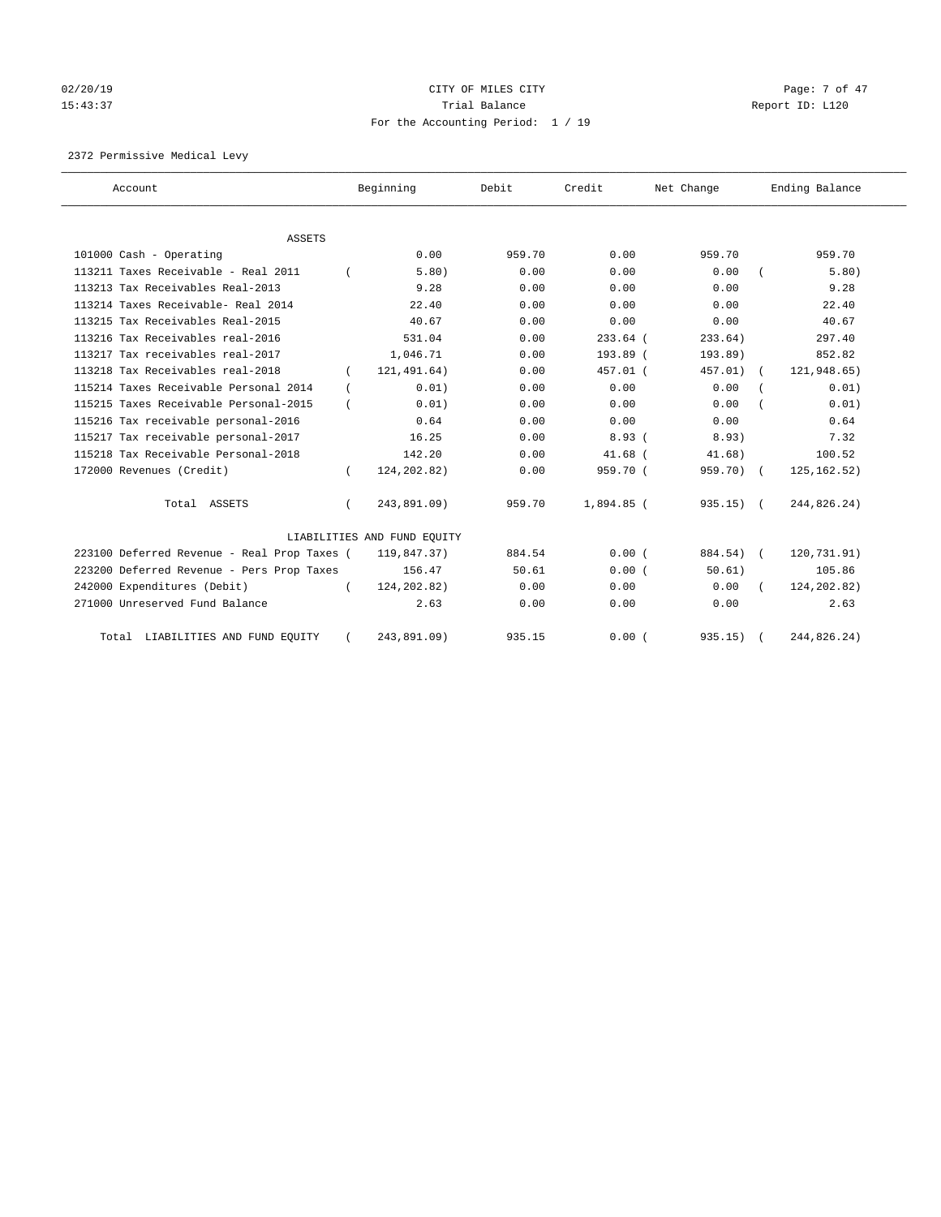CITY OF MILES CITY

Trial Balance

For the Accounting Period: 1 / 19

02/20/19 15:43:37 — Report ID: L120

2372 Permissive Medical Levy

| Account | Beginning | Debit | Credit | Net Change | Ending Balance |
|---|---|---|---|---|---|
| **ASSETS** | | | | | |
| 101000 Cash - Operating | 0.00 | 959.70 | 0.00 | 959.70 | 959.70 |
| 113211 Taxes Receivable - Real 2011 | (5.80) | 0.00 | 0.00 | 0.00 | (5.80) |
| 113213 Tax Receivables Real-2013 | 9.28 | 0.00 | 0.00 | 0.00 | 9.28 |
| 113214 Taxes Receivable- Real 2014 | 22.40 | 0.00 | 0.00 | 0.00 | 22.40 |
| 113215 Tax Receivables Real-2015 | 40.67 | 0.00 | 0.00 | 0.00 | 40.67 |
| 113216 Tax Receivables real-2016 | 531.04 | 0.00 | 233.64 | (233.64) | 297.40 |
| 113217 Tax receivables real-2017 | 1,046.71 | 0.00 | 193.89 | (193.89) | 852.82 |
| 113218 Tax Receivables real-2018 | (121,491.64) | 0.00 | 457.01 | (457.01) | (121,948.65) |
| 115214 Taxes Receivable Personal 2014 | (0.01) | 0.00 | 0.00 | 0.00 | (0.01) |
| 115215 Taxes Receivable Personal-2015 | (0.01) | 0.00 | 0.00 | 0.00 | (0.01) |
| 115216 Tax receivable personal-2016 | 0.64 | 0.00 | 0.00 | 0.00 | 0.64 |
| 115217 Tax receivable personal-2017 | 16.25 | 0.00 | 8.93 | (8.93) | 7.32 |
| 115218 Tax Receivable Personal-2018 | 142.20 | 0.00 | 41.68 | (41.68) | 100.52 |
| 172000 Revenues (Credit) | (124,202.82) | 0.00 | 959.70 | (959.70) | (125,162.52) |
| Total ASSETS | (243,891.09) | 959.70 | 1,894.85 | (935.15) | (244,826.24) |
| **LIABILITIES AND FUND EQUITY** | | | | | |
| 223100 Deferred Revenue - Real Prop Taxes | (119,847.37) | 884.54 | 0.00 | (884.54) | (120,731.91) |
| 223200 Deferred Revenue - Pers Prop Taxes | 156.47 | 50.61 | 0.00 | (50.61) | 105.86 |
| 242000 Expenditures (Debit) | (124,202.82) | 0.00 | 0.00 | 0.00 | (124,202.82) |
| 271000 Unreserved Fund Balance | 2.63 | 0.00 | 0.00 | 0.00 | 2.63 |
| Total LIABILITIES AND FUND EQUITY | (243,891.09) | 935.15 | 0.00 | (935.15) | (244,826.24) |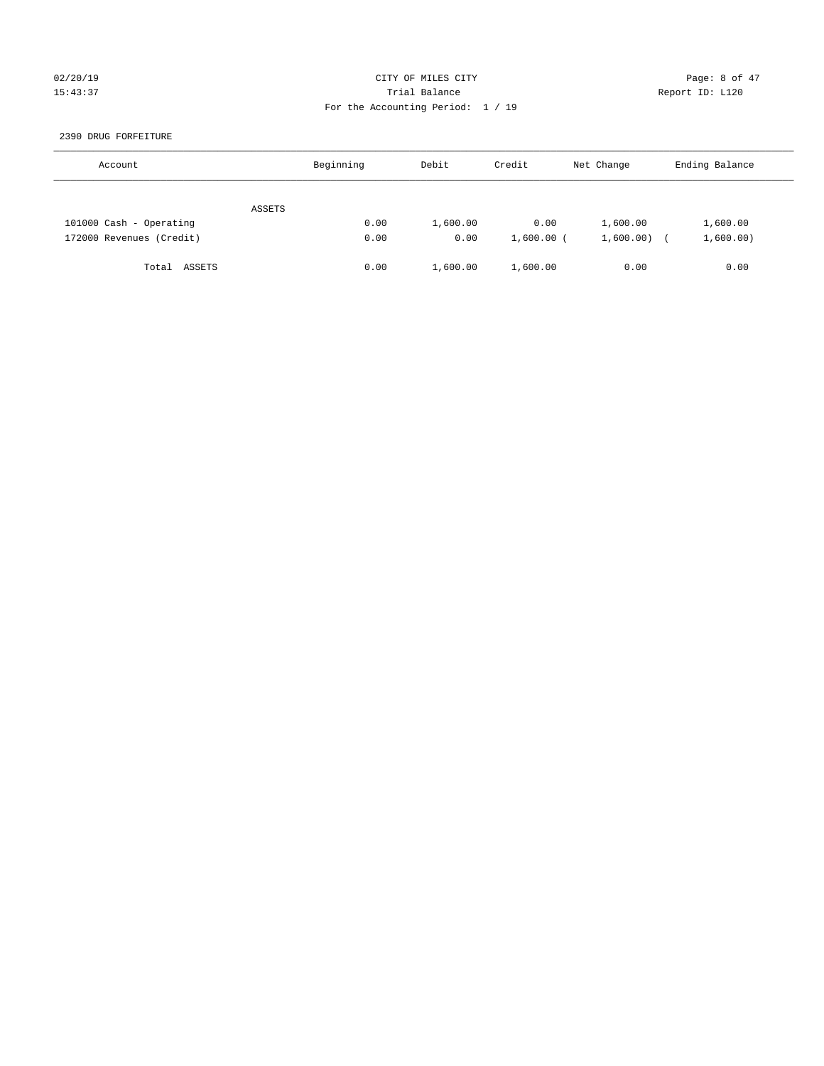CITY OF MILES CITY

Trial Balance

For the Accounting Period: 1 / 19

02/20/19
15:43:37

Report ID: L120

2390 DRUG FORFEITURE

| Account | Beginning | Debit | Credit | Net Change | Ending Balance |
|---|---|---|---|---|---|
| ASSETS | | | | | |
| 101000 Cash - Operating | 0.00 | 1,600.00 | 0.00 | 1,600.00 | 1,600.00 |
| 172000 Revenues (Credit) | 0.00 | 0.00 | 1,600.00 | (1,600.00) | (1,600.00) |
| Total ASSETS | 0.00 | 1,600.00 | 1,600.00 | 0.00 | 0.00 |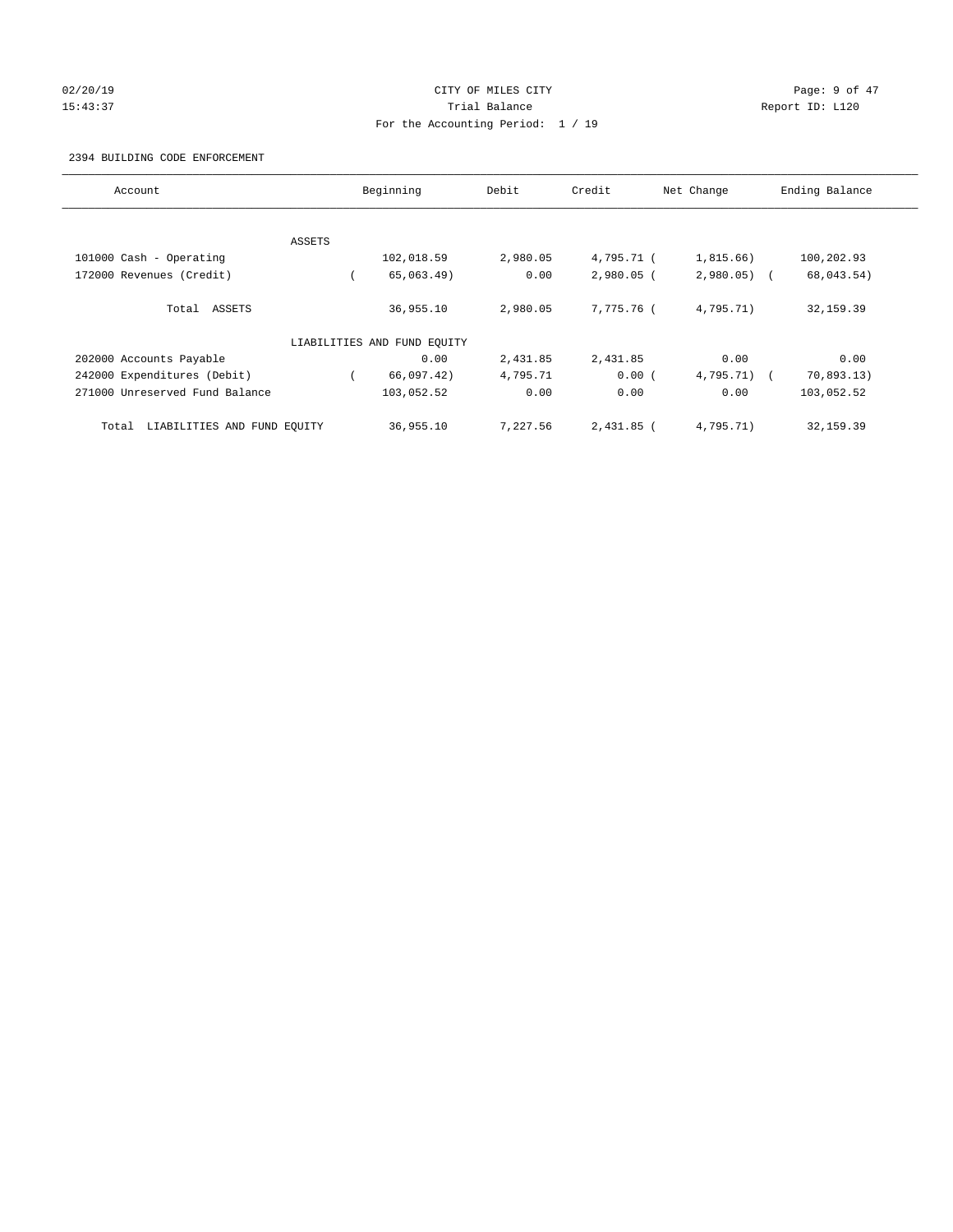CITY OF MILES CITY

Trial Balance

For the Accounting Period: 1 / 19

02/20/19
15:43:37

Report ID: L120

2394 BUILDING CODE ENFORCEMENT

| Account | Beginning | Debit | Credit | Net Change | Ending Balance |
|---|---|---|---|---|---|
| ASSETS | | | | | |
| 101000 Cash - Operating | 102,018.59 | 2,980.05 | 4,795.71 | (1,815.66) | 100,202.93 |
| 172000 Revenues (Credit) | (65,063.49) | 0.00 | 2,980.05 | (2,980.05) | (68,043.54) |
| Total ASSETS | 36,955.10 | 2,980.05 | 7,775.76 | (4,795.71) | 32,159.39 |
| LIABILITIES AND FUND EQUITY | | | | | |
| 202000 Accounts Payable | 0.00 | 2,431.85 | 2,431.85 | 0.00 | 0.00 |
| 242000 Expenditures (Debit) | (66,097.42) | 4,795.71 | 0.00 | (4,795.71) | (70,893.13) |
| 271000 Unreserved Fund Balance | 103,052.52 | 0.00 | 0.00 | 0.00 | 103,052.52 |
| Total LIABILITIES AND FUND EQUITY | 36,955.10 | 7,227.56 | 2,431.85 | (4,795.71) | 32,159.39 |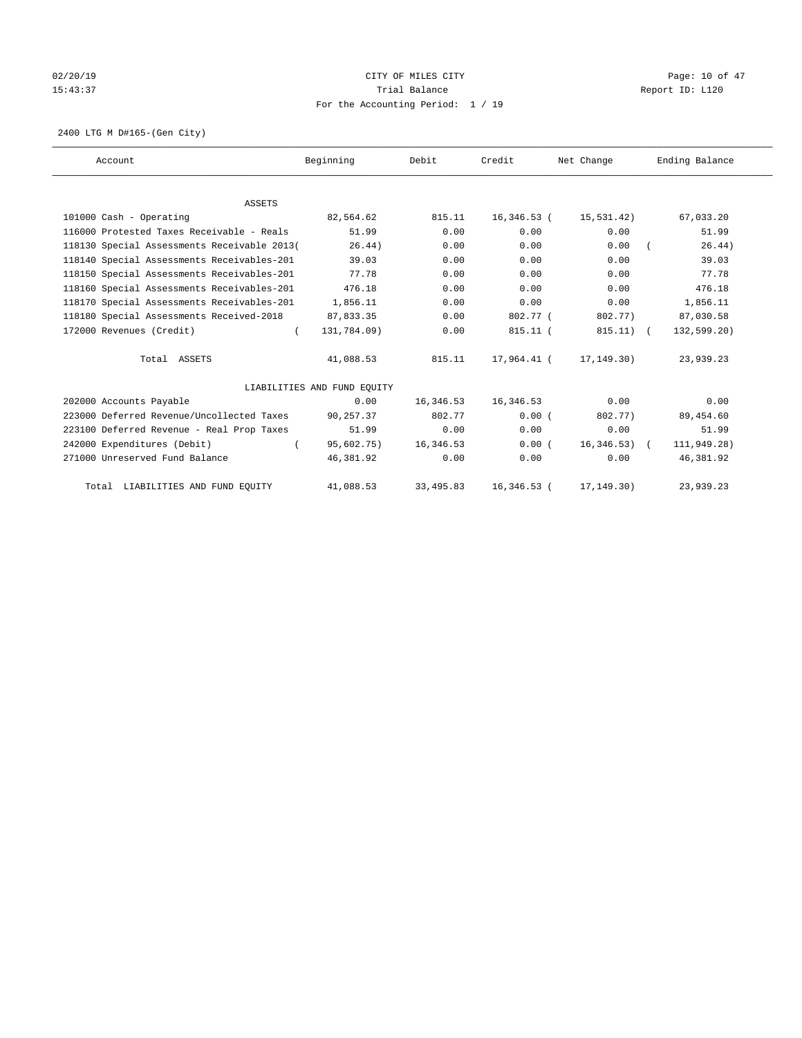CITY OF MILES CITY
Trial Balance
For the Accounting Period: 1 / 19

02/20/19
15:43:37

Report ID: L120

2400 LTG M D#165-(Gen City)

| Account | Beginning | Debit | Credit | Net Change | Ending Balance |
|---|---|---|---|---|---|
| ASSETS | | | | | |
| 101000 Cash - Operating | 82,564.62 | 815.11 | 16,346.53 | ( 15,531.42) | 67,033.20 |
| 116000 Protested Taxes Receivable - Reals | 51.99 | 0.00 | 0.00 | 0.00 | 51.99 |
| 118130 Special Assessments Receivable 2013 | ( 26.44) | 0.00 | 0.00 | 0.00 | ( 26.44) |
| 118140 Special Assessments Receivables-201 | 39.03 | 0.00 | 0.00 | 0.00 | 39.03 |
| 118150 Special Assessments Receivables-201 | 77.78 | 0.00 | 0.00 | 0.00 | 77.78 |
| 118160 Special Assessments Receivables-201 | 476.18 | 0.00 | 0.00 | 0.00 | 476.18 |
| 118170 Special Assessments Receivables-201 | 1,856.11 | 0.00 | 0.00 | 0.00 | 1,856.11 |
| 118180 Special Assessments Received-2018 | 87,833.35 | 0.00 | 802.77 | ( 802.77) | 87,030.58 |
| 172000 Revenues (Credit) | ( 131,784.09) | 0.00 | 815.11 | ( 815.11) | ( 132,599.20) |
| Total ASSETS | 41,088.53 | 815.11 | 17,964.41 | ( 17,149.30) | 23,939.23 |
| LIABILITIES AND FUND EQUITY | | | | | |
| 202000 Accounts Payable | 0.00 | 16,346.53 | 16,346.53 | 0.00 | 0.00 |
| 223000 Deferred Revenue/Uncollected Taxes | 90,257.37 | 802.77 | 0.00 | ( 802.77) | 89,454.60 |
| 223100 Deferred Revenue - Real Prop Taxes | 51.99 | 0.00 | 0.00 | 0.00 | 51.99 |
| 242000 Expenditures (Debit) | ( 95,602.75) | 16,346.53 | 0.00 | ( 16,346.53) | ( 111,949.28) |
| 271000 Unreserved Fund Balance | 46,381.92 | 0.00 | 0.00 | 0.00 | 46,381.92 |
| Total LIABILITIES AND FUND EQUITY | 41,088.53 | 33,495.83 | 16,346.53 | ( 17,149.30) | 23,939.23 |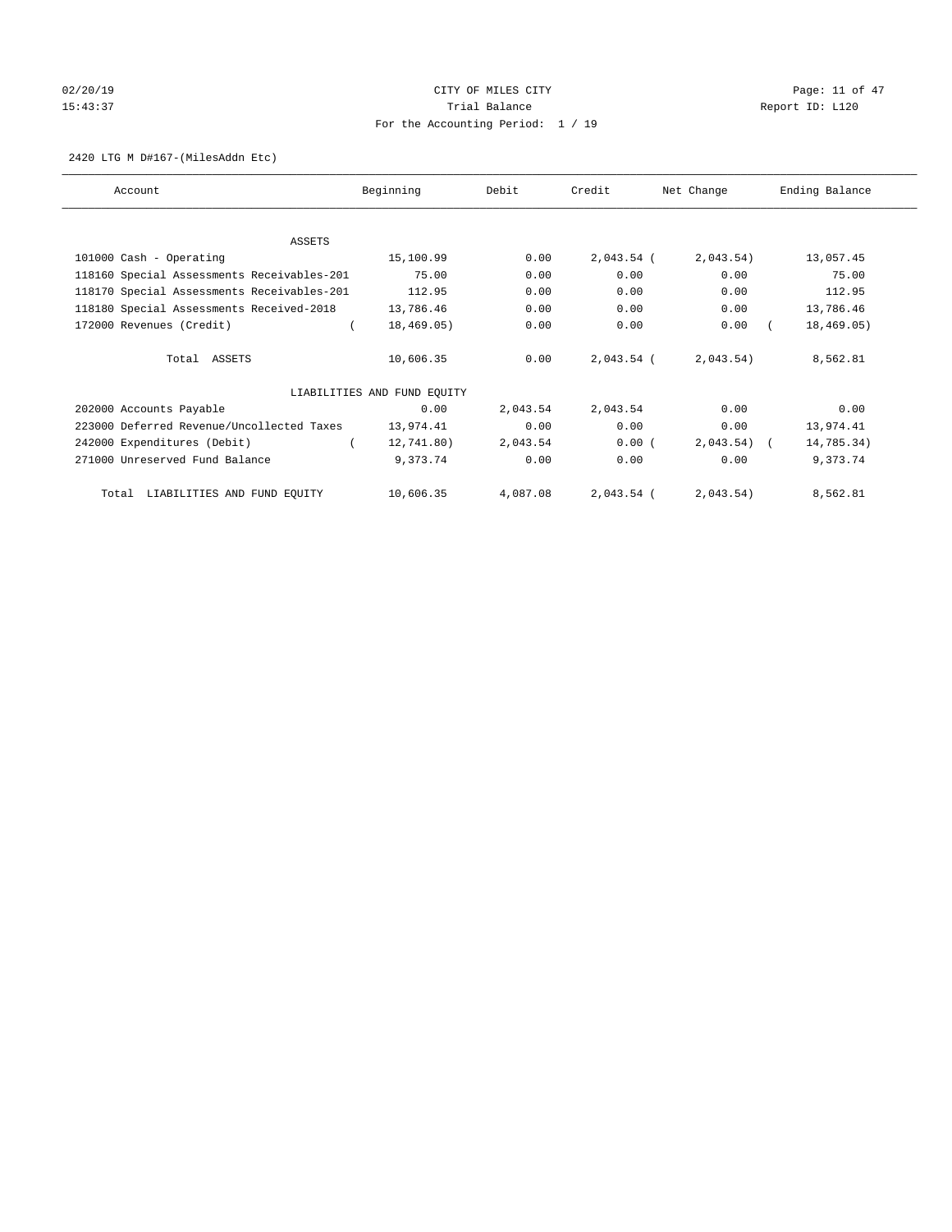CITY OF MILES CITY
Trial Balance
For the Accounting Period: 1 / 19

02/20/19
15:43:37

Report ID: L120

2420 LTG M D#167-(MilesAddn Etc)

| Account | Beginning | Debit | Credit | Net Change | Ending Balance |
|---|---|---|---|---|---|
| **ASSETS** | | | | | |
| 101000 Cash - Operating | 15,100.99 | 0.00 | 2,043.54 | (2,043.54) | 13,057.45 |
| 118160 Special Assessments Receivables-201 | 75.00 | 0.00 | 0.00 | 0.00 | 75.00 |
| 118170 Special Assessments Receivables-201 | 112.95 | 0.00 | 0.00 | 0.00 | 112.95 |
| 118180 Special Assessments Received-2018 | 13,786.46 | 0.00 | 0.00 | 0.00 | 13,786.46 |
| 172000 Revenues (Credit) | (18,469.05) | 0.00 | 0.00 | 0.00 | (18,469.05) |
| Total ASSETS | 10,606.35 | 0.00 | 2,043.54 | (2,043.54) | 8,562.81 |
| **LIABILITIES AND FUND EQUITY** | | | | | |
| 202000 Accounts Payable | 0.00 | 2,043.54 | 2,043.54 | 0.00 | 0.00 |
| 223000 Deferred Revenue/Uncollected Taxes | 13,974.41 | 0.00 | 0.00 | 0.00 | 13,974.41 |
| 242000 Expenditures (Debit) | (12,741.80) | 2,043.54 | 0.00 | (2,043.54) | (14,785.34) |
| 271000 Unreserved Fund Balance | 9,373.74 | 0.00 | 0.00 | 0.00 | 9,373.74 |
| Total LIABILITIES AND FUND EQUITY | 10,606.35 | 4,087.08 | 2,043.54 | (2,043.54) | 8,562.81 |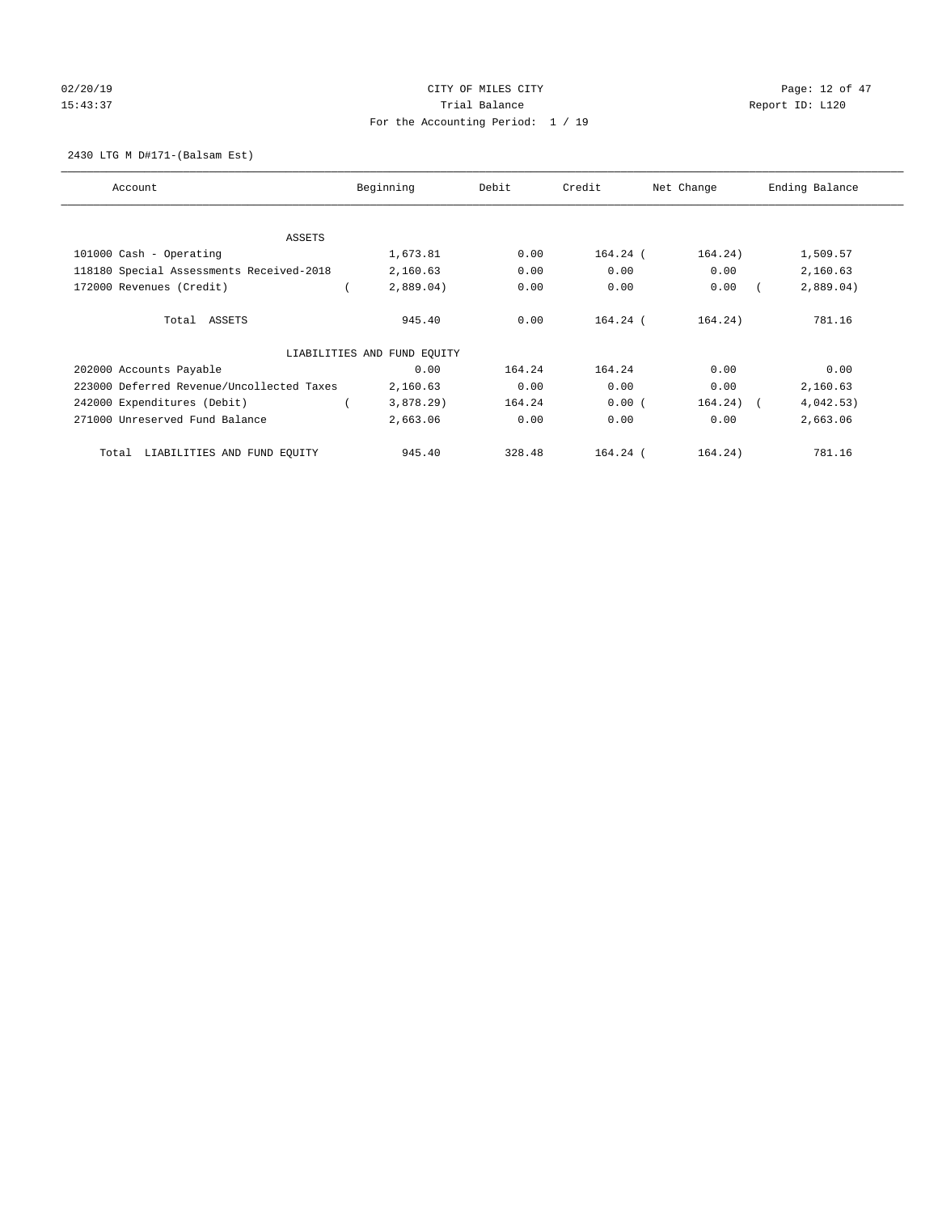CITY OF MILES CITY
Trial Balance
For the Accounting Period: 1 / 19

02/20/19
15:43:37
Report ID: L120

2430 LTG M D#171-(Balsam Est)

| Account | Beginning | Debit | Credit | Net Change | Ending Balance |
|---|---|---|---|---|---|
| ASSETS | | | | | |
| 101000 Cash - Operating | 1,673.81 | 0.00 | 164.24 | (164.24) | 1,509.57 |
| 118180 Special Assessments Received-2018 | 2,160.63 | 0.00 | 0.00 | 0.00 | 2,160.63 |
| 172000 Revenues (Credit) | (2,889.04) | 0.00 | 0.00 | 0.00 | (2,889.04) |
| Total ASSETS | 945.40 | 0.00 | 164.24 | (164.24) | 781.16 |
| LIABILITIES AND FUND EQUITY | | | | | |
| 202000 Accounts Payable | 0.00 | 164.24 | 164.24 | 0.00 | 0.00 |
| 223000 Deferred Revenue/Uncollected Taxes | 2,160.63 | 0.00 | 0.00 | 0.00 | 2,160.63 |
| 242000 Expenditures (Debit) | (3,878.29) | 164.24 | 0.00 | (164.24) | (4,042.53) |
| 271000 Unreserved Fund Balance | 2,663.06 | 0.00 | 0.00 | 0.00 | 2,663.06 |
| Total LIABILITIES AND FUND EQUITY | 945.40 | 328.48 | 164.24 | (164.24) | 781.16 |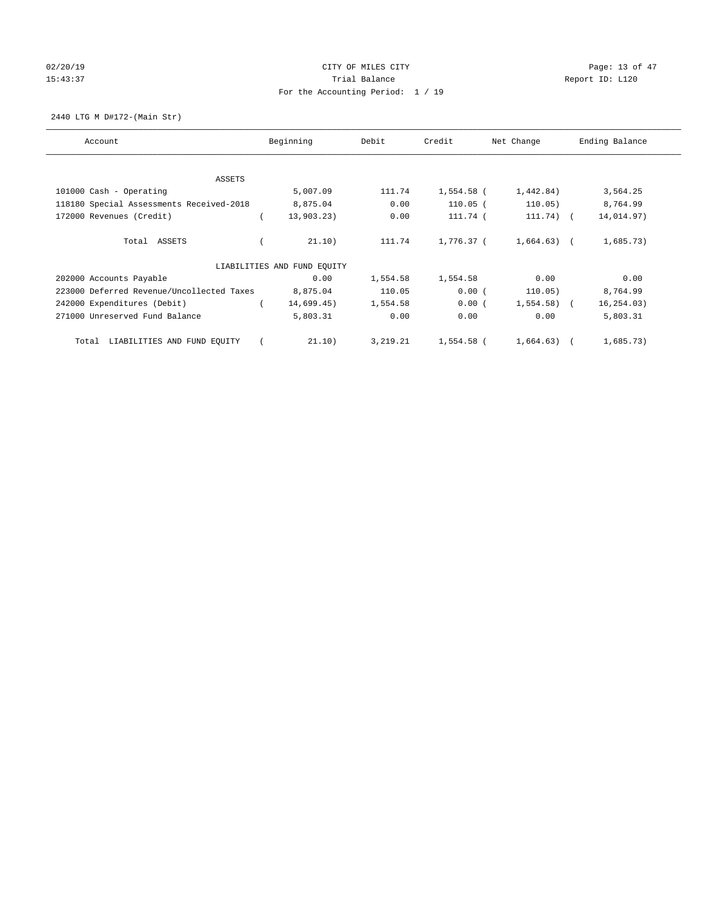CITY OF MILES CITY
Trial Balance
For the Accounting Period: 1 / 19

02/20/19
15:43:37

Report ID: L120

2440 LTG M D#172-(Main Str)

| Account | Beginning | Debit | Credit | Net Change | Ending Balance |
|---|---|---|---|---|---|
| ASSETS | | | | | |
| 101000 Cash - Operating | 5,007.09 | 111.74 | 1,554.58 | ( 1,442.84) | 3,564.25 |
| 118180 Special Assessments Received-2018 | 8,875.04 | 0.00 | 110.05 | ( 110.05) | 8,764.99 |
| 172000 Revenues (Credit) | ( 13,903.23) | 0.00 | 111.74 | ( 111.74) | ( 14,014.97) |
| Total ASSETS | ( 21.10) | 111.74 | 1,776.37 | ( 1,664.63) | ( 1,685.73) |
| LIABILITIES AND FUND EQUITY | | | | | |
| 202000 Accounts Payable | 0.00 | 1,554.58 | 1,554.58 | 0.00 | 0.00 |
| 223000 Deferred Revenue/Uncollected Taxes | 8,875.04 | 110.05 | 0.00 | ( 110.05) | 8,764.99 |
| 242000 Expenditures (Debit) | ( 14,699.45) | 1,554.58 | 0.00 | ( 1,554.58) | ( 16,254.03) |
| 271000 Unreserved Fund Balance | 5,803.31 | 0.00 | 0.00 | 0.00 | 5,803.31 |
| Total LIABILITIES AND FUND EQUITY | ( 21.10) | 3,219.21 | 1,554.58 | ( 1,664.63) | ( 1,685.73) |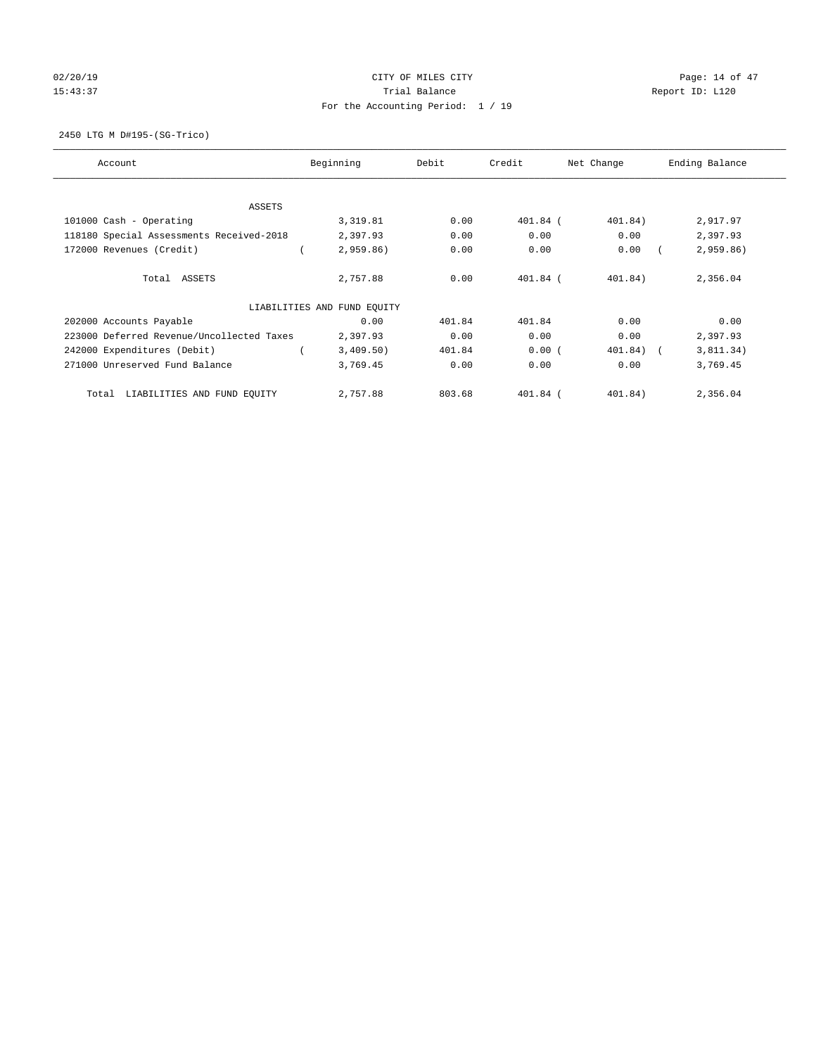CITY OF MILES CITY
Trial Balance
For the Accounting Period: 1 / 19

02/20/19 15:43:37 Report ID: L120

2450 LTG M D#195-(SG-Trico)

| Account | Beginning | Debit | Credit | Net Change | Ending Balance |
|---|---|---|---|---|---|
| ASSETS | | | | | |
| 101000 Cash - Operating | 3,319.81 | 0.00 | 401.84 | ( 401.84) | 2,917.97 |
| 118180 Special Assessments Received-2018 | 2,397.93 | 0.00 | 0.00 | 0.00 | 2,397.93 |
| 172000 Revenues (Credit) | ( 2,959.86) | 0.00 | 0.00 | 0.00 | ( 2,959.86) |
| Total ASSETS | 2,757.88 | 0.00 | 401.84 | ( 401.84) | 2,356.04 |
| LIABILITIES AND FUND EQUITY | | | | | |
| 202000 Accounts Payable | 0.00 | 401.84 | 401.84 | 0.00 | 0.00 |
| 223000 Deferred Revenue/Uncollected Taxes | 2,397.93 | 0.00 | 0.00 | 0.00 | 2,397.93 |
| 242000 Expenditures (Debit) | ( 3,409.50) | 401.84 | 0.00 | ( 401.84) | ( 3,811.34) |
| 271000 Unreserved Fund Balance | 3,769.45 | 0.00 | 0.00 | 0.00 | 3,769.45 |
| Total LIABILITIES AND FUND EQUITY | 2,757.88 | 803.68 | 401.84 | ( 401.84) | 2,356.04 |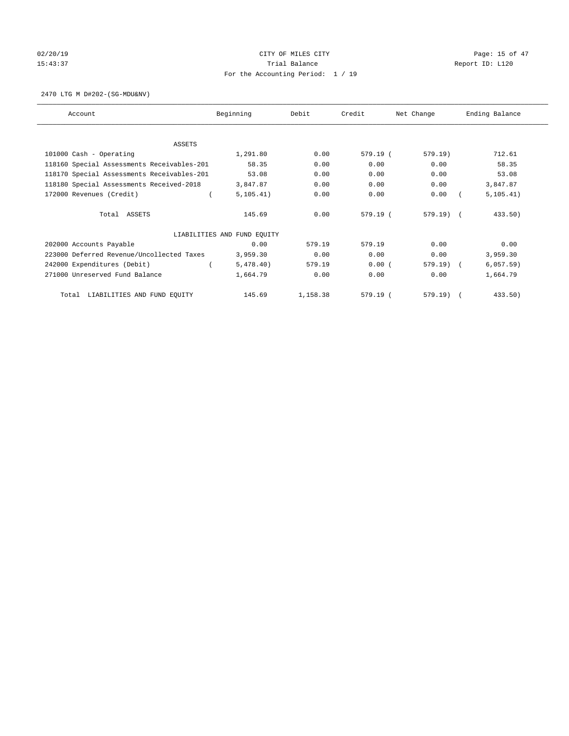CITY OF MILES CITY
Trial Balance
For the Accounting Period: 1 / 19

02/20/19
15:43:37

Report ID: L120

2470 LTG M D#202-(SG-MDU&NV)

| Account | Beginning | Debit | Credit | Net Change | Ending Balance |
|---|---|---|---|---|---|
| ASSETS | | | | | |
| 101000 Cash - Operating | 1,291.80 | 0.00 | 579.19 | ( 579.19) | 712.61 |
| 118160 Special Assessments Receivables-201 | 58.35 | 0.00 | 0.00 | 0.00 | 58.35 |
| 118170 Special Assessments Receivables-201 | 53.08 | 0.00 | 0.00 | 0.00 | 53.08 |
| 118180 Special Assessments Received-2018 | 3,847.87 | 0.00 | 0.00 | 0.00 | 3,847.87 |
| 172000 Revenues (Credit) | ( 5,105.41) | 0.00 | 0.00 | 0.00 | ( 5,105.41) |
| Total ASSETS | 145.69 | 0.00 | 579.19 | ( 579.19) | ( 433.50) |
| LIABILITIES AND FUND EQUITY | | | | | |
| 202000 Accounts Payable | 0.00 | 579.19 | 579.19 | 0.00 | 0.00 |
| 223000 Deferred Revenue/Uncollected Taxes | 3,959.30 | 0.00 | 0.00 | 0.00 | 3,959.30 |
| 242000 Expenditures (Debit) | ( 5,478.40) | 579.19 | 0.00 | ( 579.19) | ( 6,057.59) |
| 271000 Unreserved Fund Balance | 1,664.79 | 0.00 | 0.00 | 0.00 | 1,664.79 |
| Total LIABILITIES AND FUND EQUITY | 145.69 | 1,158.38 | 579.19 | ( 579.19) | ( 433.50) |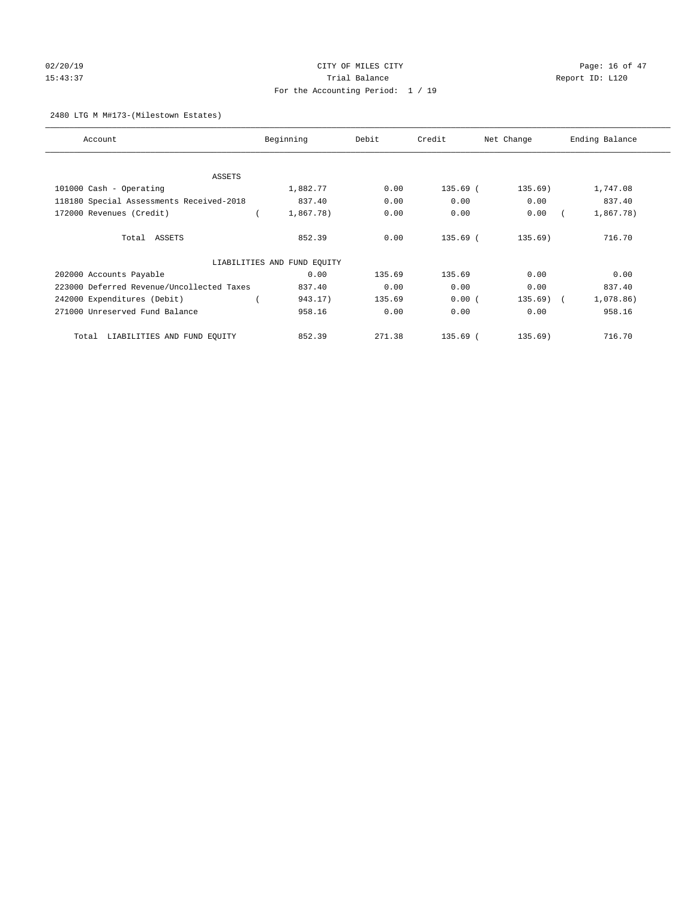CITY OF MILES CITY
Trial Balance
For the Accounting Period: 1 / 19

2480 LTG M M#173-(Milestown Estates)

| Account | Beginning | Debit | Credit | Net Change | Ending Balance |
|---|---|---|---|---|---|
| ASSETS | | | | | |
| 101000 Cash - Operating | 1,882.77 | 0.00 | 135.69 | ( 135.69) | 1,747.08 |
| 118180 Special Assessments Received-2018 | 837.40 | 0.00 | 0.00 | 0.00 | 837.40 |
| 172000 Revenues (Credit) | ( 1,867.78) | 0.00 | 0.00 | 0.00 | ( 1,867.78) |
| Total ASSETS | 852.39 | 0.00 | 135.69 | ( 135.69) | 716.70 |
| LIABILITIES AND FUND EQUITY | | | | | |
| 202000 Accounts Payable | 0.00 | 135.69 | 135.69 | 0.00 | 0.00 |
| 223000 Deferred Revenue/Uncollected Taxes | 837.40 | 0.00 | 0.00 | 0.00 | 837.40 |
| 242000 Expenditures (Debit) | ( 943.17) | 135.69 | 0.00 | ( 135.69) | ( 1,078.86) |
| 271000 Unreserved Fund Balance | 958.16 | 0.00 | 0.00 | 0.00 | 958.16 |
| Total LIABILITIES AND FUND EQUITY | 852.39 | 271.38 | 135.69 | ( 135.69) | 716.70 |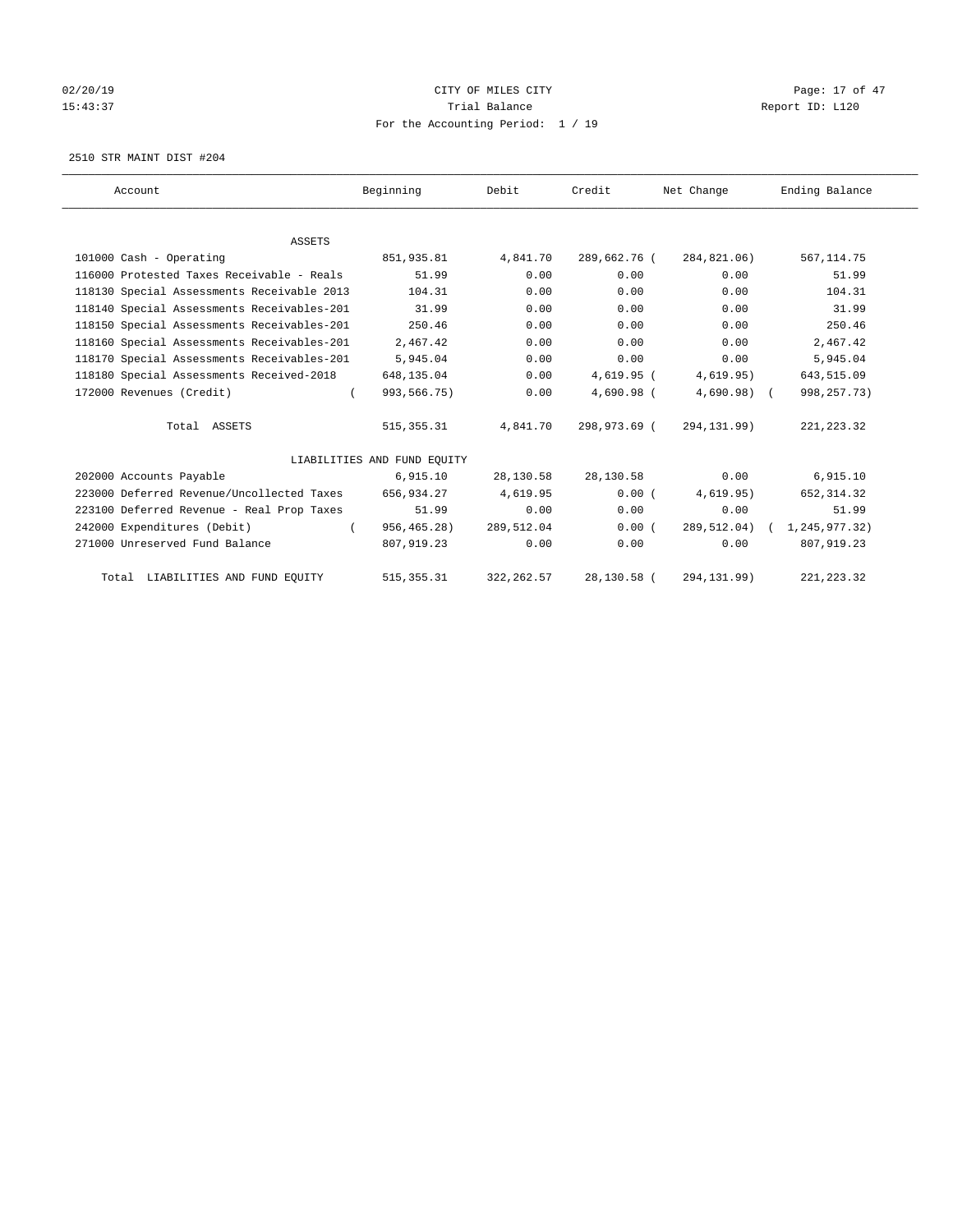CITY OF MILES CITY

Trial Balance

For the Accounting Period: 1 / 19

02/20/19 15:43:37 — Report ID: L120

2510 STR MAINT DIST #204

| Account | Beginning | Debit | Credit | Net Change | Ending Balance |
|---|---|---|---|---|---|
| **ASSETS** | | | | | |
| 101000 Cash - Operating | 851,935.81 | 4,841.70 | 289,662.76 | (284,821.06) | 567,114.75 |
| 116000 Protested Taxes Receivable - Reals | 51.99 | 0.00 | 0.00 | 0.00 | 51.99 |
| 118130 Special Assessments Receivable 2013 | 104.31 | 0.00 | 0.00 | 0.00 | 104.31 |
| 118140 Special Assessments Receivables-201 | 31.99 | 0.00 | 0.00 | 0.00 | 31.99 |
| 118150 Special Assessments Receivables-201 | 250.46 | 0.00 | 0.00 | 0.00 | 250.46 |
| 118160 Special Assessments Receivables-201 | 2,467.42 | 0.00 | 0.00 | 0.00 | 2,467.42 |
| 118170 Special Assessments Receivables-201 | 5,945.04 | 0.00 | 0.00 | 0.00 | 5,945.04 |
| 118180 Special Assessments Received-2018 | 648,135.04 | 0.00 | 4,619.95 | (4,619.95) | 643,515.09 |
| 172000 Revenues (Credit) | (993,566.75) | 0.00 | 4,690.98 | (4,690.98) | (998,257.73) |
| Total ASSETS | 515,355.31 | 4,841.70 | 298,973.69 | (294,131.99) | 221,223.32 |
| **LIABILITIES AND FUND EQUITY** | | | | | |
| 202000 Accounts Payable | 6,915.10 | 28,130.58 | 28,130.58 | 0.00 | 6,915.10 |
| 223000 Deferred Revenue/Uncollected Taxes | 656,934.27 | 4,619.95 | 0.00 | (4,619.95) | 652,314.32 |
| 223100 Deferred Revenue - Real Prop Taxes | 51.99 | 0.00 | 0.00 | 0.00 | 51.99 |
| 242000 Expenditures (Debit) | (956,465.28) | 289,512.04 | 0.00 | (289,512.04) | (1,245,977.32) |
| 271000 Unreserved Fund Balance | 807,919.23 | 0.00 | 0.00 | 0.00 | 807,919.23 |
| Total LIABILITIES AND FUND EQUITY | 515,355.31 | 322,262.57 | 28,130.58 | (294,131.99) | 221,223.32 |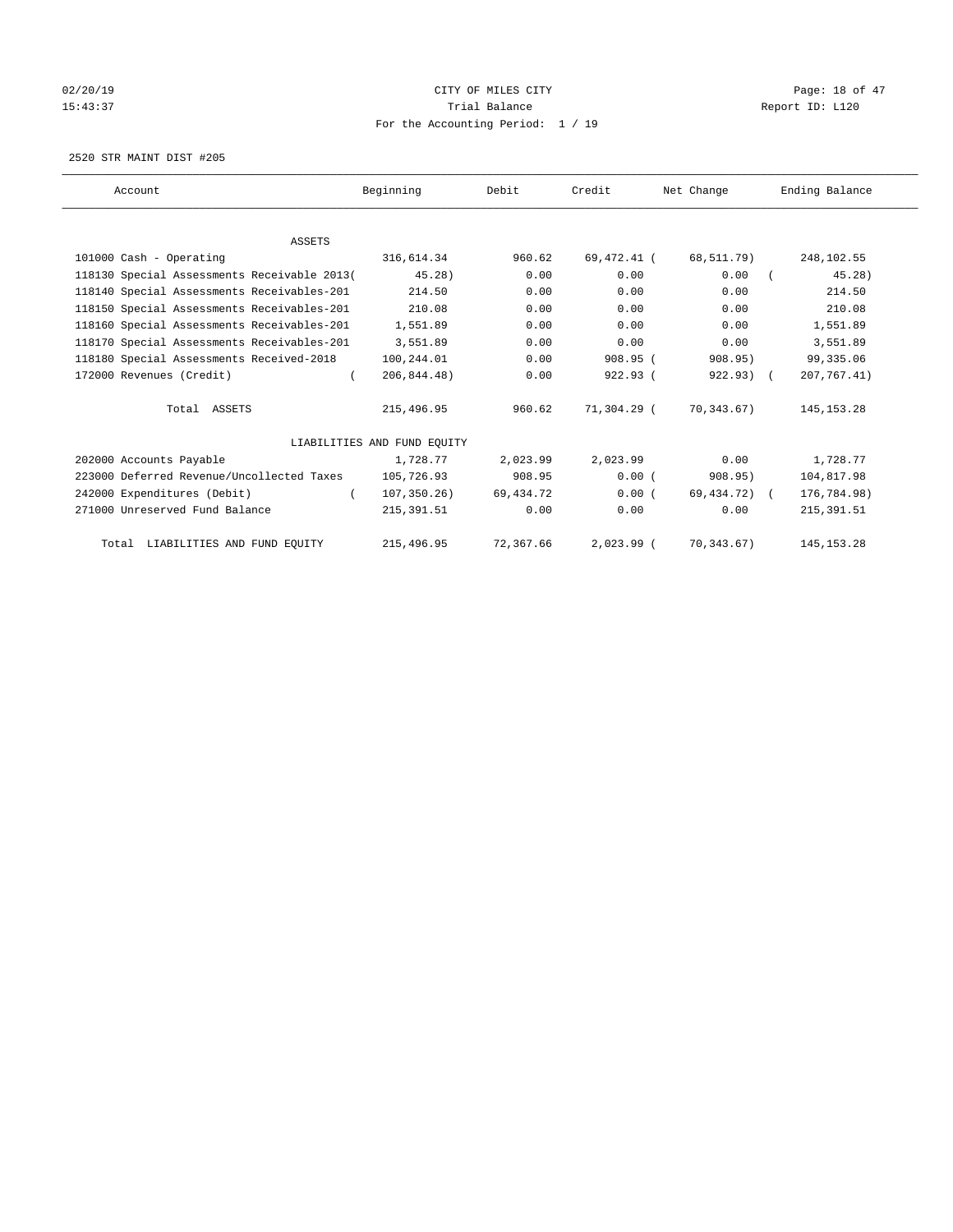02/20/19 CITY OF MILES CITY
15:43:37 Trial Balance Report ID: L120
For the Accounting Period: 1 / 19

2520 STR MAINT DIST #205

| Account | Beginning | Debit | Credit | Net Change | Ending Balance |
|---|---|---|---|---|---|
| ASSETS | | | | | |
| 101000 Cash - Operating | 316,614.34 | 960.62 | 69,472.41 | (68,511.79) | 248,102.55 |
| 118130 Special Assessments Receivable 2013 | (45.28) | 0.00 | 0.00 | 0.00 | (45.28) |
| 118140 Special Assessments Receivables-201 | 214.50 | 0.00 | 0.00 | 0.00 | 214.50 |
| 118150 Special Assessments Receivables-201 | 210.08 | 0.00 | 0.00 | 0.00 | 210.08 |
| 118160 Special Assessments Receivables-201 | 1,551.89 | 0.00 | 0.00 | 0.00 | 1,551.89 |
| 118170 Special Assessments Receivables-201 | 3,551.89 | 0.00 | 0.00 | 0.00 | 3,551.89 |
| 118180 Special Assessments Received-2018 | 100,244.01 | 0.00 | 908.95 | (908.95) | 99,335.06 |
| 172000 Revenues (Credit) | (206,844.48) | 0.00 | 922.93 | (922.93) | (207,767.41) |
| Total ASSETS | 215,496.95 | 960.62 | 71,304.29 | (70,343.67) | 145,153.28 |
| LIABILITIES AND FUND EQUITY | | | | | |
| 202000 Accounts Payable | 1,728.77 | 2,023.99 | 2,023.99 | 0.00 | 1,728.77 |
| 223000 Deferred Revenue/Uncollected Taxes | 105,726.93 | 908.95 | 0.00 | (908.95) | 104,817.98 |
| 242000 Expenditures (Debit) | (107,350.26) | 69,434.72 | 0.00 | (69,434.72) | (176,784.98) |
| 271000 Unreserved Fund Balance | 215,391.51 | 0.00 | 0.00 | 0.00 | 215,391.51 |
| Total LIABILITIES AND FUND EQUITY | 215,496.95 | 72,367.66 | 2,023.99 | (70,343.67) | 145,153.28 |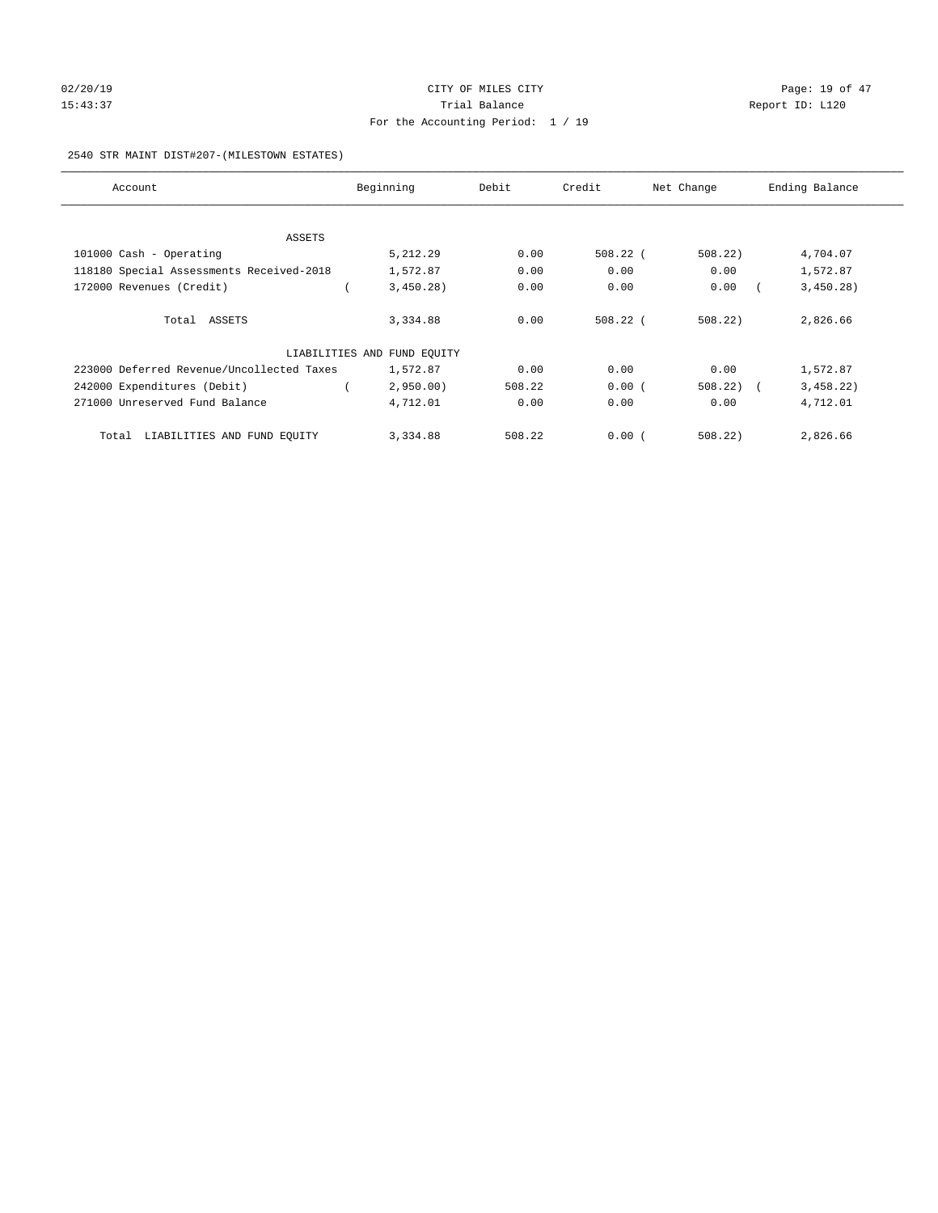CITY OF MILES CITY

Trial Balance

For the Accounting Period: 1 / 19

02/20/19 15:43:37 — Report ID: L120

2540 STR MAINT DIST#207-(MILESTOWN ESTATES)

| Account | Beginning | Debit | Credit | Net Change | Ending Balance |
|---|---|---|---|---|---|
| ASSETS | | | | | |
| 101000 Cash - Operating | 5,212.29 | 0.00 | 508.22 | ( 508.22) | 4,704.07 |
| 118180 Special Assessments Received-2018 | 1,572.87 | 0.00 | 0.00 | 0.00 | 1,572.87 |
| 172000 Revenues (Credit) | ( 3,450.28) | 0.00 | 0.00 | 0.00 | ( 3,450.28) |
| Total ASSETS | 3,334.88 | 0.00 | 508.22 | ( 508.22) | 2,826.66 |
| LIABILITIES AND FUND EQUITY | | | | | |
| 223000 Deferred Revenue/Uncollected Taxes | 1,572.87 | 0.00 | 0.00 | 0.00 | 1,572.87 |
| 242000 Expenditures (Debit) | ( 2,950.00) | 508.22 | 0.00 | ( 508.22) | ( 3,458.22) |
| 271000 Unreserved Fund Balance | 4,712.01 | 0.00 | 0.00 | 0.00 | 4,712.01 |
| Total LIABILITIES AND FUND EQUITY | 3,334.88 | 508.22 | 0.00 | ( 508.22) | 2,826.66 |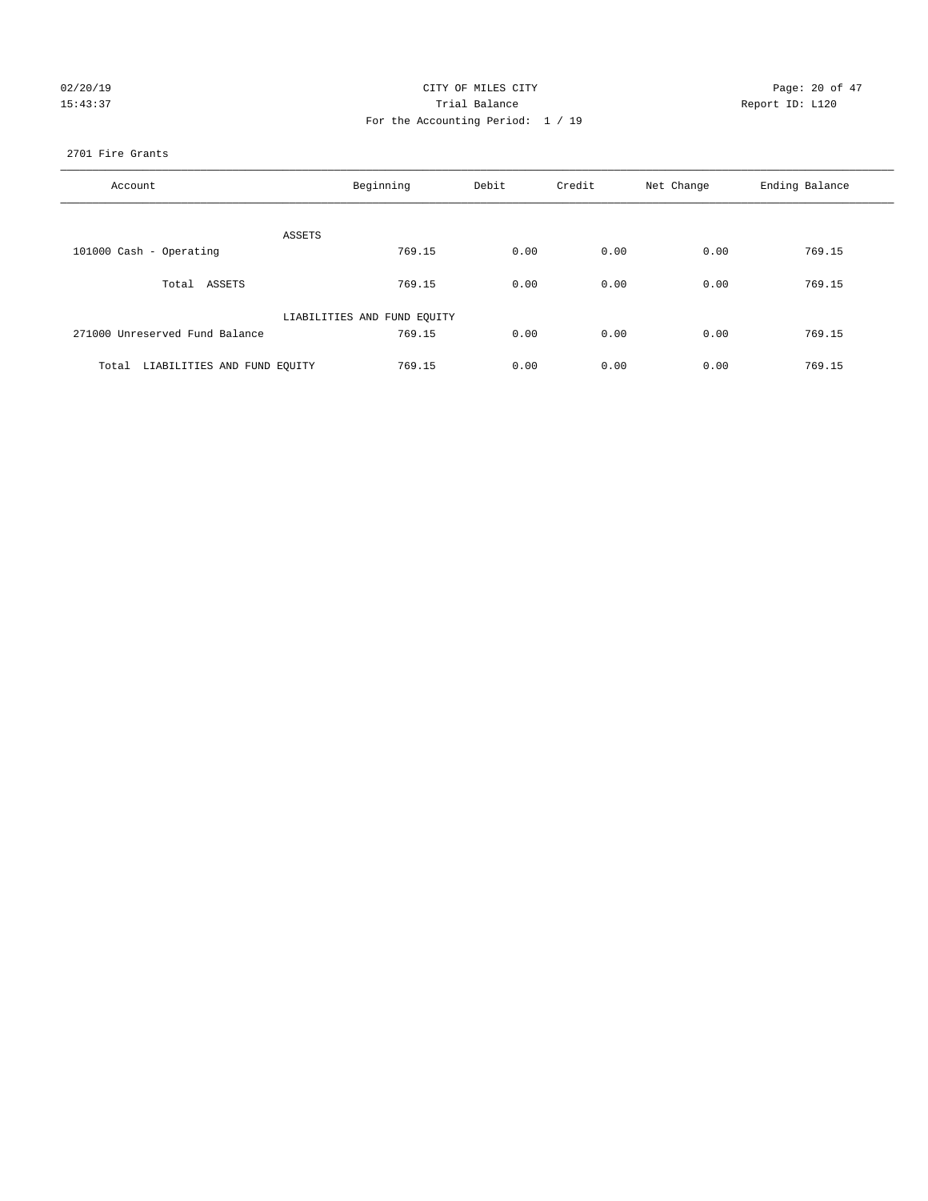CITY OF MILES CITY
Trial Balance
For the Accounting Period: 1 / 19

2701 Fire Grants

| Account | Beginning | Debit | Credit | Net Change | Ending Balance |
|---|---|---|---|---|---|
| ASSETS | | | | | |
| 101000 Cash - Operating | 769.15 | 0.00 | 0.00 | 0.00 | 769.15 |
| Total ASSETS | 769.15 | 0.00 | 0.00 | 0.00 | 769.15 |
| LIABILITIES AND FUND EQUITY | | | | | |
| 271000 Unreserved Fund Balance | 769.15 | 0.00 | 0.00 | 0.00 | 769.15 |
| Total LIABILITIES AND FUND EQUITY | 769.15 | 0.00 | 0.00 | 0.00 | 769.15 |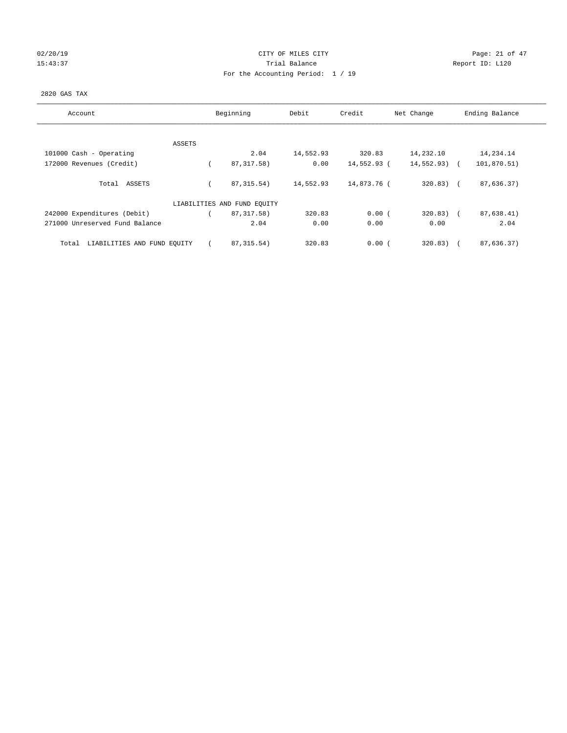CITY OF MILES CITY
Trial Balance
For the Accounting Period: 1 / 19

02/20/19
15:43:37

Report ID: L120

2820 GAS TAX

| Account | Beginning | Debit | Credit | Net Change | Ending Balance |
|---|---|---|---|---|---|
| ASSETS | | | | | |
| 101000 Cash - Operating | 2.04 | 14,552.93 | 320.83 | 14,232.10 | 14,234.14 |
| 172000 Revenues (Credit) | ( 87,317.58) | 0.00 | 14,552.93 | ( 14,552.93) | ( 101,870.51) |
| Total ASSETS | ( 87,315.54) | 14,552.93 | 14,873.76 | ( 320.83) | ( 87,636.37) |
| LIABILITIES AND FUND EQUITY | | | | | |
| 242000 Expenditures (Debit) | ( 87,317.58) | 320.83 | 0.00 | ( 320.83) | ( 87,638.41) |
| 271000 Unreserved Fund Balance | 2.04 | 0.00 | 0.00 | 0.00 | 2.04 |
| Total LIABILITIES AND FUND EQUITY | ( 87,315.54) | 320.83 | 0.00 | ( 320.83) | ( 87,636.37) |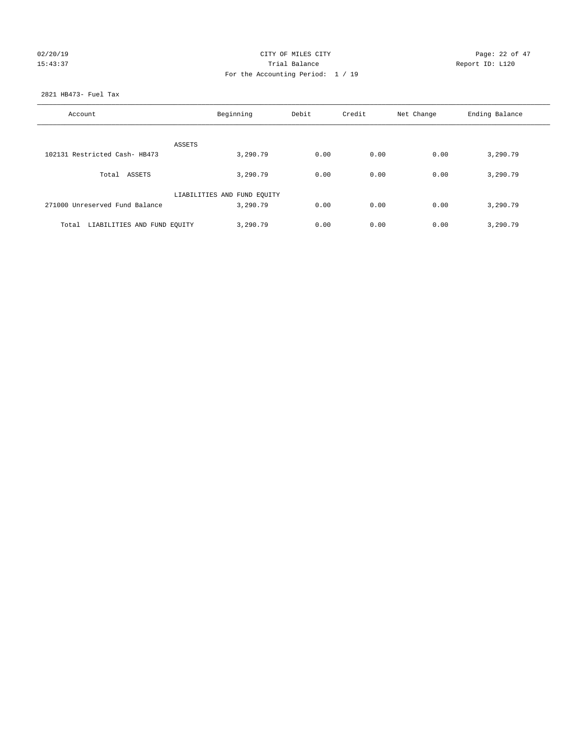CITY OF MILES CITY
Trial Balance
For the Accounting Period: 1 / 19

02/20/19
15:43:37

Report ID: L120

2821 HB473- Fuel Tax

| Account | Beginning | Debit | Credit | Net Change | Ending Balance |
|---|---|---|---|---|---|
| ASSETS | | | | | |
| 102131 Restricted Cash- HB473 | 3,290.79 | 0.00 | 0.00 | 0.00 | 3,290.79 |
| Total ASSETS | 3,290.79 | 0.00 | 0.00 | 0.00 | 3,290.79 |
| LIABILITIES AND FUND EQUITY | | | | | |
| 271000 Unreserved Fund Balance | 3,290.79 | 0.00 | 0.00 | 0.00 | 3,290.79 |
| Total LIABILITIES AND FUND EQUITY | 3,290.79 | 0.00 | 0.00 | 0.00 | 3,290.79 |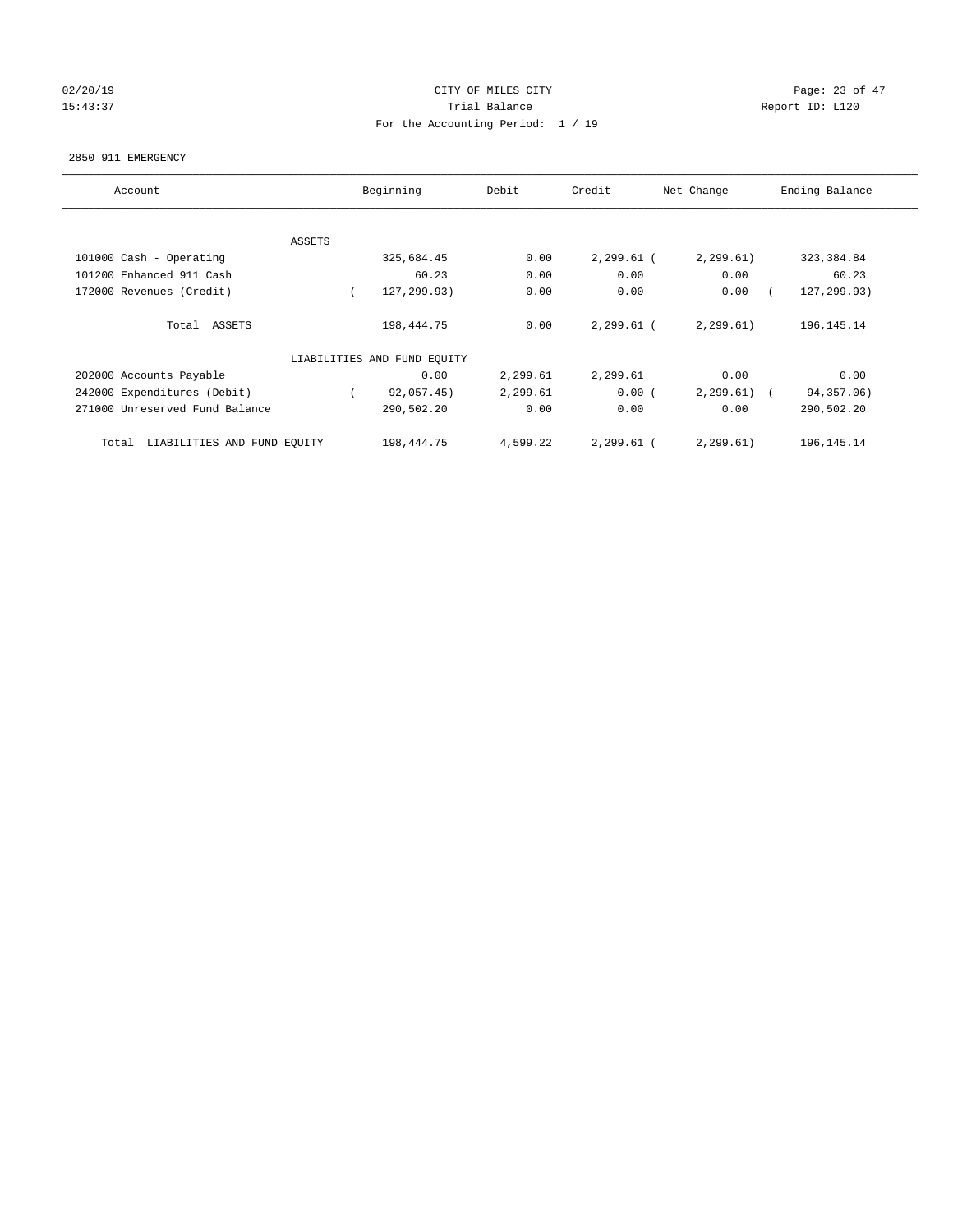02/20/19 CITY OF MILES CITY

15:43:37 Trial Balance Report ID: L120

For the Accounting Period: 1 / 19

2850 911 EMERGENCY

| Account | Beginning | Debit | Credit | Net Change | Ending Balance |
|---|---|---|---|---|---|
| ASSETS | | | | | |
| 101000 Cash - Operating | 325,684.45 | 0.00 | 2,299.61 | (2,299.61) | 323,384.84 |
| 101200 Enhanced 911 Cash | 60.23 | 0.00 | 0.00 | 0.00 | 60.23 |
| 172000 Revenues (Credit) | (127,299.93) | 0.00 | 0.00 | 0.00 | (127,299.93) |
| Total ASSETS | 198,444.75 | 0.00 | 2,299.61 | (2,299.61) | 196,145.14 |
| LIABILITIES AND FUND EQUITY | | | | | |
| 202000 Accounts Payable | 0.00 | 2,299.61 | 2,299.61 | 0.00 | 0.00 |
| 242000 Expenditures (Debit) | (92,057.45) | 2,299.61 | 0.00 | (2,299.61) | (94,357.06) |
| 271000 Unreserved Fund Balance | 290,502.20 | 0.00 | 0.00 | 0.00 | 290,502.20 |
| Total LIABILITIES AND FUND EQUITY | 198,444.75 | 4,599.22 | 2,299.61 | (2,299.61) | 196,145.14 |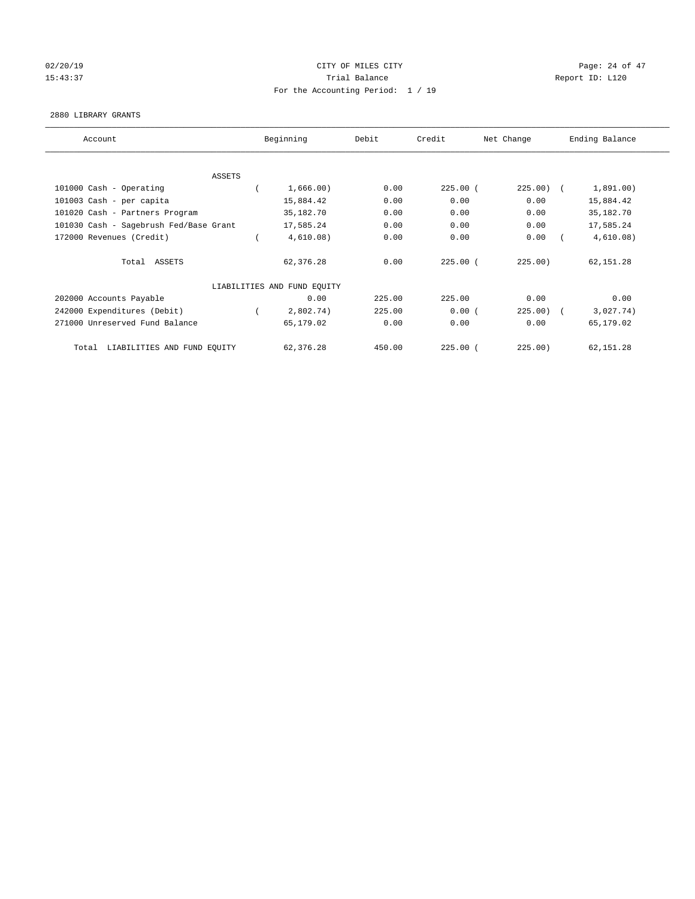02/20/19 CITY OF MILES CITY
15:43:37 Trial Balance Report ID: L120
For the Accounting Period: 1 / 19

2880 LIBRARY GRANTS

| Account | Beginning | Debit | Credit | Net Change | Ending Balance |
|---|---|---|---|---|---|
| ASSETS | | | | | |
| 101000 Cash - Operating | ( 1,666.00) | 0.00 | 225.00 | ( 225.00) | ( 1,891.00) |
| 101003 Cash - per capita | 15,884.42 | 0.00 | 0.00 | 0.00 | 15,884.42 |
| 101020 Cash - Partners Program | 35,182.70 | 0.00 | 0.00 | 0.00 | 35,182.70 |
| 101030 Cash - Sagebrush Fed/Base Grant | 17,585.24 | 0.00 | 0.00 | 0.00 | 17,585.24 |
| 172000 Revenues (Credit) | ( 4,610.08) | 0.00 | 0.00 | 0.00 | ( 4,610.08) |
| Total ASSETS | 62,376.28 | 0.00 | 225.00 | ( 225.00) | 62,151.28 |
| LIABILITIES AND FUND EQUITY | | | | | |
| 202000 Accounts Payable | 0.00 | 225.00 | 225.00 | 0.00 | 0.00 |
| 242000 Expenditures (Debit) | ( 2,802.74) | 225.00 | 0.00 | ( 225.00) | ( 3,027.74) |
| 271000 Unreserved Fund Balance | 65,179.02 | 0.00 | 0.00 | 0.00 | 65,179.02 |
| Total LIABILITIES AND FUND EQUITY | 62,376.28 | 450.00 | 225.00 | ( 225.00) | 62,151.28 |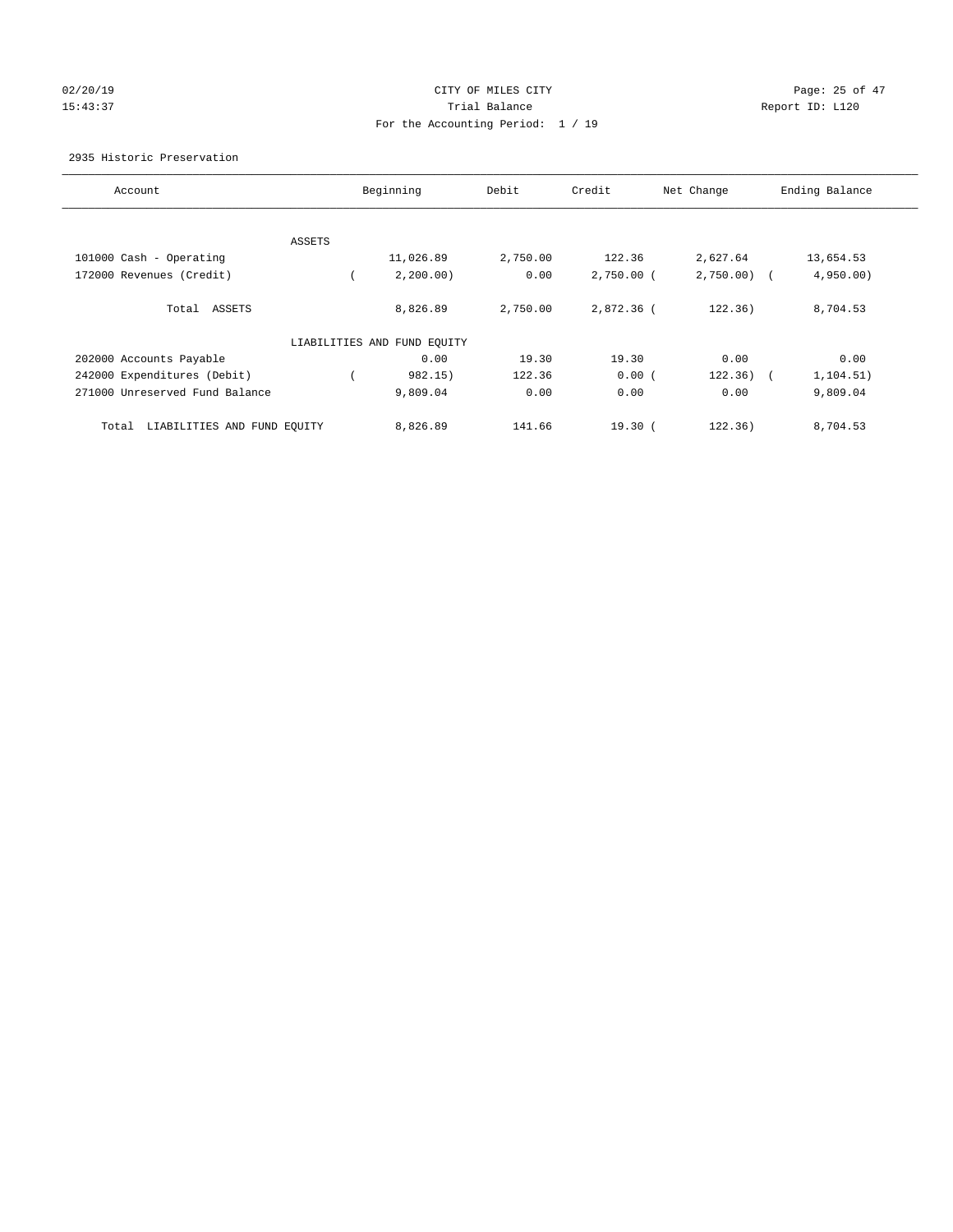CITY OF MILES CITY
Trial Balance
For the Accounting Period: 1 / 19

02/20/19
15:43:37

Report ID: L120

2935 Historic Preservation

| Account | Beginning | Debit | Credit | Net Change | Ending Balance |
|---|---|---|---|---|---|
| ASSETS | | | | | |
| 101000 Cash - Operating | 11,026.89 | 2,750.00 | 122.36 | 2,627.64 | 13,654.53 |
| 172000 Revenues (Credit) | ( 2,200.00) | 0.00 | 2,750.00 | ( 2,750.00) | ( 4,950.00) |
| Total ASSETS | 8,826.89 | 2,750.00 | 2,872.36 | ( 122.36) | 8,704.53 |
| LIABILITIES AND FUND EQUITY | | | | | |
| 202000 Accounts Payable | 0.00 | 19.30 | 19.30 | 0.00 | 0.00 |
| 242000 Expenditures (Debit) | ( 982.15) | 122.36 | 0.00 | ( 122.36) | ( 1,104.51) |
| 271000 Unreserved Fund Balance | 9,809.04 | 0.00 | 0.00 | 0.00 | 9,809.04 |
| Total LIABILITIES AND FUND EQUITY | 8,826.89 | 141.66 | 19.30 | ( 122.36) | 8,704.53 |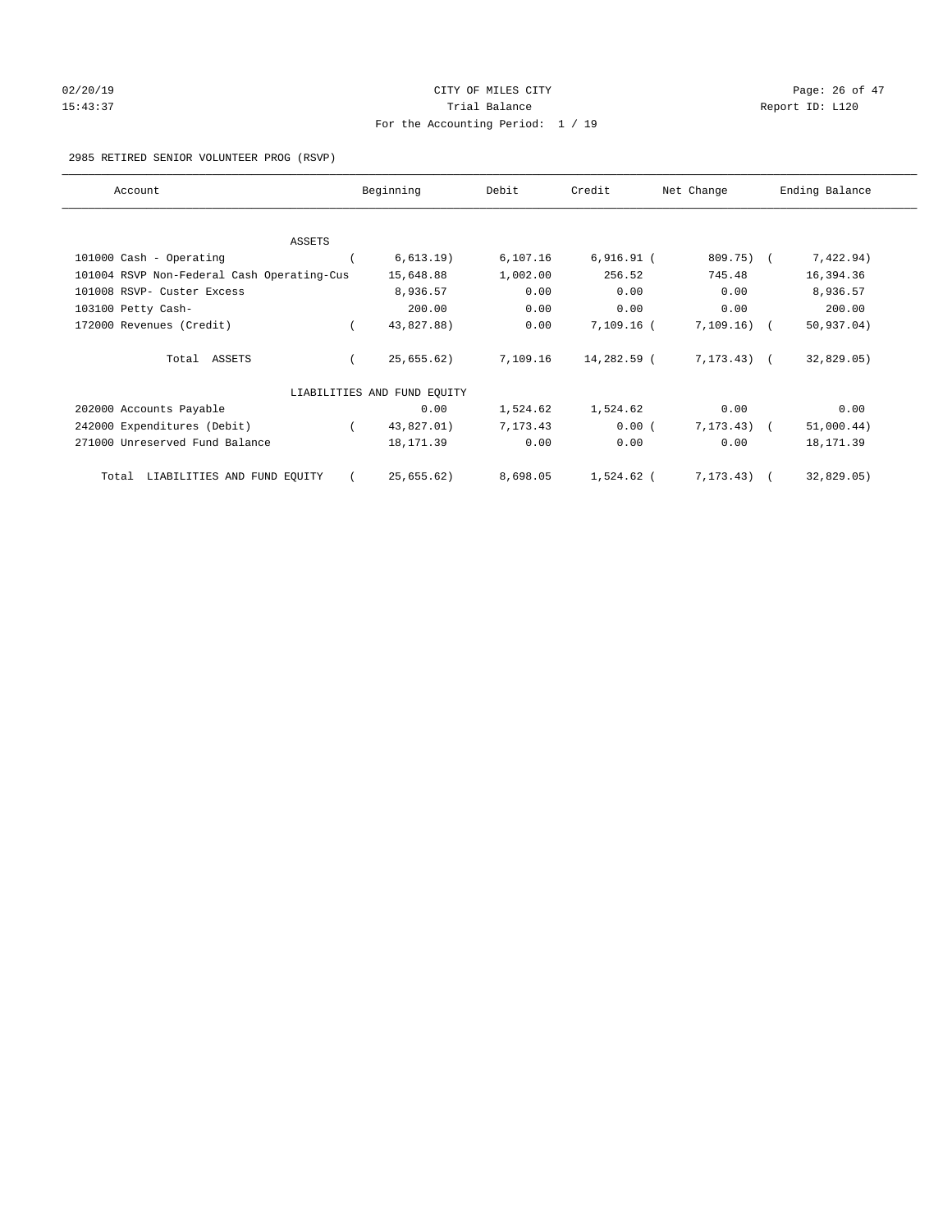CITY OF MILES CITY
Trial Balance
For the Accounting Period: 1 / 19

02/20/19
15:43:37

Report ID: L120

2985 RETIRED SENIOR VOLUNTEER PROG (RSVP)

| Account | Beginning | Debit | Credit | Net Change | Ending Balance |
|---|---|---|---|---|---|
| ASSETS | | | | | |
| 101000 Cash - Operating | ( 6,613.19) | 6,107.16 | 6,916.91 | ( 809.75) | ( 7,422.94) |
| 101004 RSVP Non-Federal Cash Operating-Cus | 15,648.88 | 1,002.00 | 256.52 | 745.48 | 16,394.36 |
| 101008 RSVP- Custer Excess | 8,936.57 | 0.00 | 0.00 | 0.00 | 8,936.57 |
| 103100 Petty Cash- | 200.00 | 0.00 | 0.00 | 0.00 | 200.00 |
| 172000 Revenues (Credit) | ( 43,827.88) | 0.00 | 7,109.16 | ( 7,109.16) | ( 50,937.04) |
| Total ASSETS | ( 25,655.62) | 7,109.16 | 14,282.59 | ( 7,173.43) | ( 32,829.05) |
| LIABILITIES AND FUND EQUITY | | | | | |
| 202000 Accounts Payable | 0.00 | 1,524.62 | 1,524.62 | 0.00 | 0.00 |
| 242000 Expenditures (Debit) | ( 43,827.01) | 7,173.43 | 0.00 | ( 7,173.43) | ( 51,000.44) |
| 271000 Unreserved Fund Balance | 18,171.39 | 0.00 | 0.00 | 0.00 | 18,171.39 |
| Total LIABILITIES AND FUND EQUITY | ( 25,655.62) | 8,698.05 | 1,524.62 | ( 7,173.43) | ( 32,829.05) |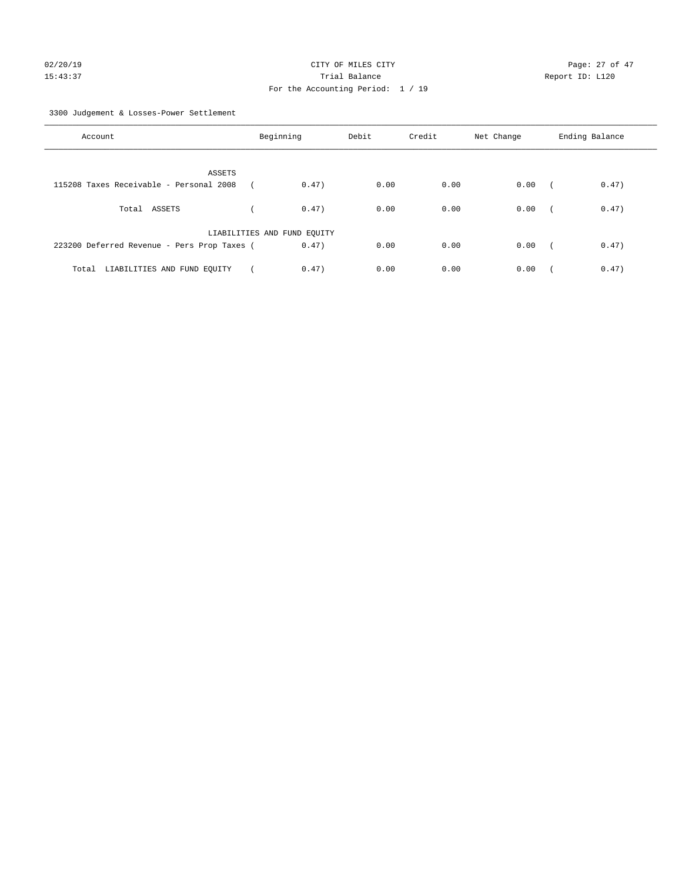CITY OF MILES CITY
Trial Balance
For the Accounting Period: 1 / 19

02/20/19
15:43:37

Report ID: L120

3300 Judgement & Losses-Power Settlement

| Account | Beginning | Debit | Credit | Net Change | Ending Balance |
|---|---|---|---|---|---|
| ASSETS | | | | | |
| 115208 Taxes Receivable - Personal 2008 | ( 0.47) | 0.00 | 0.00 | 0.00 | ( 0.47) |
| Total ASSETS | ( 0.47) | 0.00 | 0.00 | 0.00 | ( 0.47) |
| LIABILITIES AND FUND EQUITY | | | | | |
| 223200 Deferred Revenue - Pers Prop Taxes | ( 0.47) | 0.00 | 0.00 | 0.00 | ( 0.47) |
| Total LIABILITIES AND FUND EQUITY | ( 0.47) | 0.00 | 0.00 | 0.00 | ( 0.47) |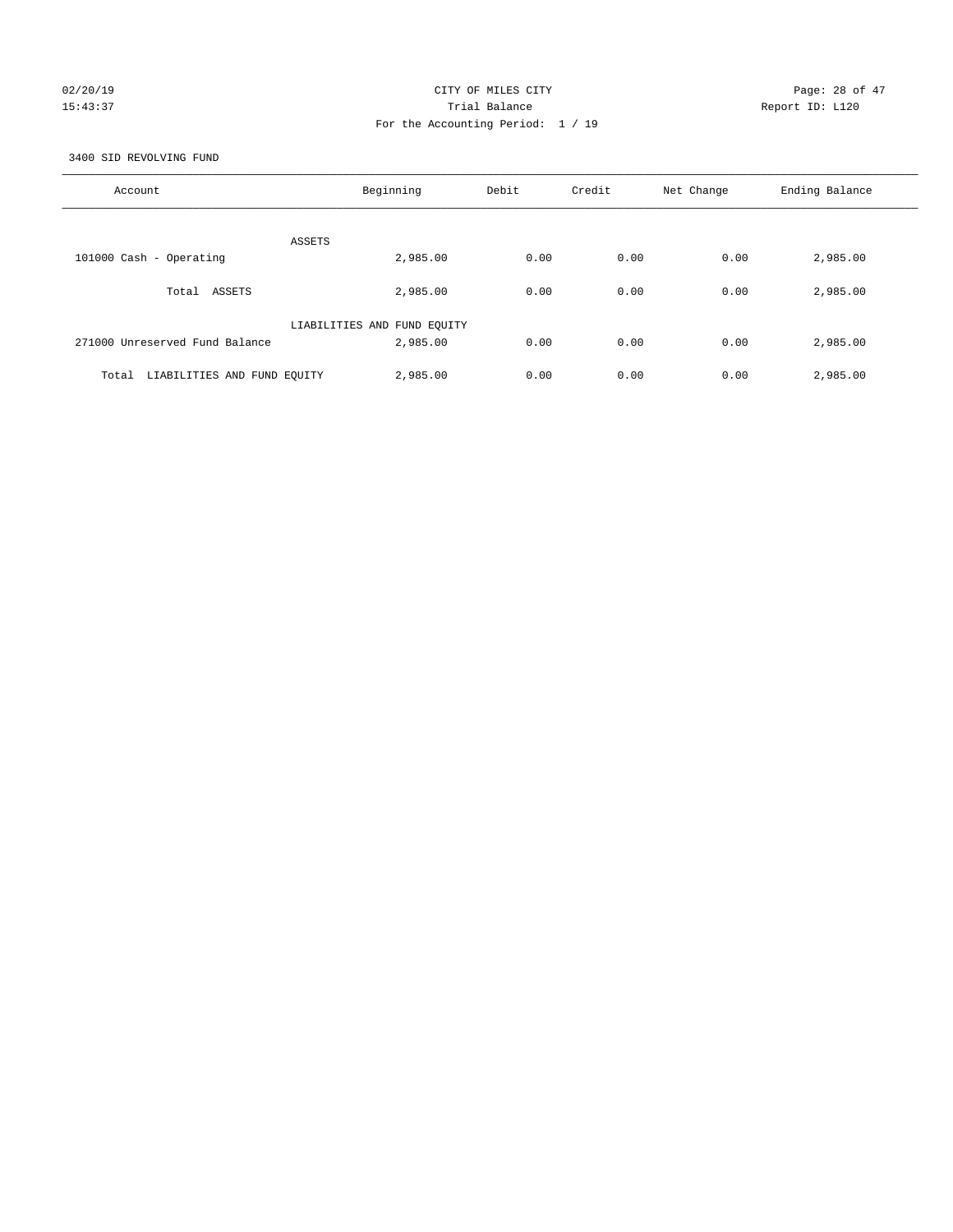CITY OF MILES CITY

Trial Balance

For the Accounting Period: 1 / 19

3400 SID REVOLVING FUND

| Account | Beginning | Debit | Credit | Net Change | Ending Balance |
|---|---|---|---|---|---|
| ASSETS | | | | | |
| 101000 Cash - Operating | 2,985.00 | 0.00 | 0.00 | 0.00 | 2,985.00 |
| Total ASSETS | 2,985.00 | 0.00 | 0.00 | 0.00 | 2,985.00 |
| LIABILITIES AND FUND EQUITY | | | | | |
| 271000 Unreserved Fund Balance | 2,985.00 | 0.00 | 0.00 | 0.00 | 2,985.00 |
| Total LIABILITIES AND FUND EQUITY | 2,985.00 | 0.00 | 0.00 | 0.00 | 2,985.00 |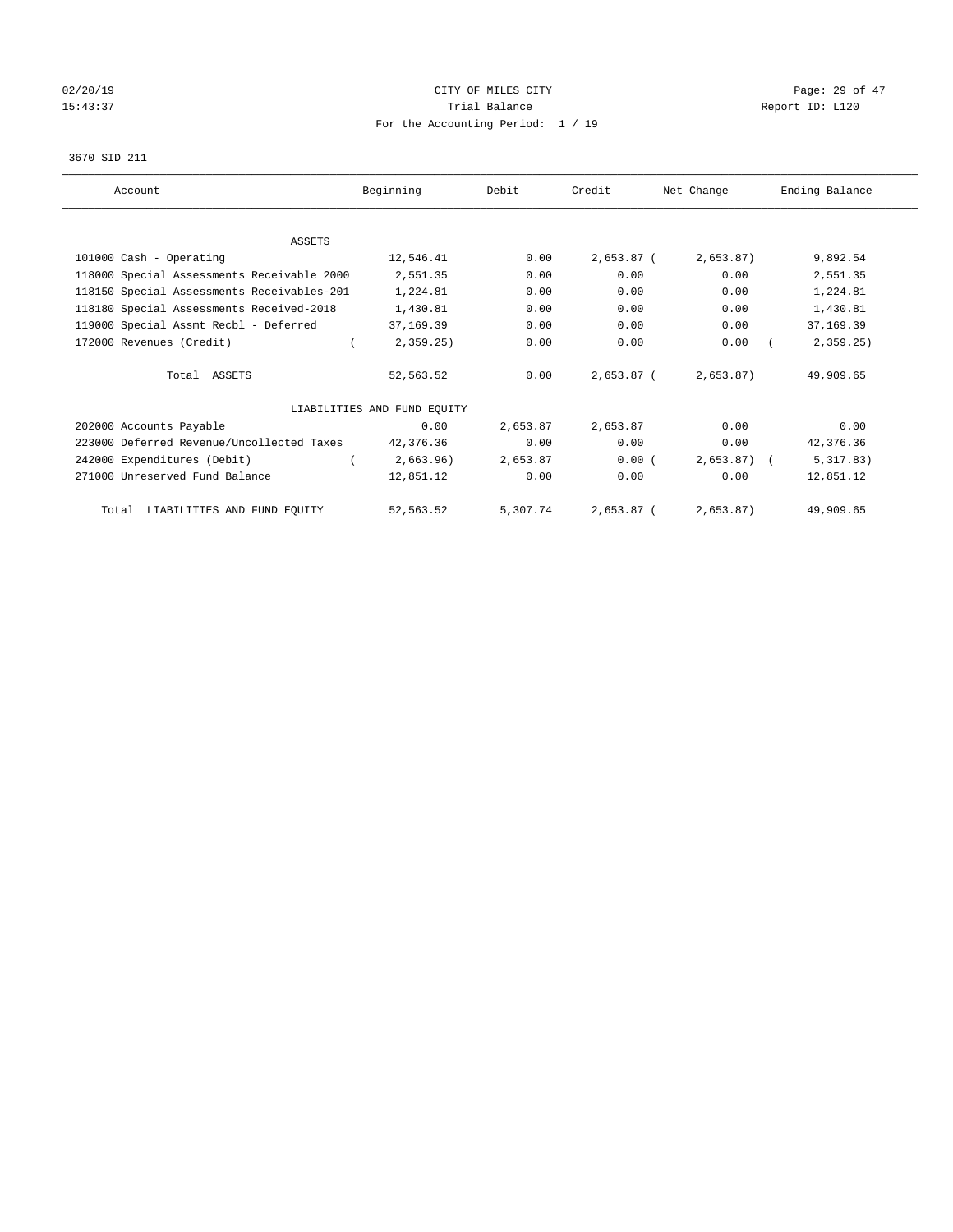CITY OF MILES CITY
Trial Balance
For the Accounting Period: 1 / 19

02/20/19
15:43:37
Report ID: L120

3670 SID 211

| Account | Beginning | Debit | Credit | Net Change | Ending Balance |
|---|---|---|---|---|---|
| ASSETS | | | | | |
| 101000 Cash - Operating | 12,546.41 | 0.00 | 2,653.87 | ( 2,653.87) | 9,892.54 |
| 118000 Special Assessments Receivable 2000 | 2,551.35 | 0.00 | 0.00 | 0.00 | 2,551.35 |
| 118150 Special Assessments Receivables-201 | 1,224.81 | 0.00 | 0.00 | 0.00 | 1,224.81 |
| 118180 Special Assessments Received-2018 | 1,430.81 | 0.00 | 0.00 | 0.00 | 1,430.81 |
| 119000 Special Assmt Recbl - Deferred | 37,169.39 | 0.00 | 0.00 | 0.00 | 37,169.39 |
| 172000 Revenues (Credit) | ( 2,359.25) | 0.00 | 0.00 | 0.00 | ( 2,359.25) |
| Total ASSETS | 52,563.52 | 0.00 | 2,653.87 | ( 2,653.87) | 49,909.65 |
| LIABILITIES AND FUND EQUITY | | | | | |
| 202000 Accounts Payable | 0.00 | 2,653.87 | 2,653.87 | 0.00 | 0.00 |
| 223000 Deferred Revenue/Uncollected Taxes | 42,376.36 | 0.00 | 0.00 | 0.00 | 42,376.36 |
| 242000 Expenditures (Debit) | ( 2,663.96) | 2,653.87 | 0.00 | ( 2,653.87) | ( 5,317.83) |
| 271000 Unreserved Fund Balance | 12,851.12 | 0.00 | 0.00 | 0.00 | 12,851.12 |
| Total LIABILITIES AND FUND EQUITY | 52,563.52 | 5,307.74 | 2,653.87 | ( 2,653.87) | 49,909.65 |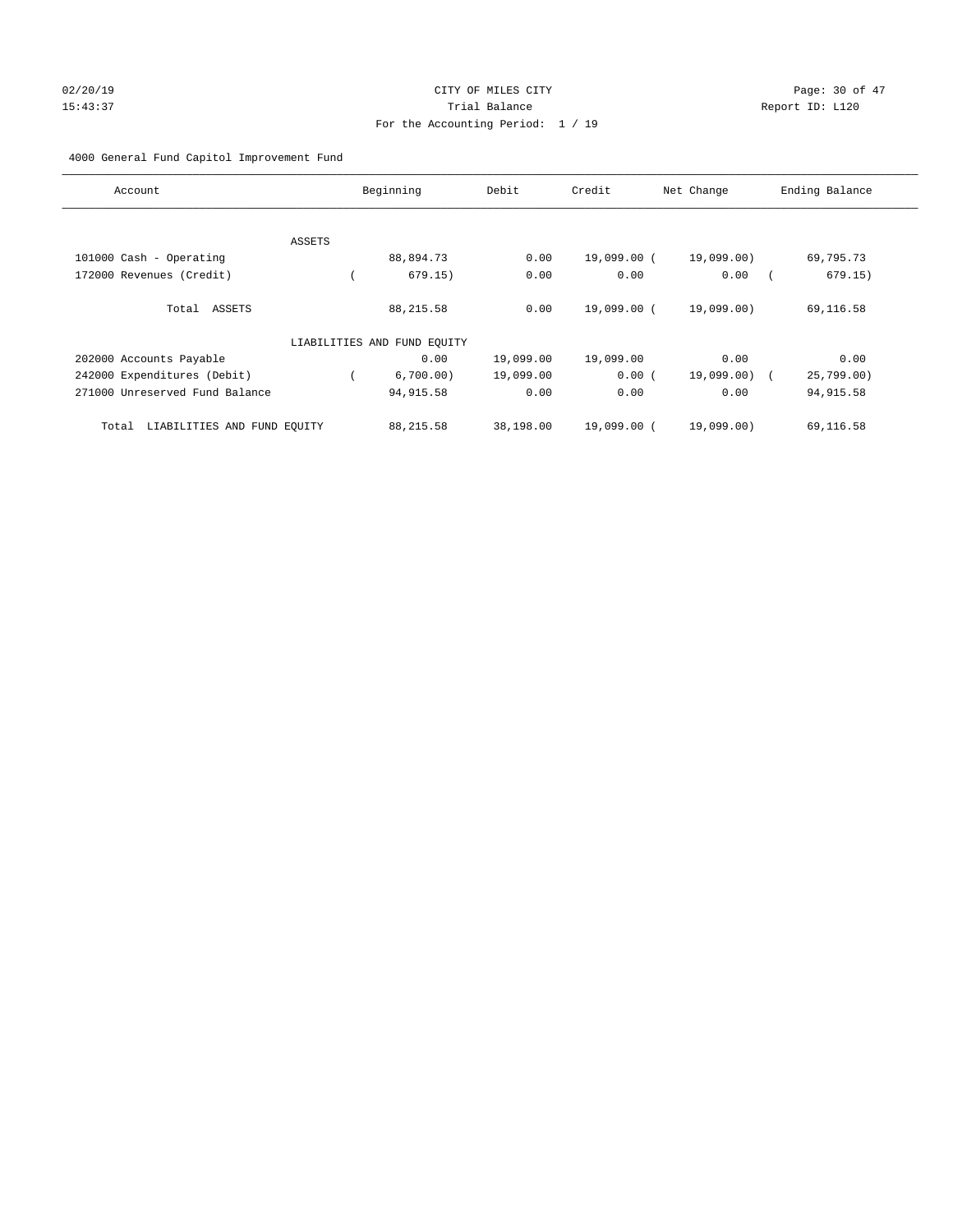CITY OF MILES CITY

Trial Balance

For the Accounting Period: 1 / 19

02/20/19 15:43:37

Report ID: L120

4000 General Fund Capitol Improvement Fund

| Account | Beginning | Debit | Credit | Net Change | Ending Balance |
|---|---|---|---|---|---|
| ASSETS | | | | | |
| 101000 Cash - Operating | 88,894.73 | 0.00 | 19,099.00 | ( 19,099.00) | 69,795.73 |
| 172000 Revenues (Credit) | ( 679.15) | 0.00 | 0.00 | 0.00 | ( 679.15) |
| Total ASSETS | 88,215.58 | 0.00 | 19,099.00 | ( 19,099.00) | 69,116.58 |
| LIABILITIES AND FUND EQUITY | | | | | |
| 202000 Accounts Payable | 0.00 | 19,099.00 | 19,099.00 | 0.00 | 0.00 |
| 242000 Expenditures (Debit) | ( 6,700.00) | 19,099.00 | 0.00 | ( 19,099.00) | ( 25,799.00) |
| 271000 Unreserved Fund Balance | 94,915.58 | 0.00 | 0.00 | 0.00 | 94,915.58 |
| Total LIABILITIES AND FUND EQUITY | 88,215.58 | 38,198.00 | 19,099.00 | ( 19,099.00) | 69,116.58 |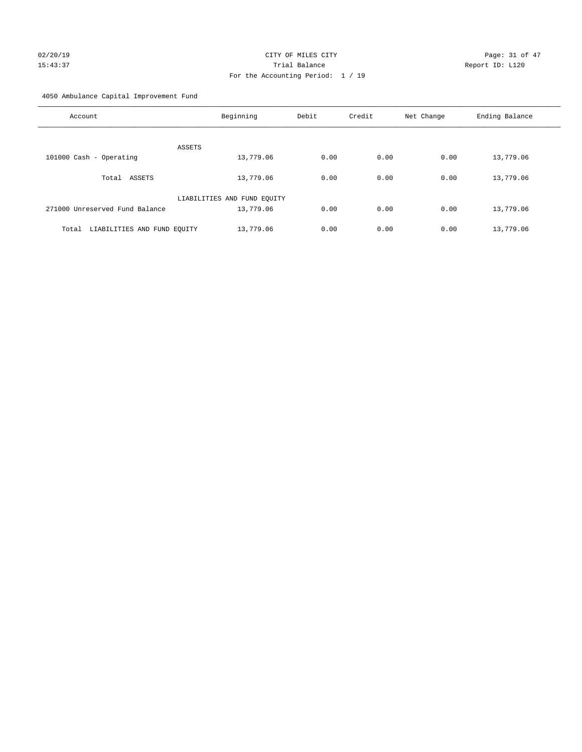CITY OF MILES CITY
Trial Balance
For the Accounting Period: 1 / 19

02/20/19
15:43:37

Report ID: L120

4050 Ambulance Capital Improvement Fund

| Account | Beginning | Debit | Credit | Net Change | Ending Balance |
|---|---|---|---|---|---|
| ASSETS | | | | | |
| 101000 Cash - Operating | 13,779.06 | 0.00 | 0.00 | 0.00 | 13,779.06 |
| Total ASSETS | 13,779.06 | 0.00 | 0.00 | 0.00 | 13,779.06 |
| LIABILITIES AND FUND EQUITY | | | | | |
| 271000 Unreserved Fund Balance | 13,779.06 | 0.00 | 0.00 | 0.00 | 13,779.06 |
| Total LIABILITIES AND FUND EQUITY | 13,779.06 | 0.00 | 0.00 | 0.00 | 13,779.06 |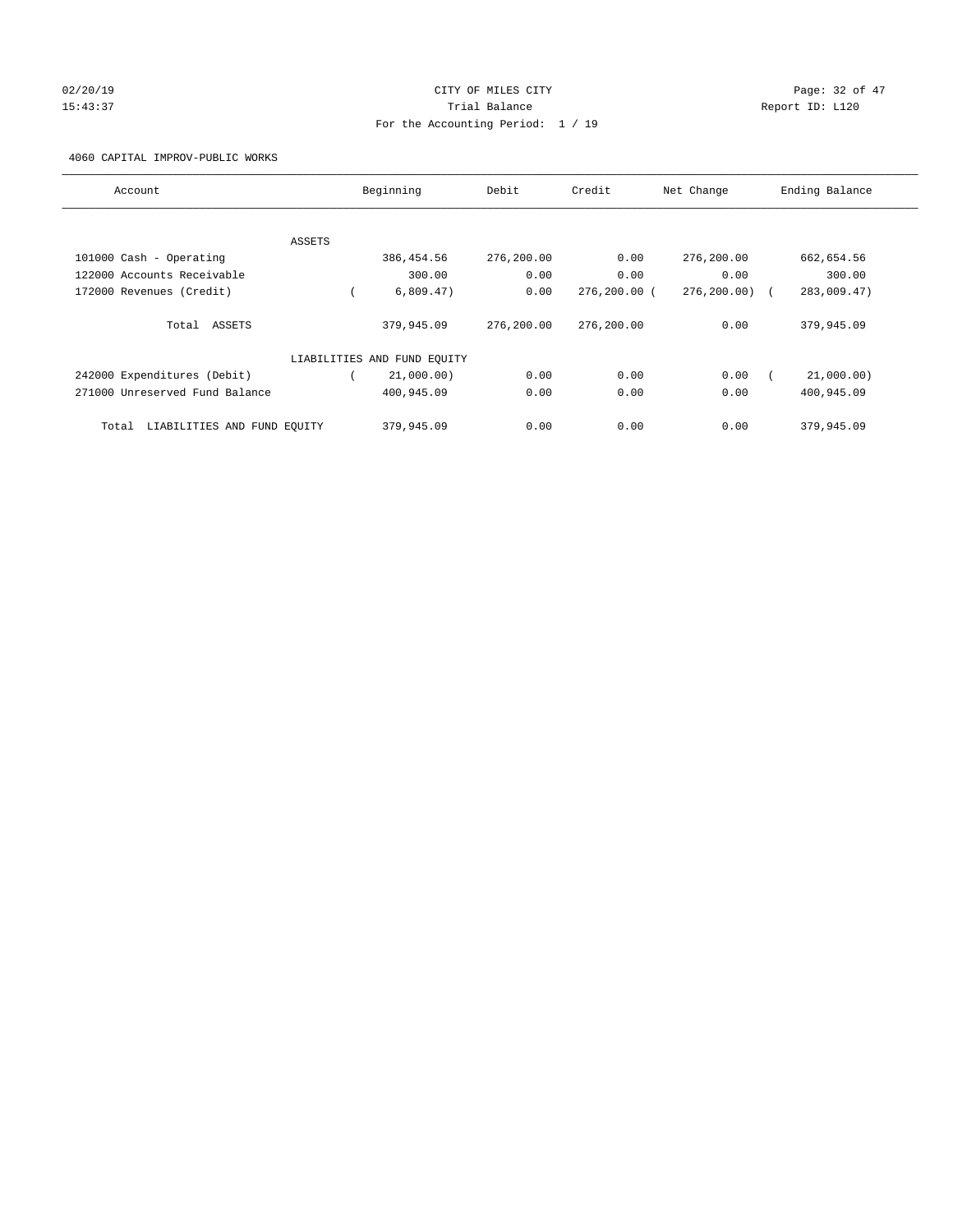CITY OF MILES CITY

Trial Balance

For the Accounting Period: 1 / 19

4060 CAPITAL IMPROV-PUBLIC WORKS

| Account | Beginning | Debit | Credit | Net Change | Ending Balance |
|---|---|---|---|---|---|
| ASSETS | | | | | |
| 101000 Cash - Operating | 386,454.56 | 276,200.00 | 0.00 | 276,200.00 | 662,654.56 |
| 122000 Accounts Receivable | 300.00 | 0.00 | 0.00 | 0.00 | 300.00 |
| 172000 Revenues (Credit) | ( 6,809.47) | 0.00 | 276,200.00 | ( 276,200.00) | ( 283,009.47) |
| Total ASSETS | 379,945.09 | 276,200.00 | 276,200.00 | 0.00 | 379,945.09 |
| LIABILITIES AND FUND EQUITY | | | | | |
| 242000 Expenditures (Debit) | ( 21,000.00) | 0.00 | 0.00 | 0.00 | ( 21,000.00) |
| 271000 Unreserved Fund Balance | 400,945.09 | 0.00 | 0.00 | 0.00 | 400,945.09 |
| Total LIABILITIES AND FUND EQUITY | 379,945.09 | 0.00 | 0.00 | 0.00 | 379,945.09 |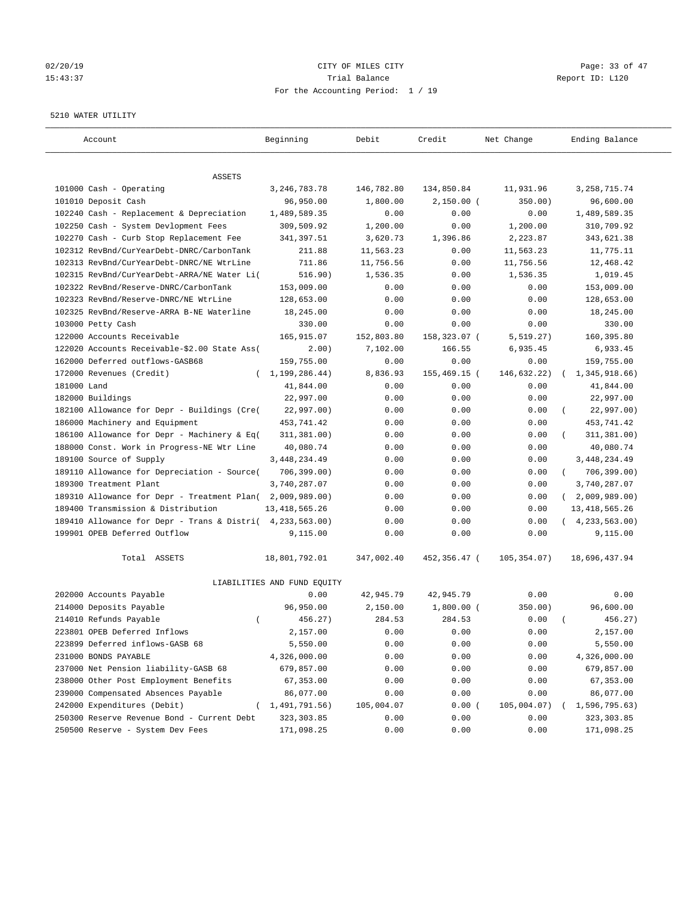02/20/19 CITY OF MILES CITY
15:43:37 Trial Balance Report ID: L120
For the Accounting Period: 1 / 19

5210 WATER UTILITY

| Account | Beginning | Debit | Credit | Net Change | Ending Balance |
|---|---|---|---|---|---|
| ASSETS | | | | | |
| 101000 Cash - Operating | 3,246,783.78 | 146,782.80 | 134,850.84 | 11,931.96 | 3,258,715.74 |
| 101010 Deposit Cash | 96,950.00 | 1,800.00 | 2,150.00 ( | 350.00) | 96,600.00 |
| 102240 Cash - Replacement & Depreciation | 1,489,589.35 | 0.00 | 0.00 | 0.00 | 1,489,589.35 |
| 102250 Cash - System Devlopment Fees | 309,509.92 | 1,200.00 | 0.00 | 1,200.00 | 310,709.92 |
| 102270 Cash - Curb Stop Replacement Fee | 341,397.51 | 3,620.73 | 1,396.86 | 2,223.87 | 343,621.38 |
| 102312 RevBnd/CurYearDebt-DNRC/CarbonTank | 211.88 | 11,563.23 | 0.00 | 11,563.23 | 11,775.11 |
| 102313 RevBnd/CurYearDebt-DNRC/NE WtrLine | 711.86 | 11,756.56 | 0.00 | 11,756.56 | 12,468.42 |
| 102315 RevBnd/CurYearDebt-ARRA/NE Water Li( | 516.90) | 1,536.35 | 0.00 | 1,536.35 | 1,019.45 |
| 102322 RevBnd/Reserve-DNRC/CarbonTank | 153,009.00 | 0.00 | 0.00 | 0.00 | 153,009.00 |
| 102323 RevBnd/Reserve-DNRC/NE WtrLine | 128,653.00 | 0.00 | 0.00 | 0.00 | 128,653.00 |
| 102325 RevBnd/Reserve-ARRA B-NE Waterline | 18,245.00 | 0.00 | 0.00 | 0.00 | 18,245.00 |
| 103000 Petty Cash | 330.00 | 0.00 | 0.00 | 0.00 | 330.00 |
| 122000 Accounts Receivable | 165,915.07 | 152,803.80 | 158,323.07 ( | 5,519.27) | 160,395.80 |
| 122020 Accounts Receivable-$2.00 State Ass( | 2.00) | 7,102.00 | 166.55 | 6,935.45 | 6,933.45 |
| 162000 Deferred outflows-GASB68 | 159,755.00 | 0.00 | 0.00 | 0.00 | 159,755.00 |
| 172000 Revenues (Credit) | ( 1,199,286.44) | 8,836.93 | 155,469.15 ( | 146,632.22) | ( 1,345,918.66) |
| 181000 Land | 41,844.00 | 0.00 | 0.00 | 0.00 | 41,844.00 |
| 182000 Buildings | 22,997.00 | 0.00 | 0.00 | 0.00 | 22,997.00 |
| 182100 Allowance for Depr - Buildings (Cre( | 22,997.00) | 0.00 | 0.00 | 0.00 | ( 22,997.00) |
| 186000 Machinery and Equipment | 453,741.42 | 0.00 | 0.00 | 0.00 | 453,741.42 |
| 186100 Allowance for Depr - Machinery & Eq( | 311,381.00) | 0.00 | 0.00 | 0.00 | ( 311,381.00) |
| 188000 Const. Work in Progress-NE Wtr Line | 40,080.74 | 0.00 | 0.00 | 0.00 | 40,080.74 |
| 189100 Source of Supply | 3,448,234.49 | 0.00 | 0.00 | 0.00 | 3,448,234.49 |
| 189110 Allowance for Depreciation - Source( | 706,399.00) | 0.00 | 0.00 | 0.00 | ( 706,399.00) |
| 189300 Treatment Plant | 3,740,287.07 | 0.00 | 0.00 | 0.00 | 3,740,287.07 |
| 189310 Allowance for Depr - Treatment Plan( | 2,009,989.00) | 0.00 | 0.00 | 0.00 | ( 2,009,989.00) |
| 189400 Transmission & Distribution | 13,418,565.26 | 0.00 | 0.00 | 0.00 | 13,418,565.26 |
| 189410 Allowance for Depr - Trans & Distri( | 4,233,563.00) | 0.00 | 0.00 | 0.00 | ( 4,233,563.00) |
| 199901 OPEB Deferred Outflow | 9,115.00 | 0.00 | 0.00 | 0.00 | 9,115.00 |
| Total ASSETS | 18,801,792.01 | 347,002.40 | 452,356.47 ( | 105,354.07) | 18,696,437.94 |
| LIABILITIES AND FUND EQUITY | | | | | |
| 202000 Accounts Payable | 0.00 | 42,945.79 | 42,945.79 | 0.00 | 0.00 |
| 214000 Deposits Payable | 96,950.00 | 2,150.00 | 1,800.00 ( | 350.00) | 96,600.00 |
| 214010 Refunds Payable | ( 456.27) | 284.53 | 284.53 | 0.00 | ( 456.27) |
| 223801 OPEB Deferred Inflows | 2,157.00 | 0.00 | 0.00 | 0.00 | 2,157.00 |
| 223899 Deferred inflows-GASB 68 | 5,550.00 | 0.00 | 0.00 | 0.00 | 5,550.00 |
| 231000 BONDS PAYABLE | 4,326,000.00 | 0.00 | 0.00 | 0.00 | 4,326,000.00 |
| 237000 Net Pension liability-GASB 68 | 679,857.00 | 0.00 | 0.00 | 0.00 | 679,857.00 |
| 238000 Other Post Employment Benefits | 67,353.00 | 0.00 | 0.00 | 0.00 | 67,353.00 |
| 239000 Compensated Absences Payable | 86,077.00 | 0.00 | 0.00 | 0.00 | 86,077.00 |
| 242000 Expenditures (Debit) | ( 1,491,791.56) | 105,004.07 | 0.00 ( | 105,004.07) | ( 1,596,795.63) |
| 250300 Reserve Revenue Bond - Current Debt | 323,303.85 | 0.00 | 0.00 | 0.00 | 323,303.85 |
| 250500 Reserve - System Dev Fees | 171,098.25 | 0.00 | 0.00 | 0.00 | 171,098.25 |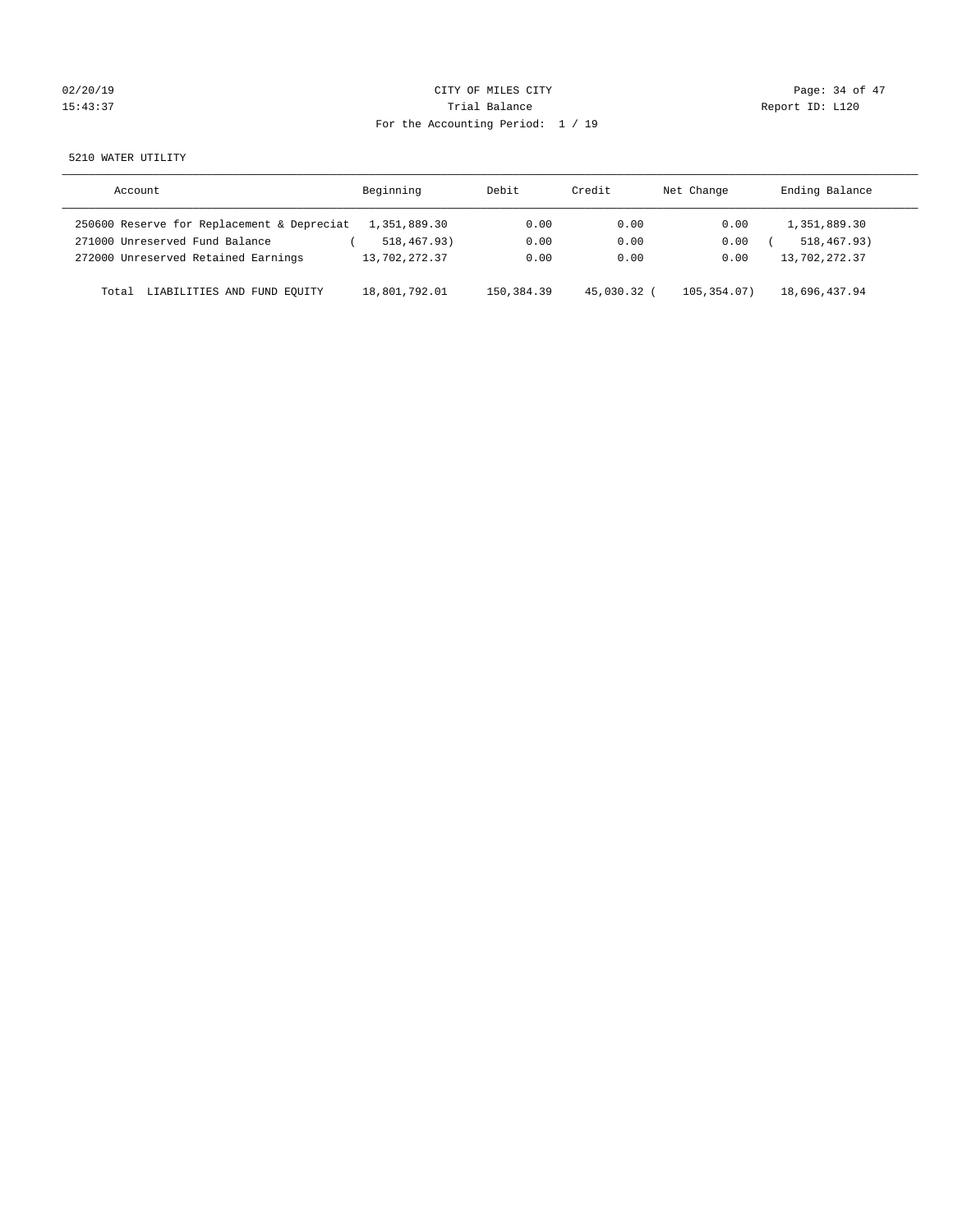CITY OF MILES CITY

Trial Balance

For the Accounting Period: 1 / 19

5210 WATER UTILITY

| Account | Beginning | Debit | Credit | Net Change | Ending Balance |
|---|---|---|---|---|---|
| 250600 Reserve for Replacement & Depreciat | 1,351,889.30 | 0.00 | 0.00 | 0.00 | 1,351,889.30 |
| 271000 Unreserved Fund Balance | ( 518,467.93) | 0.00 | 0.00 | 0.00 | ( 518,467.93) |
| 272000 Unreserved Retained Earnings | 13,702,272.37 | 0.00 | 0.00 | 0.00 | 13,702,272.37 |
| Total LIABILITIES AND FUND EQUITY | 18,801,792.01 | 150,384.39 | 45,030.32 | ( 105,354.07) | 18,696,437.94 |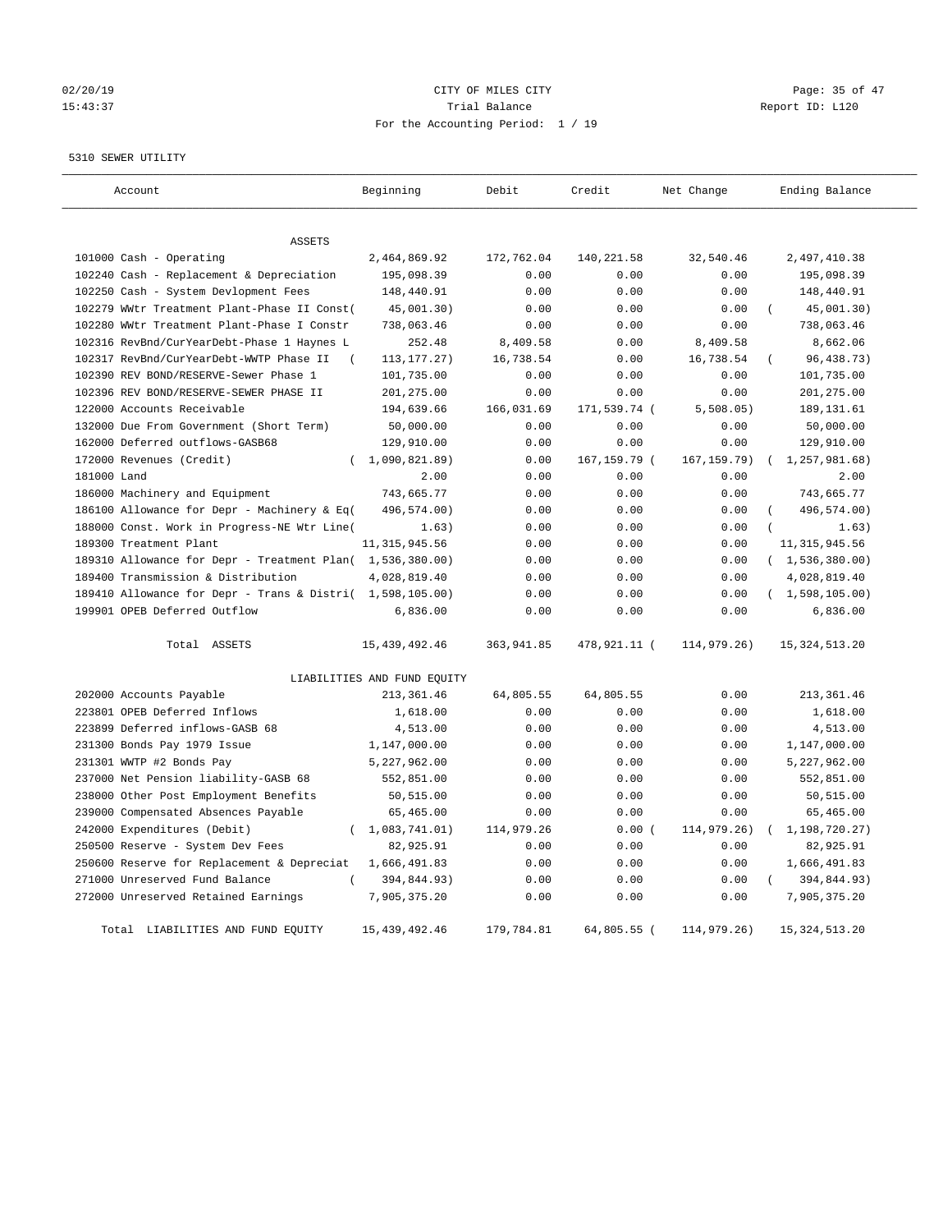02/20/19 CITY OF MILES CITY
15:43:37 Trial Balance Report ID: L120
For the Accounting Period: 1 / 19

5310 SEWER UTILITY

| Account | Beginning | Debit | Credit | Net Change | Ending Balance |
|---|---|---|---|---|---|
| ASSETS | | | | | |
| 101000 Cash - Operating | 2,464,869.92 | 172,762.04 | 140,221.58 | 32,540.46 | 2,497,410.38 |
| 102240 Cash - Replacement & Depreciation | 195,098.39 | 0.00 | 0.00 | 0.00 | 195,098.39 |
| 102250 Cash - System Devlopment Fees | 148,440.91 | 0.00 | 0.00 | 0.00 | 148,440.91 |
| 102279 WWtr Treatment Plant-Phase II Const( | 45,001.30) | 0.00 | 0.00 | 0.00 | ( 45,001.30) |
| 102280 WWtr Treatment Plant-Phase I Constr | 738,063.46 | 0.00 | 0.00 | 0.00 | 738,063.46 |
| 102316 RevBnd/CurYearDebt-Phase 1 Haynes L | 252.48 | 8,409.58 | 0.00 | 8,409.58 | 8,662.06 |
| 102317 RevBnd/CurYearDebt-WWTP Phase II ( | 113,177.27) | 16,738.54 | 0.00 | 16,738.54 | ( 96,438.73) |
| 102390 REV BOND/RESERVE-Sewer Phase 1 | 101,735.00 | 0.00 | 0.00 | 0.00 | 101,735.00 |
| 102396 REV BOND/RESERVE-SEWER PHASE II | 201,275.00 | 0.00 | 0.00 | 0.00 | 201,275.00 |
| 122000 Accounts Receivable | 194,639.66 | 166,031.69 | 171,539.74 ( | 5,508.05) | 189,131.61 |
| 132000 Due From Government (Short Term) | 50,000.00 | 0.00 | 0.00 | 0.00 | 50,000.00 |
| 162000 Deferred outflows-GASB68 | 129,910.00 | 0.00 | 0.00 | 0.00 | 129,910.00 |
| 172000 Revenues (Credit) | ( 1,090,821.89) | 0.00 | 167,159.79 ( | 167,159.79) | ( 1,257,981.68) |
| 181000 Land | 2.00 | 0.00 | 0.00 | 0.00 | 2.00 |
| 186000 Machinery and Equipment | 743,665.77 | 0.00 | 0.00 | 0.00 | 743,665.77 |
| 186100 Allowance for Depr - Machinery & Eq( | 496,574.00) | 0.00 | 0.00 | 0.00 | ( 496,574.00) |
| 188000 Const. Work in Progress-NE Wtr Line( | 1.63) | 0.00 | 0.00 | 0.00 | ( 1.63) |
| 189300 Treatment Plant | 11,315,945.56 | 0.00 | 0.00 | 0.00 | 11,315,945.56 |
| 189310 Allowance for Depr - Treatment Plan( | 1,536,380.00) | 0.00 | 0.00 | 0.00 | ( 1,536,380.00) |
| 189400 Transmission & Distribution | 4,028,819.40 | 0.00 | 0.00 | 0.00 | 4,028,819.40 |
| 189410 Allowance for Depr - Trans & Distri( | 1,598,105.00) | 0.00 | 0.00 | 0.00 | ( 1,598,105.00) |
| 199901 OPEB Deferred Outflow | 6,836.00 | 0.00 | 0.00 | 0.00 | 6,836.00 |
| Total ASSETS | 15,439,492.46 | 363,941.85 | 478,921.11 ( | 114,979.26) | 15,324,513.20 |
| LIABILITIES AND FUND EQUITY | | | | | |
| 202000 Accounts Payable | 213,361.46 | 64,805.55 | 64,805.55 | 0.00 | 213,361.46 |
| 223801 OPEB Deferred Inflows | 1,618.00 | 0.00 | 0.00 | 0.00 | 1,618.00 |
| 223899 Deferred inflows-GASB 68 | 4,513.00 | 0.00 | 0.00 | 0.00 | 4,513.00 |
| 231300 Bonds Pay 1979 Issue | 1,147,000.00 | 0.00 | 0.00 | 0.00 | 1,147,000.00 |
| 231301 WWTP #2 Bonds Pay | 5,227,962.00 | 0.00 | 0.00 | 0.00 | 5,227,962.00 |
| 237000 Net Pension liability-GASB 68 | 552,851.00 | 0.00 | 0.00 | 0.00 | 552,851.00 |
| 238000 Other Post Employment Benefits | 50,515.00 | 0.00 | 0.00 | 0.00 | 50,515.00 |
| 239000 Compensated Absences Payable | 65,465.00 | 0.00 | 0.00 | 0.00 | 65,465.00 |
| 242000 Expenditures (Debit) | ( 1,083,741.01) | 114,979.26 | 0.00 ( | 114,979.26) | ( 1,198,720.27) |
| 250500 Reserve - System Dev Fees | 82,925.91 | 0.00 | 0.00 | 0.00 | 82,925.91 |
| 250600 Reserve for Replacement & Depreciat | 1,666,491.83 | 0.00 | 0.00 | 0.00 | 1,666,491.83 |
| 271000 Unreserved Fund Balance | ( 394,844.93) | 0.00 | 0.00 | 0.00 | ( 394,844.93) |
| 272000 Unreserved Retained Earnings | 7,905,375.20 | 0.00 | 0.00 | 0.00 | 7,905,375.20 |
| Total LIABILITIES AND FUND EQUITY | 15,439,492.46 | 179,784.81 | 64,805.55 ( | 114,979.26) | 15,324,513.20 |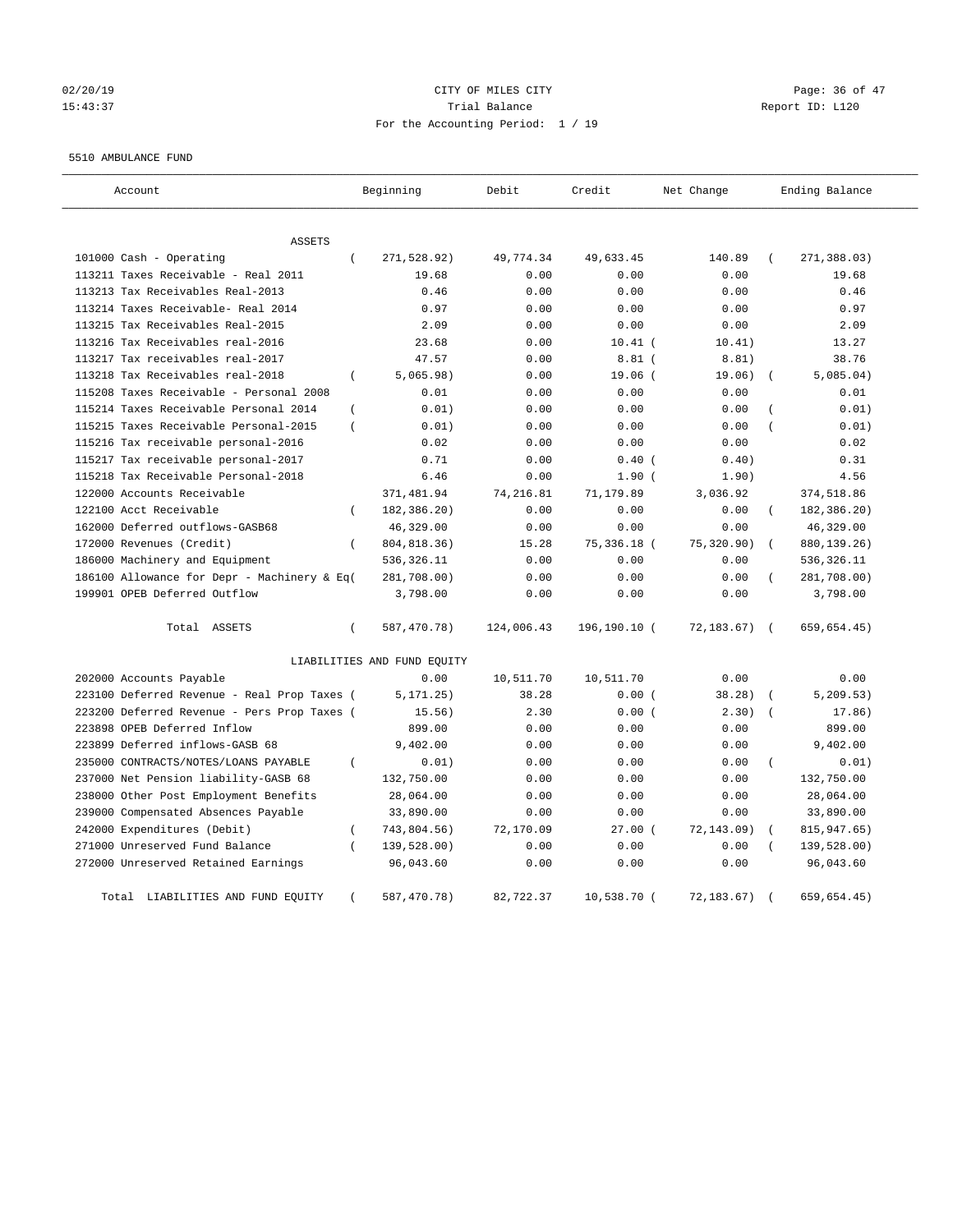CITY OF MILES CITY

Trial Balance

For the Accounting Period: 1 / 19

02/20/19 15:43:37 — Report ID: L120

5510 AMBULANCE FUND

| Account | Beginning | Debit | Credit | Net Change | Ending Balance |
|---|---|---|---|---|---|
| ASSETS | | | | | |
| 101000 Cash - Operating | ( 271,528.92) | 49,774.34 | 49,633.45 | 140.89 | ( 271,388.03) |
| 113211 Taxes Receivable - Real 2011 | 19.68 | 0.00 | 0.00 | 0.00 | 19.68 |
| 113213 Tax Receivables Real-2013 | 0.46 | 0.00 | 0.00 | 0.00 | 0.46 |
| 113214 Taxes Receivable- Real 2014 | 0.97 | 0.00 | 0.00 | 0.00 | 0.97 |
| 113215 Tax Receivables Real-2015 | 2.09 | 0.00 | 0.00 | 0.00 | 2.09 |
| 113216 Tax Receivables real-2016 | 23.68 | 0.00 | 10.41 | ( 10.41) | 13.27 |
| 113217 Tax receivables real-2017 | 47.57 | 0.00 | 8.81 | ( 8.81) | 38.76 |
| 113218 Tax Receivables real-2018 | ( 5,065.98) | 0.00 | 19.06 | ( 19.06) | ( 5,085.04) |
| 115208 Taxes Receivable - Personal 2008 | 0.01 | 0.00 | 0.00 | 0.00 | 0.01 |
| 115214 Taxes Receivable Personal 2014 | ( 0.01) | 0.00 | 0.00 | 0.00 | ( 0.01) |
| 115215 Taxes Receivable Personal-2015 | ( 0.01) | 0.00 | 0.00 | 0.00 | ( 0.01) |
| 115216 Tax receivable personal-2016 | 0.02 | 0.00 | 0.00 | 0.00 | 0.02 |
| 115217 Tax receivable personal-2017 | 0.71 | 0.00 | 0.40 | ( 0.40) | 0.31 |
| 115218 Tax Receivable Personal-2018 | 6.46 | 0.00 | 1.90 | ( 1.90) | 4.56 |
| 122000 Accounts Receivable | 371,481.94 | 74,216.81 | 71,179.89 | 3,036.92 | 374,518.86 |
| 122100 Acct Receivable | ( 182,386.20) | 0.00 | 0.00 | 0.00 | ( 182,386.20) |
| 162000 Deferred outflows-GASB68 | 46,329.00 | 0.00 | 0.00 | 0.00 | 46,329.00 |
| 172000 Revenues (Credit) | ( 804,818.36) | 15.28 | 75,336.18 | ( 75,320.90) | ( 880,139.26) |
| 186000 Machinery and Equipment | 536,326.11 | 0.00 | 0.00 | 0.00 | 536,326.11 |
| 186100 Allowance for Depr - Machinery & Eq | ( 281,708.00) | 0.00 | 0.00 | 0.00 | ( 281,708.00) |
| 199901 OPEB Deferred Outflow | 3,798.00 | 0.00 | 0.00 | 0.00 | 3,798.00 |
| Total ASSETS | ( 587,470.78) | 124,006.43 | 196,190.10 | ( 72,183.67) | ( 659,654.45) |
| LIABILITIES AND FUND EQUITY | | | | | |
| 202000 Accounts Payable | 0.00 | 10,511.70 | 10,511.70 | 0.00 | 0.00 |
| 223100 Deferred Revenue - Real Prop Taxes | ( 5,171.25) | 38.28 | 0.00 | ( 38.28) | ( 5,209.53) |
| 223200 Deferred Revenue - Pers Prop Taxes | ( 15.56) | 2.30 | 0.00 | ( 2.30) | ( 17.86) |
| 223898 OPEB Deferred Inflow | 899.00 | 0.00 | 0.00 | 0.00 | 899.00 |
| 223899 Deferred inflows-GASB 68 | 9,402.00 | 0.00 | 0.00 | 0.00 | 9,402.00 |
| 235000 CONTRACTS/NOTES/LOANS PAYABLE | ( 0.01) | 0.00 | 0.00 | 0.00 | ( 0.01) |
| 237000 Net Pension liability-GASB 68 | 132,750.00 | 0.00 | 0.00 | 0.00 | 132,750.00 |
| 238000 Other Post Employment Benefits | 28,064.00 | 0.00 | 0.00 | 0.00 | 28,064.00 |
| 239000 Compensated Absences Payable | 33,890.00 | 0.00 | 0.00 | 0.00 | 33,890.00 |
| 242000 Expenditures (Debit) | ( 743,804.56) | 72,170.09 | 27.00 | ( 72,143.09) | ( 815,947.65) |
| 271000 Unreserved Fund Balance | ( 139,528.00) | 0.00 | 0.00 | 0.00 | ( 139,528.00) |
| 272000 Unreserved Retained Earnings | 96,043.60 | 0.00 | 0.00 | 0.00 | 96,043.60 |
| Total LIABILITIES AND FUND EQUITY | ( 587,470.78) | 82,722.37 | 10,538.70 | ( 72,183.67) | ( 659,654.45) |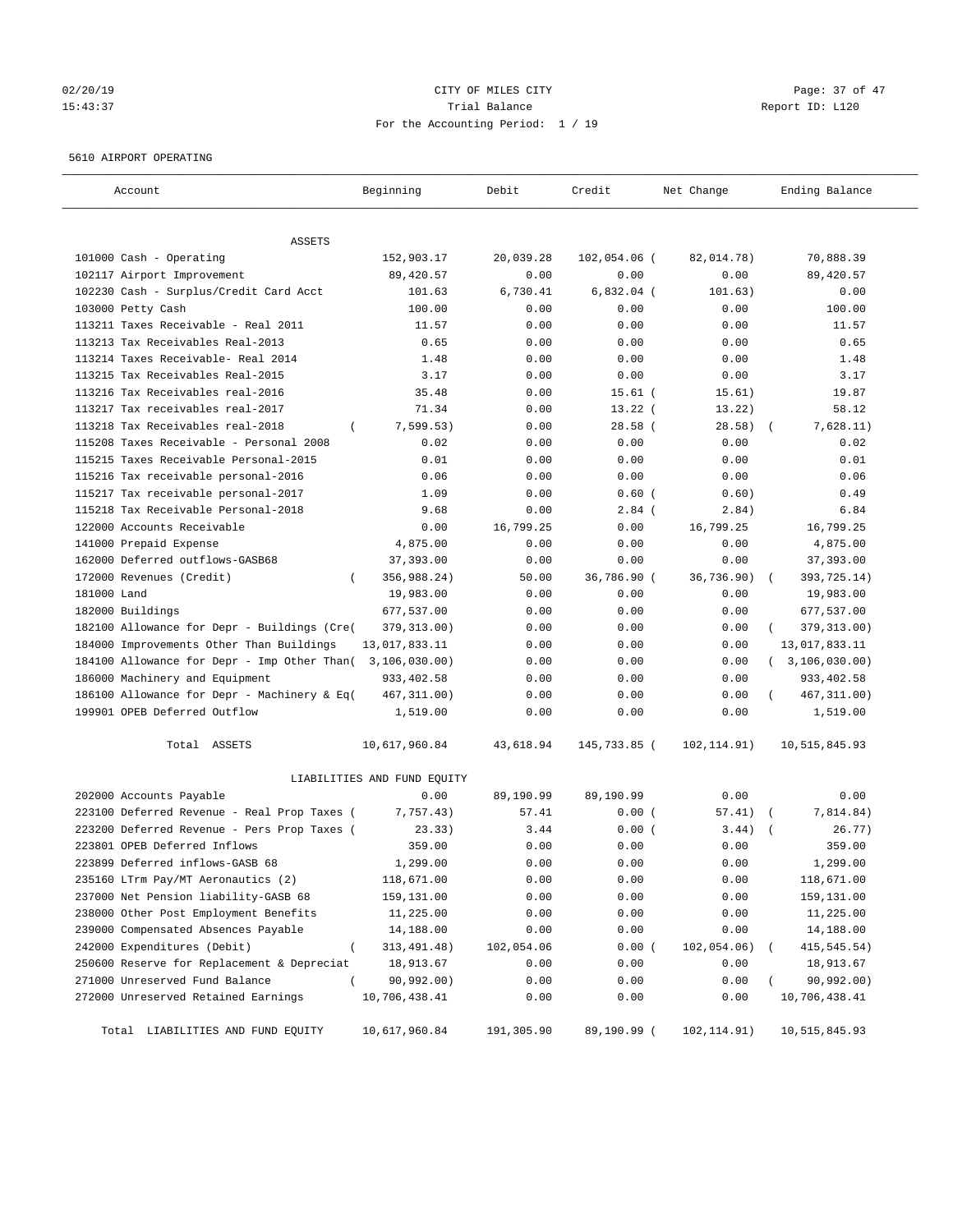02/20/19 CITY OF MILES CITY
15:43:37 Trial Balance Report ID: L120
For the Accounting Period: 1 / 19

5610 AIRPORT OPERATING

| Account | Beginning | Debit | Credit | Net Change | Ending Balance |
|---|---|---|---|---|---|
| ASSETS | | | | | |
| 101000 Cash - Operating | 152,903.17 | 20,039.28 | 102,054.06 | ( 82,014.78) | 70,888.39 |
| 102117 Airport Improvement | 89,420.57 | 0.00 | 0.00 | 0.00 | 89,420.57 |
| 102230 Cash - Surplus/Credit Card Acct | 101.63 | 6,730.41 | 6,832.04 | ( 101.63) | 0.00 |
| 103000 Petty Cash | 100.00 | 0.00 | 0.00 | 0.00 | 100.00 |
| 113211 Taxes Receivable - Real 2011 | 11.57 | 0.00 | 0.00 | 0.00 | 11.57 |
| 113213 Tax Receivables Real-2013 | 0.65 | 0.00 | 0.00 | 0.00 | 0.65 |
| 113214 Taxes Receivable- Real 2014 | 1.48 | 0.00 | 0.00 | 0.00 | 1.48 |
| 113215 Tax Receivables Real-2015 | 3.17 | 0.00 | 0.00 | 0.00 | 3.17 |
| 113216 Tax Receivables real-2016 | 35.48 | 0.00 | 15.61 | ( 15.61) | 19.87 |
| 113217 Tax receivables real-2017 | 71.34 | 0.00 | 13.22 | ( 13.22) | 58.12 |
| 113218 Tax Receivables real-2018 | ( 7,599.53) | 0.00 | 28.58 | ( 28.58) | ( 7,628.11) |
| 115208 Taxes Receivable - Personal 2008 | 0.02 | 0.00 | 0.00 | 0.00 | 0.02 |
| 115215 Taxes Receivable Personal-2015 | 0.01 | 0.00 | 0.00 | 0.00 | 0.01 |
| 115216 Tax receivable personal-2016 | 0.06 | 0.00 | 0.00 | 0.00 | 0.06 |
| 115217 Tax receivable personal-2017 | 1.09 | 0.00 | 0.60 | ( 0.60) | 0.49 |
| 115218 Tax Receivable Personal-2018 | 9.68 | 0.00 | 2.84 | ( 2.84) | 6.84 |
| 122000 Accounts Receivable | 0.00 | 16,799.25 | 0.00 | 16,799.25 | 16,799.25 |
| 141000 Prepaid Expense | 4,875.00 | 0.00 | 0.00 | 0.00 | 4,875.00 |
| 162000 Deferred outflows-GASB68 | 37,393.00 | 0.00 | 0.00 | 0.00 | 37,393.00 |
| 172000 Revenues (Credit) | ( 356,988.24) | 50.00 | 36,786.90 | ( 36,736.90) | ( 393,725.14) |
| 181000 Land | 19,983.00 | 0.00 | 0.00 | 0.00 | 19,983.00 |
| 182000 Buildings | 677,537.00 | 0.00 | 0.00 | 0.00 | 677,537.00 |
| 182100 Allowance for Depr - Buildings (Cre | ( 379,313.00) | 0.00 | 0.00 | 0.00 | ( 379,313.00) |
| 184000 Improvements Other Than Buildings | 13,017,833.11 | 0.00 | 0.00 | 0.00 | 13,017,833.11 |
| 184100 Allowance for Depr - Imp Other Than | ( 3,106,030.00) | 0.00 | 0.00 | 0.00 | ( 3,106,030.00) |
| 186000 Machinery and Equipment | 933,402.58 | 0.00 | 0.00 | 0.00 | 933,402.58 |
| 186100 Allowance for Depr - Machinery & Eq | ( 467,311.00) | 0.00 | 0.00 | 0.00 | ( 467,311.00) |
| 199901 OPEB Deferred Outflow | 1,519.00 | 0.00 | 0.00 | 0.00 | 1,519.00 |
| Total ASSETS | 10,617,960.84 | 43,618.94 | 145,733.85 | ( 102,114.91) | 10,515,845.93 |
| LIABILITIES AND FUND EQUITY | | | | | |
| 202000 Accounts Payable | 0.00 | 89,190.99 | 89,190.99 | 0.00 | 0.00 |
| 223100 Deferred Revenue - Real Prop Taxes | ( 7,757.43) | 57.41 | 0.00 | ( 57.41) | ( 7,814.84) |
| 223200 Deferred Revenue - Pers Prop Taxes | ( 23.33) | 3.44 | 0.00 | ( 3.44) | ( 26.77) |
| 223801 OPEB Deferred Inflows | 359.00 | 0.00 | 0.00 | 0.00 | 359.00 |
| 223899 Deferred inflows-GASB 68 | 1,299.00 | 0.00 | 0.00 | 0.00 | 1,299.00 |
| 235160 LTrm Pay/MT Aeronautics (2) | 118,671.00 | 0.00 | 0.00 | 0.00 | 118,671.00 |
| 237000 Net Pension liability-GASB 68 | 159,131.00 | 0.00 | 0.00 | 0.00 | 159,131.00 |
| 238000 Other Post Employment Benefits | 11,225.00 | 0.00 | 0.00 | 0.00 | 11,225.00 |
| 239000 Compensated Absences Payable | 14,188.00 | 0.00 | 0.00 | 0.00 | 14,188.00 |
| 242000 Expenditures (Debit) | ( 313,491.48) | 102,054.06 | 0.00 | ( 102,054.06) | ( 415,545.54) |
| 250600 Reserve for Replacement & Depreciat | 18,913.67 | 0.00 | 0.00 | 0.00 | 18,913.67 |
| 271000 Unreserved Fund Balance | ( 90,992.00) | 0.00 | 0.00 | 0.00 | ( 90,992.00) |
| 272000 Unreserved Retained Earnings | 10,706,438.41 | 0.00 | 0.00 | 0.00 | 10,706,438.41 |
| Total LIABILITIES AND FUND EQUITY | 10,617,960.84 | 191,305.90 | 89,190.99 | ( 102,114.91) | 10,515,845.93 |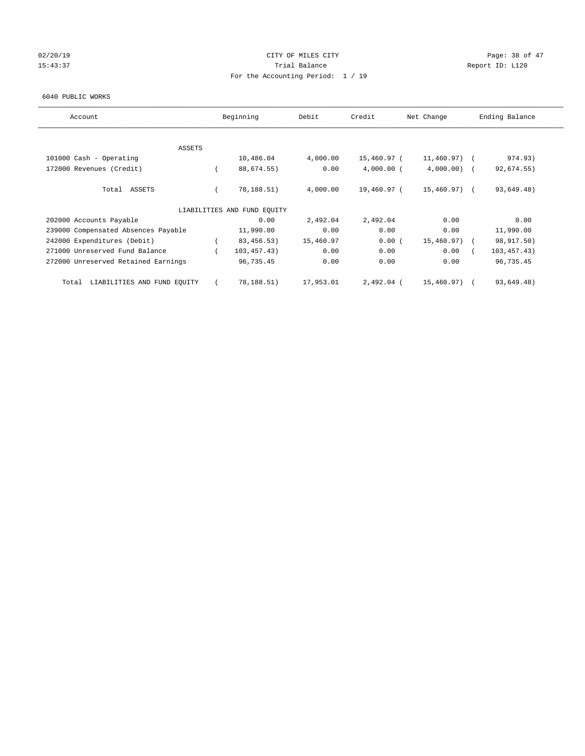CITY OF MILES CITY
Trial Balance
For the Accounting Period: 1 / 19

02/20/19
15:43:37

Report ID: L120

6040 PUBLIC WORKS

| Account | Beginning | Debit | Credit | Net Change | Ending Balance |
|---|---|---|---|---|---|
| ASSETS | | | | | |
| 101000 Cash - Operating | 10,486.04 | 4,000.00 | 15,460.97 | ( 11,460.97) | ( 974.93) |
| 172000 Revenues (Credit) | ( 88,674.55) | 0.00 | 4,000.00 | ( 4,000.00) | ( 92,674.55) |
| Total ASSETS | ( 78,188.51) | 4,000.00 | 19,460.97 | ( 15,460.97) | ( 93,649.48) |
| LIABILITIES AND FUND EQUITY | | | | | |
| 202000 Accounts Payable | 0.00 | 2,492.04 | 2,492.04 | 0.00 | 0.00 |
| 239000 Compensated Absences Payable | 11,990.00 | 0.00 | 0.00 | 0.00 | 11,990.00 |
| 242000 Expenditures (Debit) | ( 83,456.53) | 15,460.97 | 0.00 | ( 15,460.97) | ( 98,917.50) |
| 271000 Unreserved Fund Balance | ( 103,457.43) | 0.00 | 0.00 | 0.00 | ( 103,457.43) |
| 272000 Unreserved Retained Earnings | 96,735.45 | 0.00 | 0.00 | 0.00 | 96,735.45 |
| Total LIABILITIES AND FUND EQUITY | ( 78,188.51) | 17,953.01 | 2,492.04 | ( 15,460.97) | ( 93,649.48) |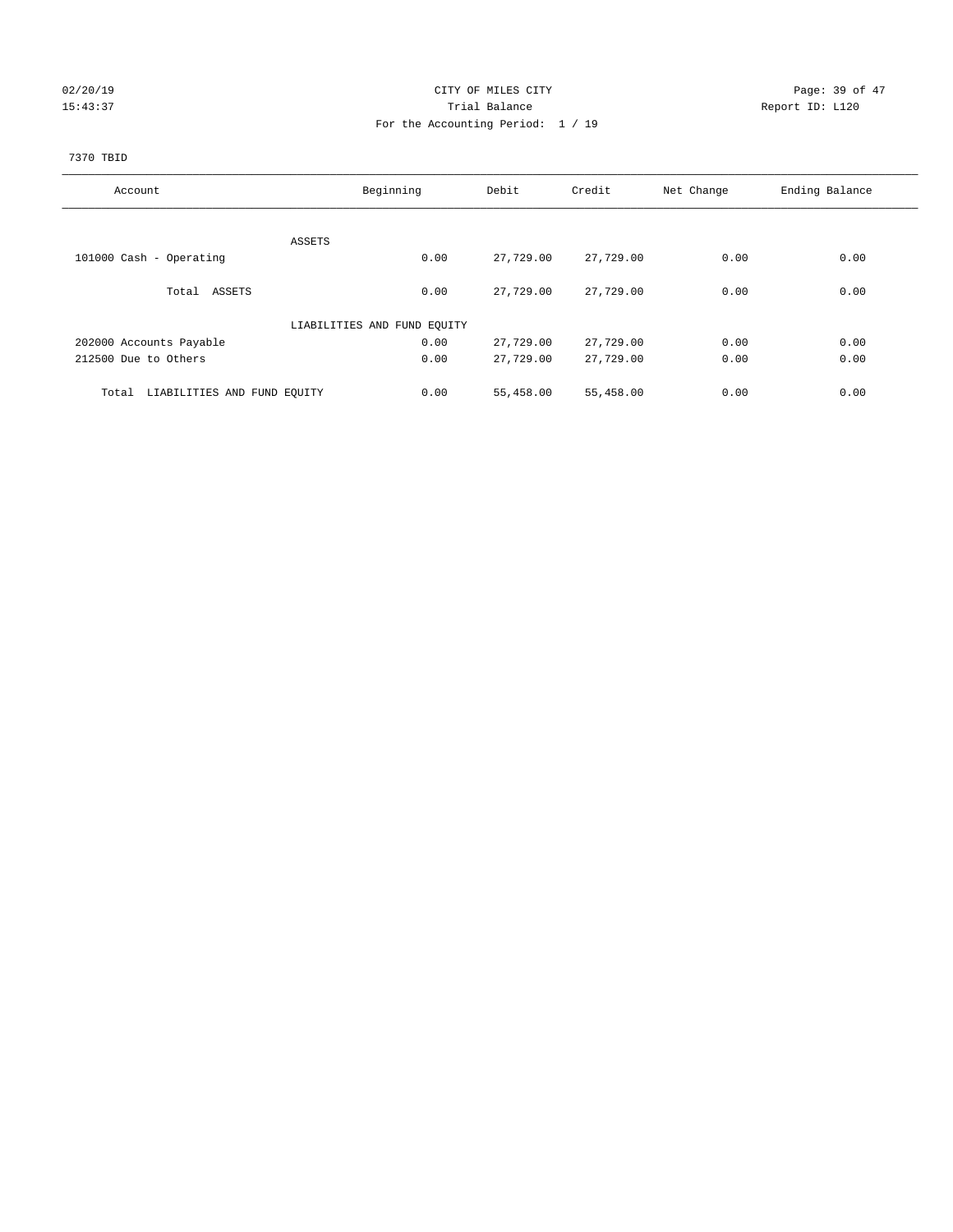CITY OF MILES CITY

Trial Balance

For the Accounting Period: 1 / 19

02/20/19 15:43:37 Report ID: L120

7370 TBID

| Account | Beginning | Debit | Credit | Net Change | Ending Balance |
|---|---|---|---|---|---|
| ASSETS | | | | | |
| 101000 Cash - Operating | 0.00 | 27,729.00 | 27,729.00 | 0.00 | 0.00 |
| Total ASSETS | 0.00 | 27,729.00 | 27,729.00 | 0.00 | 0.00 |
| LIABILITIES AND FUND EQUITY | | | | | |
| 202000 Accounts Payable | 0.00 | 27,729.00 | 27,729.00 | 0.00 | 0.00 |
| 212500 Due to Others | 0.00 | 27,729.00 | 27,729.00 | 0.00 | 0.00 |
| Total LIABILITIES AND FUND EQUITY | 0.00 | 55,458.00 | 55,458.00 | 0.00 | 0.00 |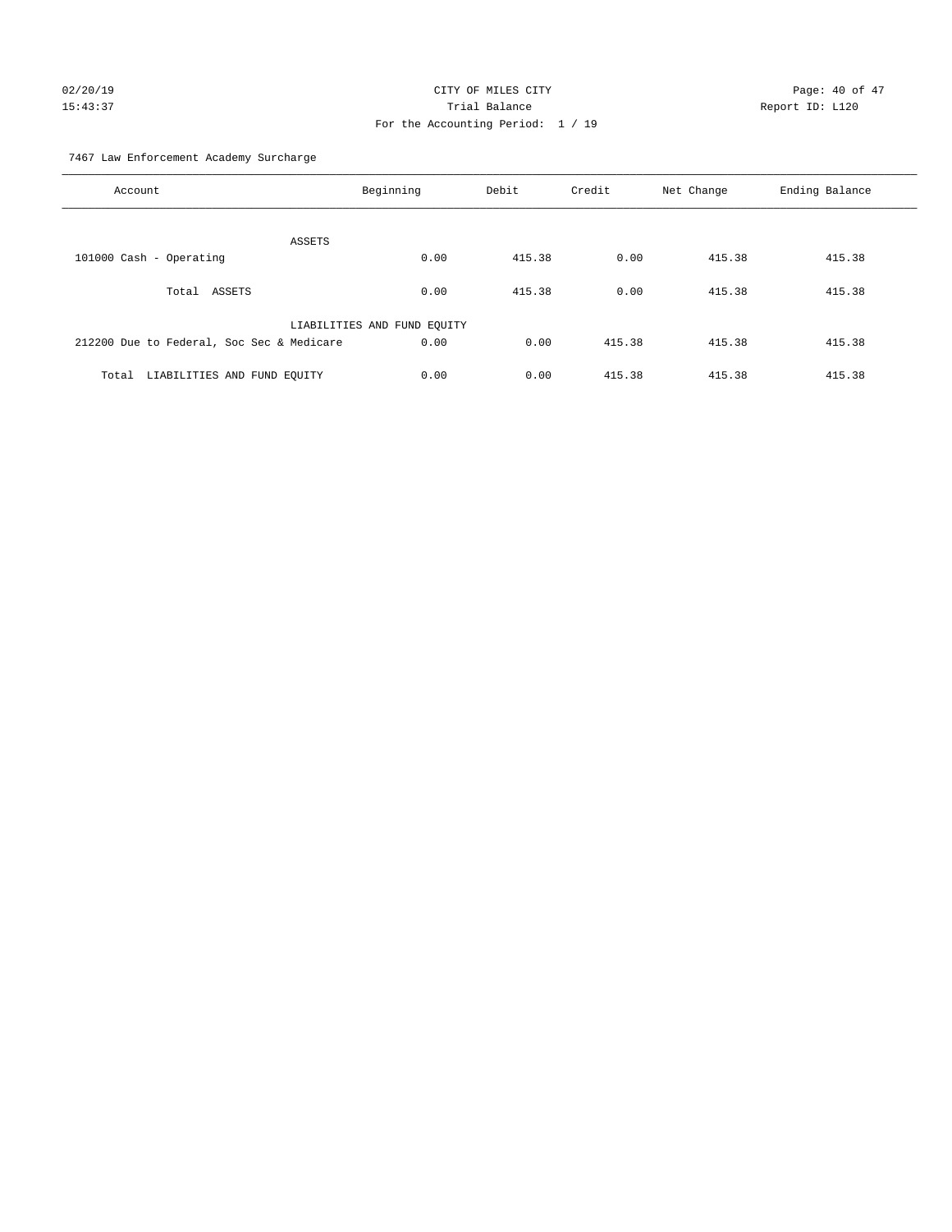CITY OF MILES CITY

Trial Balance

For the Accounting Period: 1 / 19

02/20/19 15:43:37 Report ID: L120

7467 Law Enforcement Academy Surcharge

| Account | Beginning | Debit | Credit | Net Change | Ending Balance |
|---|---|---|---|---|---|
| ASSETS | | | | | |
| 101000 Cash - Operating | 0.00 | 415.38 | 0.00 | 415.38 | 415.38 |
| Total ASSETS | 0.00 | 415.38 | 0.00 | 415.38 | 415.38 |
| LIABILITIES AND FUND EQUITY | | | | | |
| 212200 Due to Federal, Soc Sec & Medicare | 0.00 | 0.00 | 415.38 | 415.38 | 415.38 |
| Total LIABILITIES AND FUND EQUITY | 0.00 | 0.00 | 415.38 | 415.38 | 415.38 |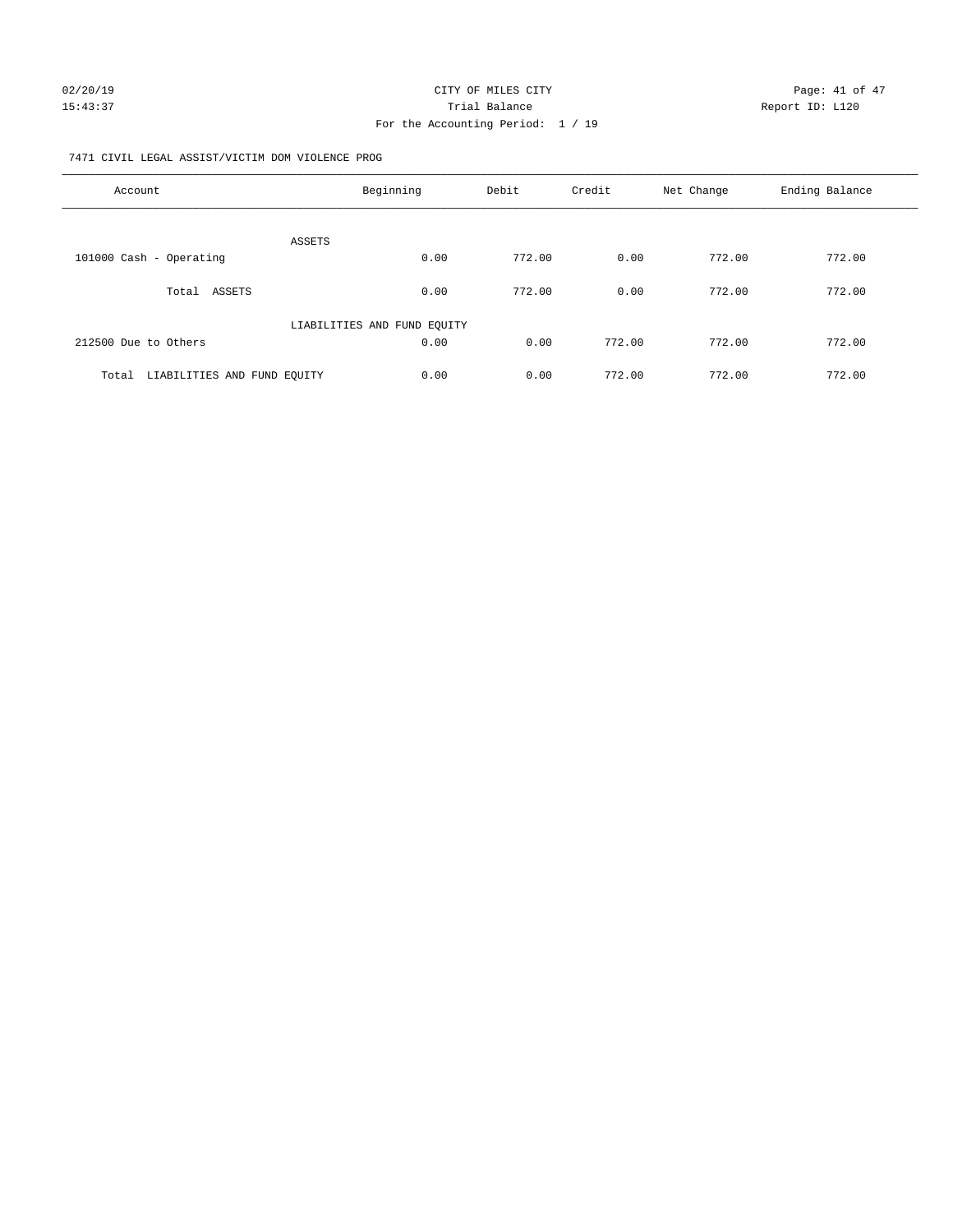CITY OF MILES CITY

Trial Balance

For the Accounting Period: 1 / 19

02/20/19 15:43:37 Report ID: L120

7471 CIVIL LEGAL ASSIST/VICTIM DOM VIOLENCE PROG

| Account | Beginning | Debit | Credit | Net Change | Ending Balance |
|---|---|---|---|---|---|
| ASSETS | | | | | |
| 101000 Cash - Operating | 0.00 | 772.00 | 0.00 | 772.00 | 772.00 |
| Total ASSETS | 0.00 | 772.00 | 0.00 | 772.00 | 772.00 |
| LIABILITIES AND FUND EQUITY | | | | | |
| 212500 Due to Others | 0.00 | 0.00 | 772.00 | 772.00 | 772.00 |
| Total LIABILITIES AND FUND EQUITY | 0.00 | 0.00 | 772.00 | 772.00 | 772.00 |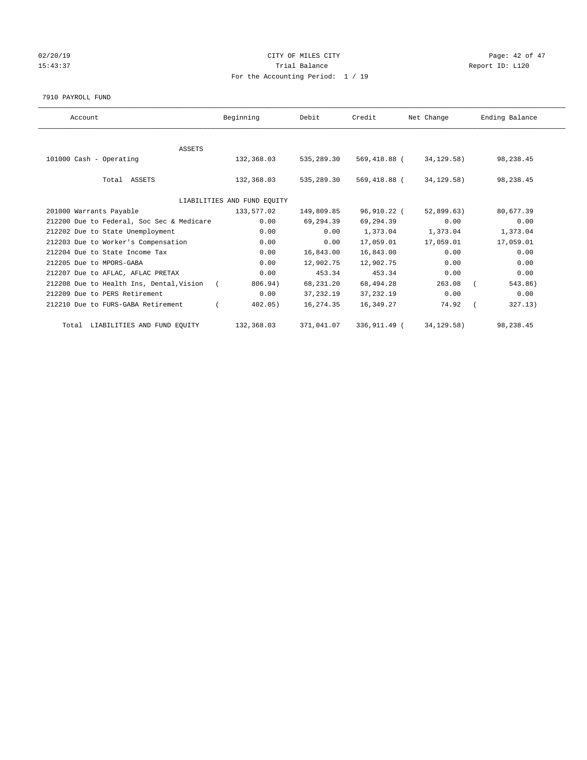02/20/19
15:43:37

CITY OF MILES CITY
Trial Balance
For the Accounting Period: 1 / 19

Report ID: L120

7910 PAYROLL FUND

| Account | Beginning | Debit | Credit | Net Change | Ending Balance |
|---|---|---|---|---|---|
| ASSETS | | | | | |
| 101000 Cash - Operating | 132,368.03 | 535,289.30 | 569,418.88 | ( 34,129.58) | 98,238.45 |
| Total ASSETS | 132,368.03 | 535,289.30 | 569,418.88 | ( 34,129.58) | 98,238.45 |
| LIABILITIES AND FUND EQUITY | | | | | |
| 201000 Warrants Payable | 133,577.02 | 149,809.85 | 96,910.22 | ( 52,899.63) | 80,677.39 |
| 212200 Due to Federal, Soc Sec & Medicare | 0.00 | 69,294.39 | 69,294.39 | 0.00 | 0.00 |
| 212202 Due to State Unemployment | 0.00 | 0.00 | 1,373.04 | 1,373.04 | 1,373.04 |
| 212203 Due to Worker's Compensation | 0.00 | 0.00 | 17,059.01 | 17,059.01 | 17,059.01 |
| 212204 Due to State Income Tax | 0.00 | 16,843.00 | 16,843.00 | 0.00 | 0.00 |
| 212205 Due to MPORS-GABA | 0.00 | 12,902.75 | 12,902.75 | 0.00 | 0.00 |
| 212207 Due to AFLAC, AFLAC PRETAX | 0.00 | 453.34 | 453.34 | 0.00 | 0.00 |
| 212208 Due to Health Ins, Dental,Vision | ( 806.94) | 68,231.20 | 68,494.28 | 263.08 | ( 543.86) |
| 212209 Due to PERS Retirement | 0.00 | 37,232.19 | 37,232.19 | 0.00 | 0.00 |
| 212210 Due to FURS-GABA Retirement | ( 402.05) | 16,274.35 | 16,349.27 | 74.92 | ( 327.13) |
| Total LIABILITIES AND FUND EQUITY | 132,368.03 | 371,041.07 | 336,911.49 | ( 34,129.58) | 98,238.45 |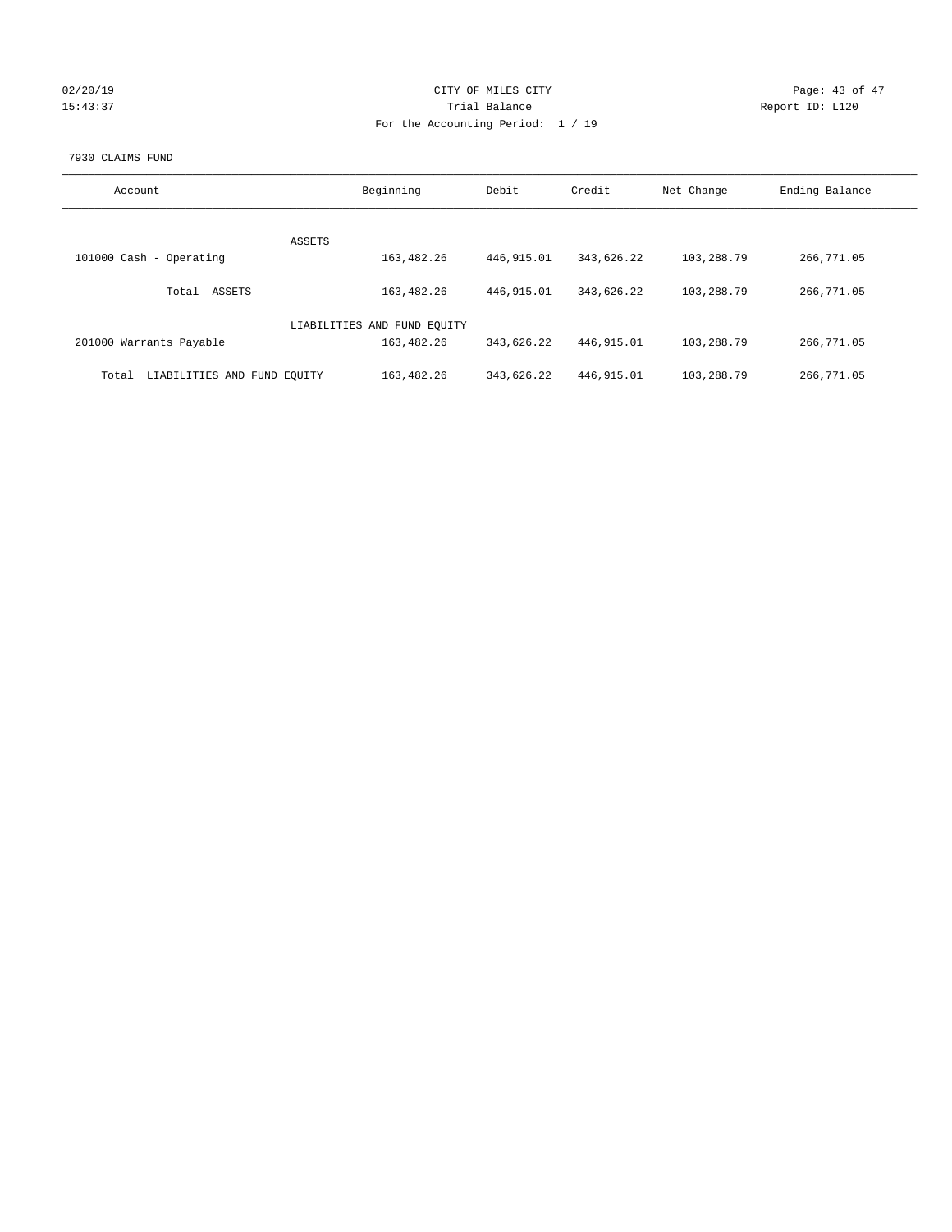CITY OF MILES CITY
Trial Balance
For the Accounting Period: 1 / 19

02/20/19
15:43:37

Report ID: L120

7930 CLAIMS FUND

| Account | Beginning | Debit | Credit | Net Change | Ending Balance |
|---|---|---|---|---|---|
| ASSETS | | | | | |
| 101000 Cash - Operating | 163,482.26 | 446,915.01 | 343,626.22 | 103,288.79 | 266,771.05 |
| Total ASSETS | 163,482.26 | 446,915.01 | 343,626.22 | 103,288.79 | 266,771.05 |
| LIABILITIES AND FUND EQUITY | | | | | |
| 201000 Warrants Payable | 163,482.26 | 343,626.22 | 446,915.01 | 103,288.79 | 266,771.05 |
| Total LIABILITIES AND FUND EQUITY | 163,482.26 | 343,626.22 | 446,915.01 | 103,288.79 | 266,771.05 |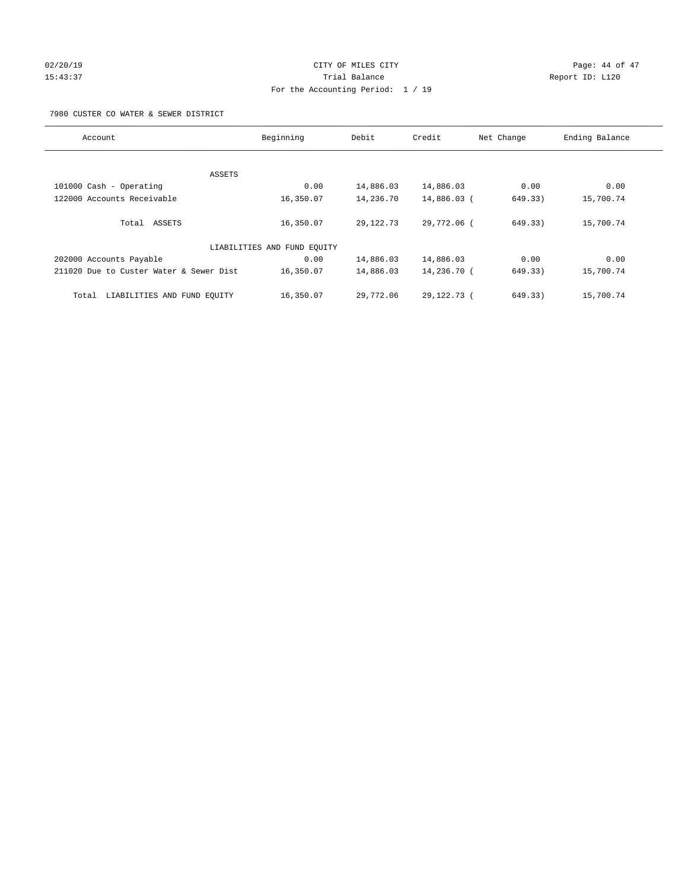CITY OF MILES CITY
Trial Balance
For the Accounting Period: 1 / 19

02/20/19
15:43:37

Report ID: L120

7980 CUSTER CO WATER & SEWER DISTRICT

| Account | Beginning | Debit | Credit | Net Change | Ending Balance |
|---|---|---|---|---|---|
| ASSETS | | | | | |
| 101000 Cash - Operating | 0.00 | 14,886.03 | 14,886.03 | 0.00 | 0.00 |
| 122000 Accounts Receivable | 16,350.07 | 14,236.70 | 14,886.03 | ( 649.33) | 15,700.74 |
| Total ASSETS | 16,350.07 | 29,122.73 | 29,772.06 | ( 649.33) | 15,700.74 |
| LIABILITIES AND FUND EQUITY | | | | | |
| 202000 Accounts Payable | 0.00 | 14,886.03 | 14,886.03 | 0.00 | 0.00 |
| 211020 Due to Custer Water & Sewer Dist | 16,350.07 | 14,886.03 | 14,236.70 | ( 649.33) | 15,700.74 |
| Total LIABILITIES AND FUND EQUITY | 16,350.07 | 29,772.06 | 29,122.73 | ( 649.33) | 15,700.74 |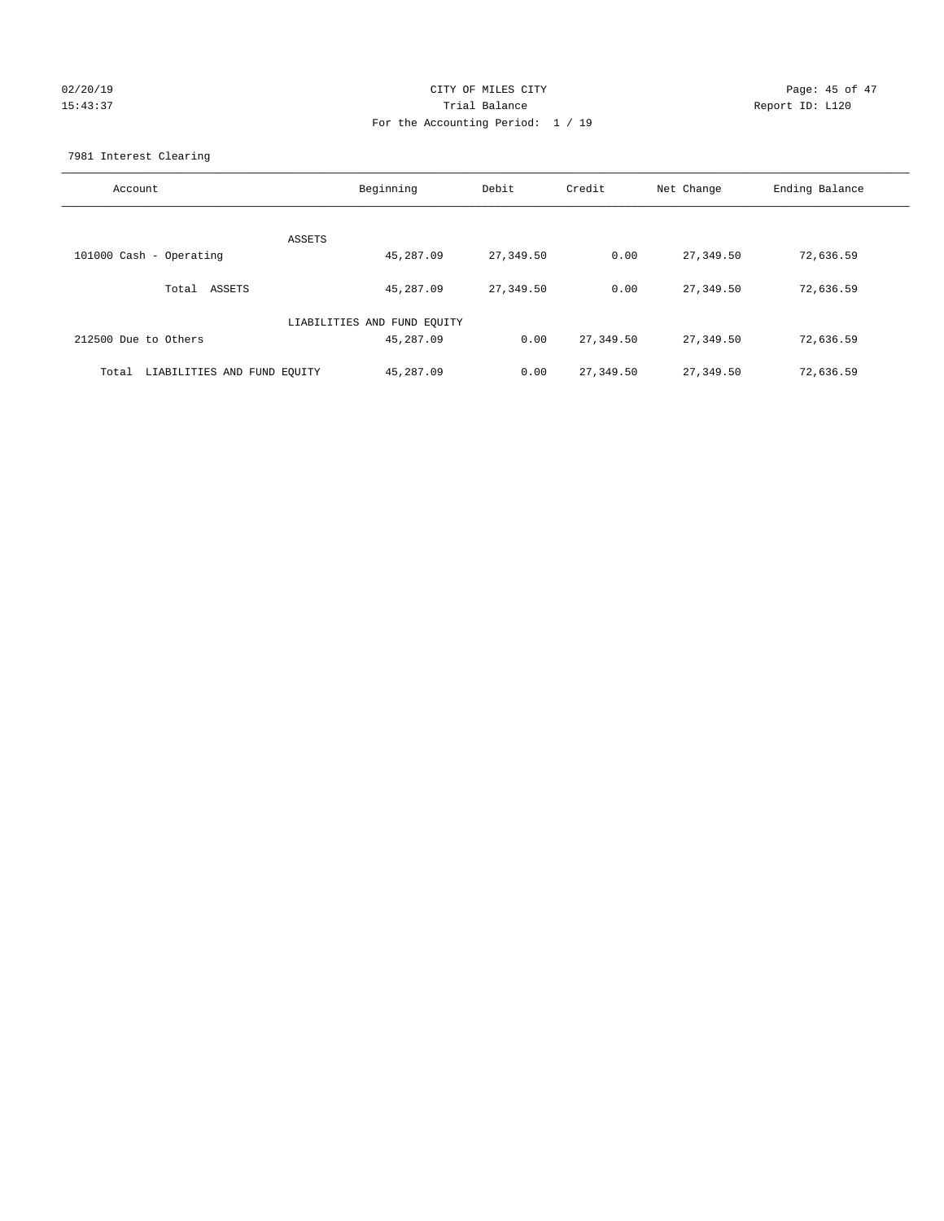CITY OF MILES CITY

Trial Balance

For the Accounting Period: 1 / 19

02/20/19 15:43:37 Report ID: L120

7981 Interest Clearing

| Account | Beginning | Debit | Credit | Net Change | Ending Balance |
|---|---|---|---|---|---|
| ASSETS | | | | | |
| 101000 Cash - Operating | 45,287.09 | 27,349.50 | 0.00 | 27,349.50 | 72,636.59 |
| Total ASSETS | 45,287.09 | 27,349.50 | 0.00 | 27,349.50 | 72,636.59 |
| LIABILITIES AND FUND EQUITY | | | | | |
| 212500 Due to Others | 45,287.09 | 0.00 | 27,349.50 | 27,349.50 | 72,636.59 |
| Total LIABILITIES AND FUND EQUITY | 45,287.09 | 0.00 | 27,349.50 | 27,349.50 | 72,636.59 |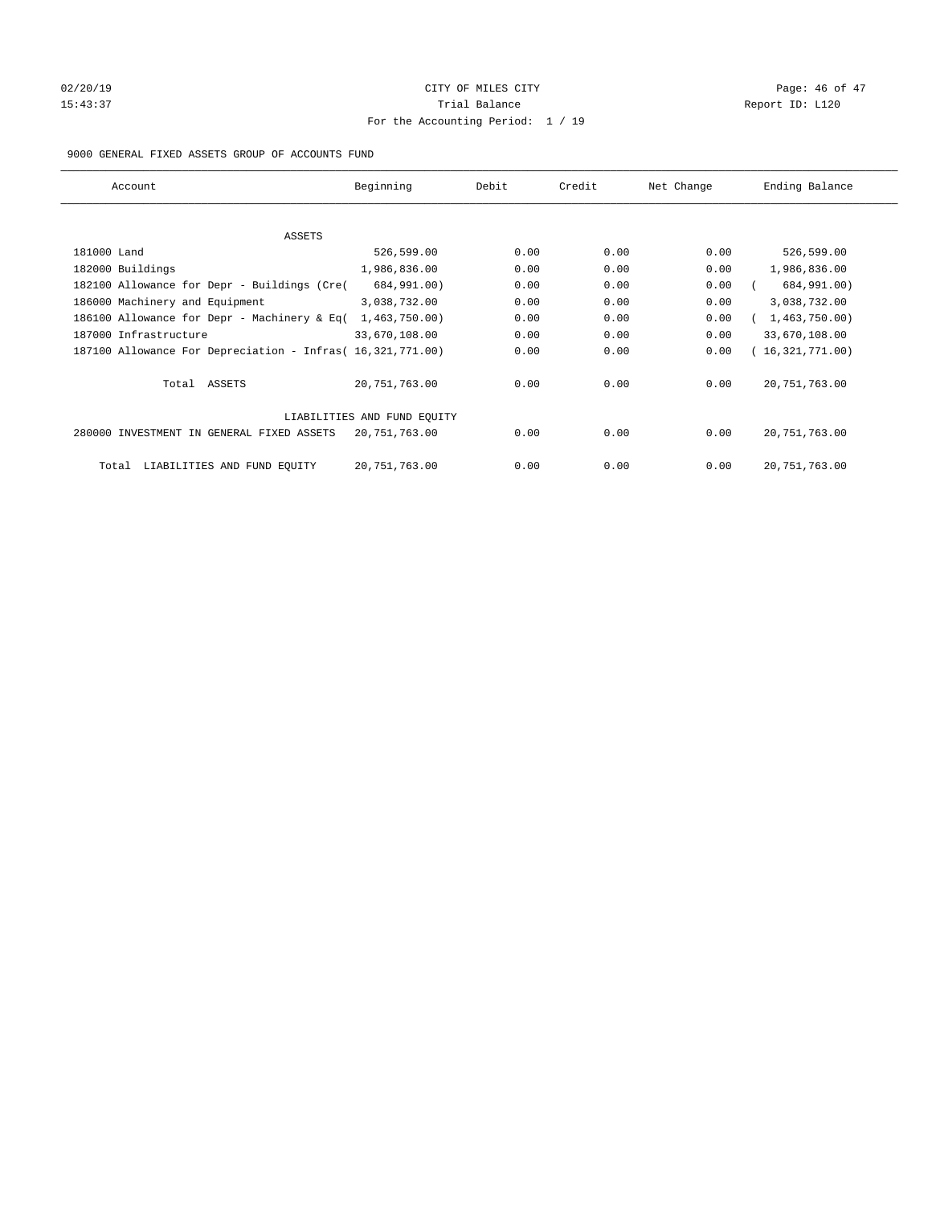CITY OF MILES CITY

Trial Balance

For the Accounting Period: 1 / 19

9000 GENERAL FIXED ASSETS GROUP OF ACCOUNTS FUND

| Account | Beginning | Debit | Credit | Net Change | Ending Balance |
|---|---|---|---|---|---|
| ASSETS | | | | | |
| 181000 Land | 526,599.00 | 0.00 | 0.00 | 0.00 | 526,599.00 |
| 182000 Buildings | 1,986,836.00 | 0.00 | 0.00 | 0.00 | 1,986,836.00 |
| 182100 Allowance for Depr - Buildings (Cre( | 684,991.00) | 0.00 | 0.00 | 0.00 | ( 684,991.00) |
| 186000 Machinery and Equipment | 3,038,732.00 | 0.00 | 0.00 | 0.00 | 3,038,732.00 |
| 186100 Allowance for Depr - Machinery & Eq( | 1,463,750.00) | 0.00 | 0.00 | 0.00 | ( 1,463,750.00) |
| 187000 Infrastructure | 33,670,108.00 | 0.00 | 0.00 | 0.00 | 33,670,108.00 |
| 187100 Allowance For Depreciation - Infras( | 16,321,771.00) | 0.00 | 0.00 | 0.00 | ( 16,321,771.00) |
| Total ASSETS | 20,751,763.00 | 0.00 | 0.00 | 0.00 | 20,751,763.00 |
| LIABILITIES AND FUND EQUITY | | | | | |
| 280000 INVESTMENT IN GENERAL FIXED ASSETS | 20,751,763.00 | 0.00 | 0.00 | 0.00 | 20,751,763.00 |
| Total LIABILITIES AND FUND EQUITY | 20,751,763.00 | 0.00 | 0.00 | 0.00 | 20,751,763.00 |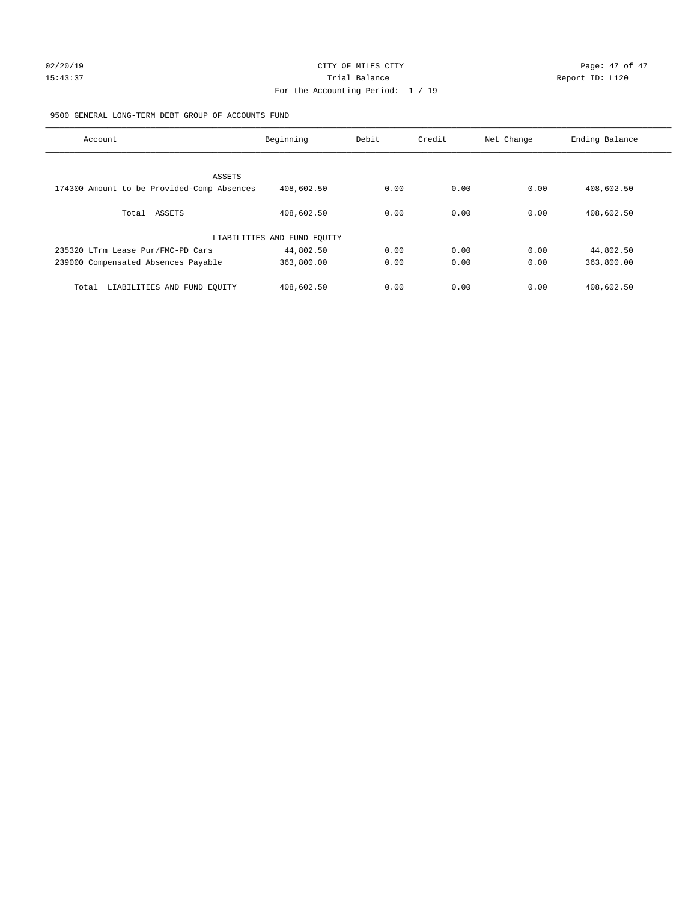CITY OF MILES CITY
Trial Balance
For the Accounting Period: 1 / 19

02/20/19
15:43:37

Report ID: L120

9500 GENERAL LONG-TERM DEBT GROUP OF ACCOUNTS FUND

| Account | Beginning | Debit | Credit | Net Change | Ending Balance |
|---|---|---|---|---|---|
| ASSETS | | | | | |
| 174300 Amount to be Provided-Comp Absences | 408,602.50 | 0.00 | 0.00 | 0.00 | 408,602.50 |
| Total ASSETS | 408,602.50 | 0.00 | 0.00 | 0.00 | 408,602.50 |
| LIABILITIES AND FUND EQUITY | | | | | |
| 235320 LTrm Lease Pur/FMC-PD Cars | 44,802.50 | 0.00 | 0.00 | 0.00 | 44,802.50 |
| 239000 Compensated Absences Payable | 363,800.00 | 0.00 | 0.00 | 0.00 | 363,800.00 |
| Total LIABILITIES AND FUND EQUITY | 408,602.50 | 0.00 | 0.00 | 0.00 | 408,602.50 |